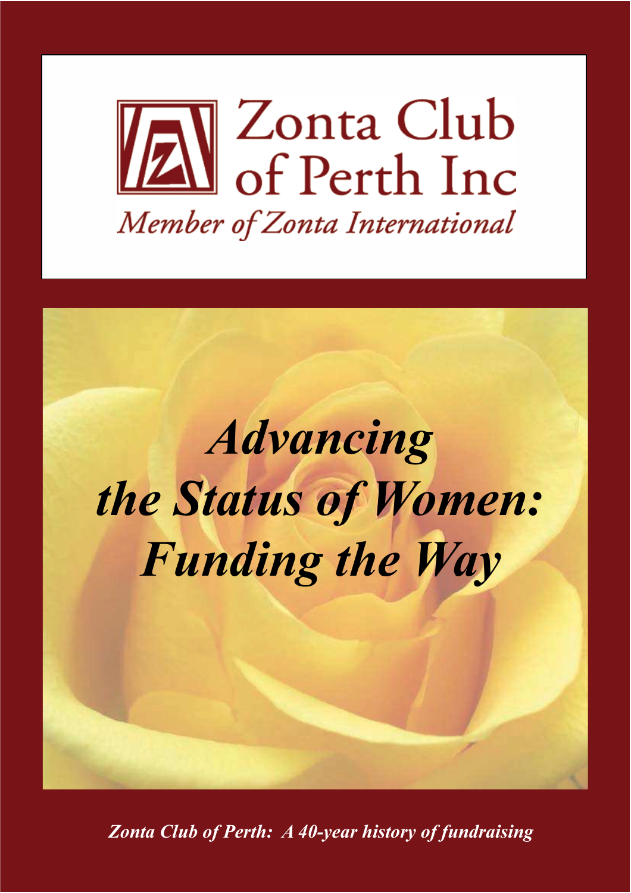# Zonta Club of Perth Inc

*Member of Zonta International*

# *Advancing the Status of Women: Funding the Way*

***Zonta Club of Perth: A 40-year history of fundraising***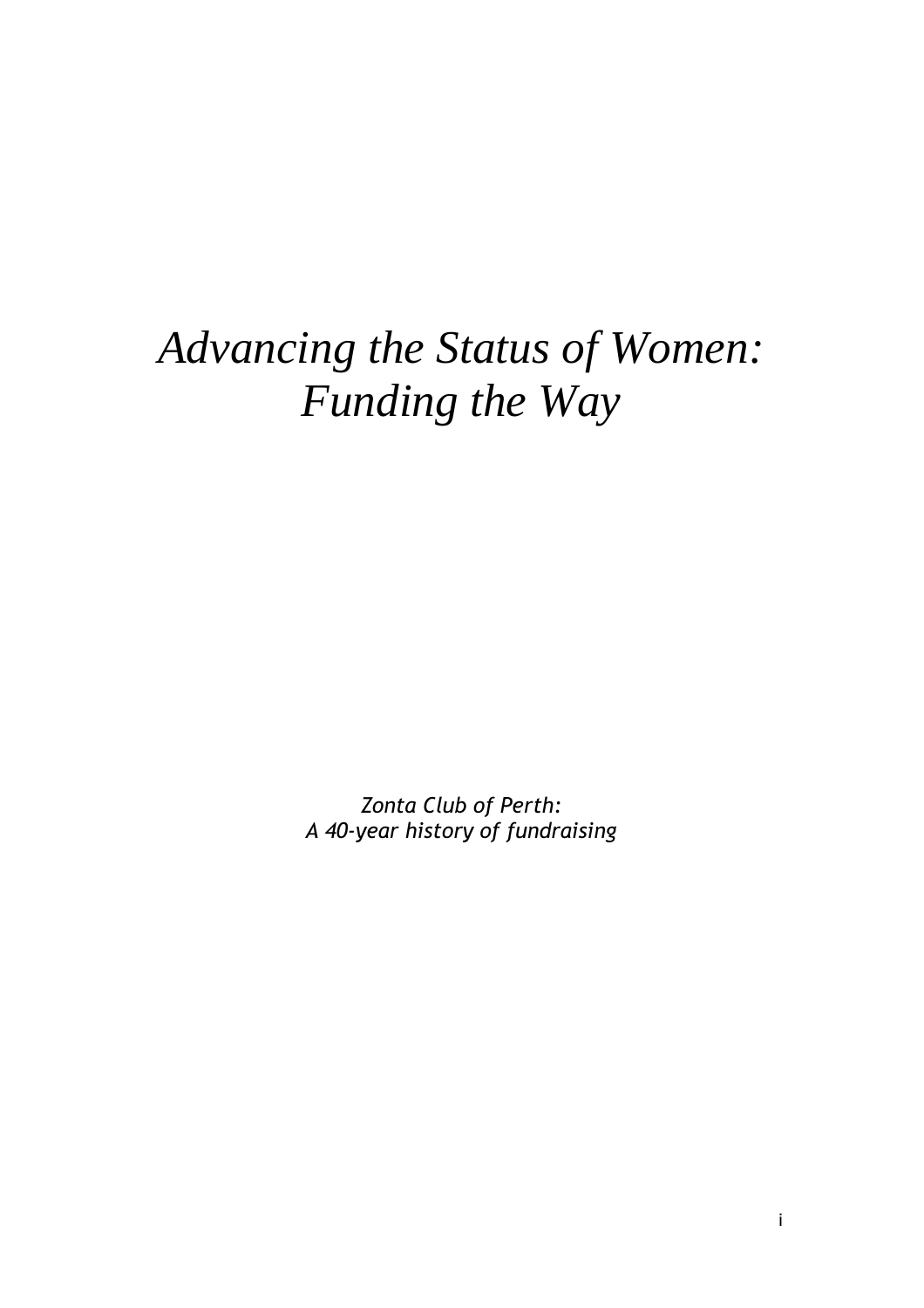# *Advancing the Status of Women: Funding the Way*

*Zonta Club of Perth:*
*A 40-year history of fundraising*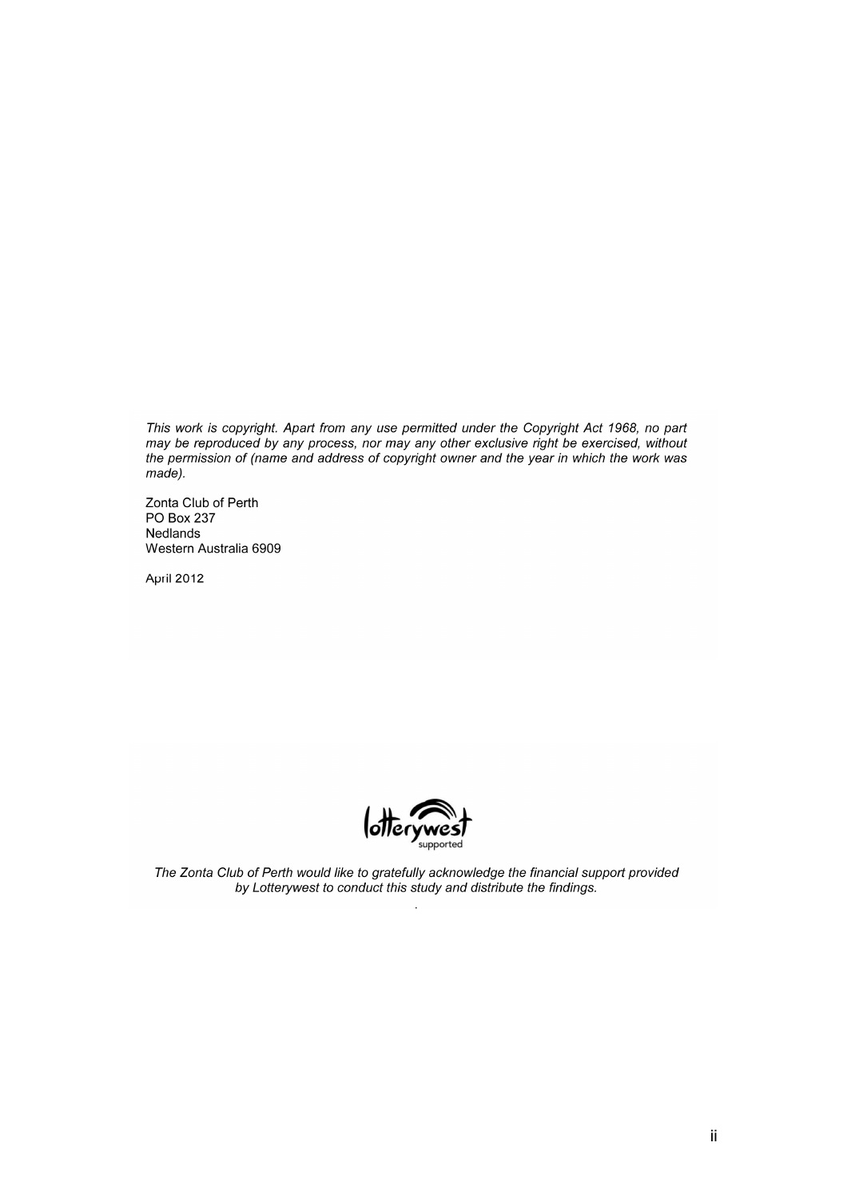*This work is copyright. Apart from any use permitted under the Copyright Act 1968, no part may be reproduced by any process, nor may any other exclusive right be exercised, without the permission of (name and address of copyright owner and the year in which the work was made).*

Zonta Club of Perth  
PO Box 237  
Nedlands  
Western Australia 6909

April 2012

*The Zonta Club of Perth would like to gratefully acknowledge the financial support provided by Lotterywest to conduct this study and distribute the findings.*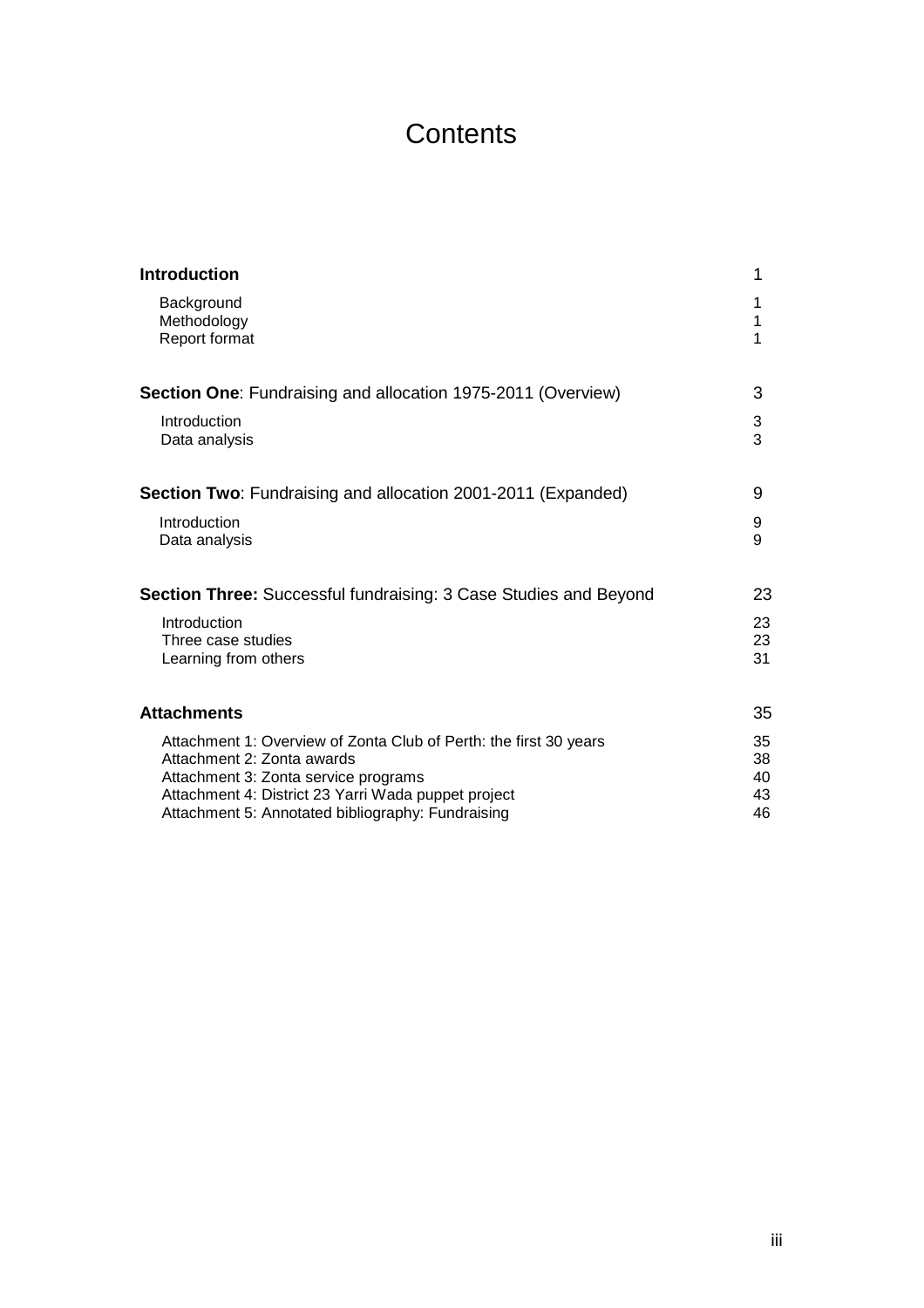# Contents

| | |
|---|---|
| **Introduction** | 1 |
| Background | 1 |
| Methodology | 1 |
| Report format | 1 |
| **Section One**: Fundraising and allocation 1975-2011 (Overview) | 3 |
| Introduction | 3 |
| Data analysis | 3 |
| **Section Two**: Fundraising and allocation 2001-2011 (Expanded) | 9 |
| Introduction | 9 |
| Data analysis | 9 |
| **Section Three:** Successful fundraising: 3 Case Studies and Beyond | 23 |
| Introduction | 23 |
| Three case studies | 23 |
| Learning from others | 31 |
| **Attachments** | 35 |
| Attachment 1: Overview of Zonta Club of Perth: the first 30 years | 35 |
| Attachment 2: Zonta awards | 38 |
| Attachment 3: Zonta service programs | 40 |
| Attachment 4: District 23 Yarri Wada puppet project | 43 |
| Attachment 5: Annotated bibliography: Fundraising | 46 |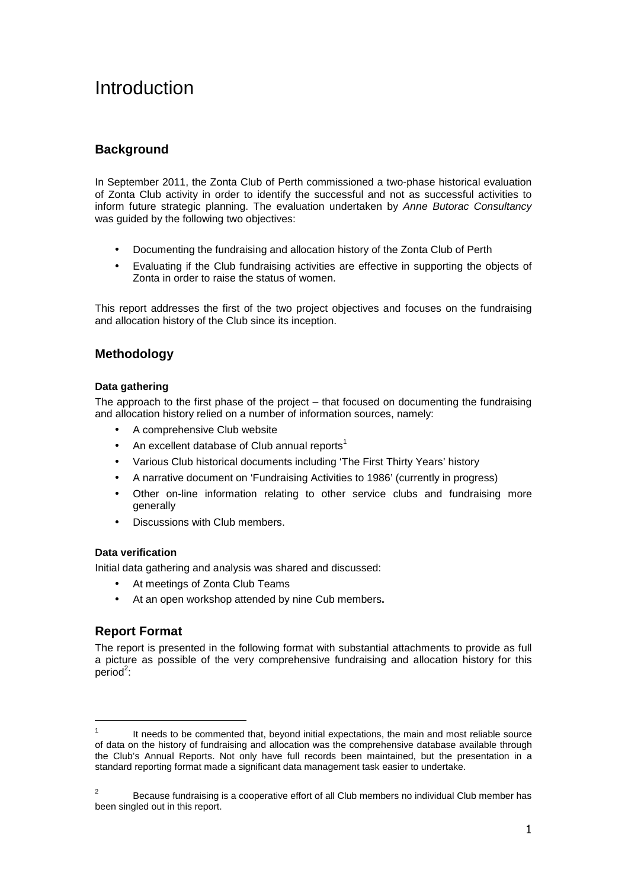# Introduction

## Background

In September 2011, the Zonta Club of Perth commissioned a two-phase historical evaluation of Zonta Club activity in order to identify the successful and not as successful activities to inform future strategic planning. The evaluation undertaken by *Anne Butorac Consultancy* was guided by the following two objectives:

- Documenting the fundraising and allocation history of the Zonta Club of Perth
- Evaluating if the Club fundraising activities are effective in supporting the objects of Zonta in order to raise the status of women.

This report addresses the first of the two project objectives and focuses on the fundraising and allocation history of the Club since its inception.

## Methodology

### Data gathering

The approach to the first phase of the project – that focused on documenting the fundraising and allocation history relied on a number of information sources, namely:

- A comprehensive Club website
- An excellent database of Club annual reports[1]
- Various Club historical documents including 'The First Thirty Years' history
- A narrative document on 'Fundraising Activities to 1986' (currently in progress)
- Other on-line information relating to other service clubs and fundraising more generally
- Discussions with Club members.

### Data verification

Initial data gathering and analysis was shared and discussed:

- At meetings of Zonta Club Teams
- At an open workshop attended by nine Cub members**.**

## Report Format

The report is presented in the following format with substantial attachments to provide as full a picture as possible of the very comprehensive fundraising and allocation history for this period[2]:

---

[1] It needs to be commented that, beyond initial expectations, the main and most reliable source of data on the history of fundraising and allocation was the comprehensive database available through the Club's Annual Reports. Not only have full records been maintained, but the presentation in a standard reporting format made a significant data management task easier to undertake.

[2] Because fundraising is a cooperative effort of all Club members no individual Club member has been singled out in this report.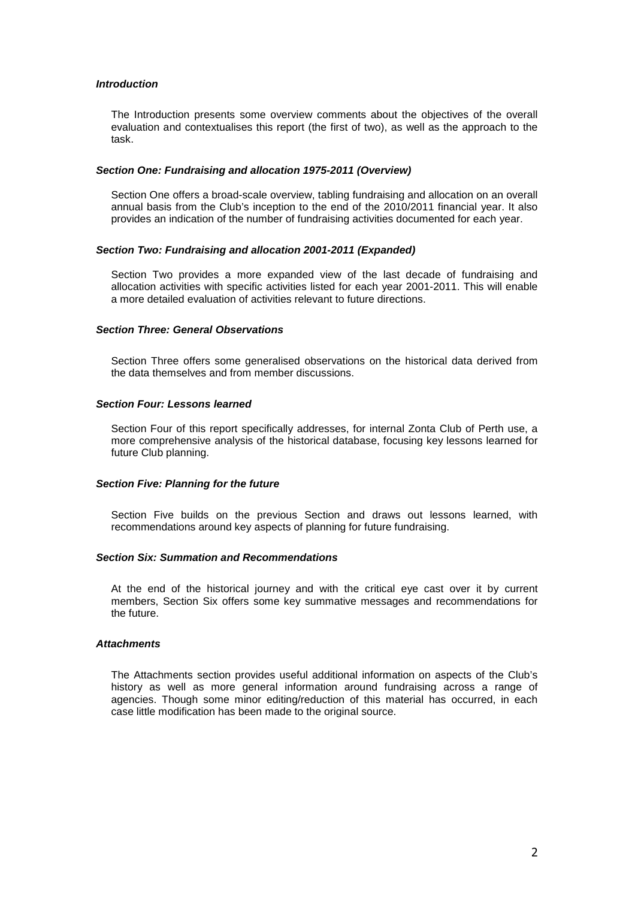***Introduction***

The Introduction presents some overview comments about the objectives of the overall evaluation and contextualises this report (the first of two), as well as the approach to the task.

***Section One: Fundraising and allocation 1975-2011 (Overview)***

Section One offers a broad-scale overview, tabling fundraising and allocation on an overall annual basis from the Club's inception to the end of the 2010/2011 financial year. It also provides an indication of the number of fundraising activities documented for each year.

***Section Two: Fundraising and allocation 2001-2011 (Expanded)***

Section Two provides a more expanded view of the last decade of fundraising and allocation activities with specific activities listed for each year 2001-2011. This will enable a more detailed evaluation of activities relevant to future directions.

***Section Three: General Observations***

Section Three offers some generalised observations on the historical data derived from the data themselves and from member discussions.

***Section Four: Lessons learned***

Section Four of this report specifically addresses, for internal Zonta Club of Perth use, a more comprehensive analysis of the historical database, focusing key lessons learned for future Club planning.

***Section Five: Planning for the future***

Section Five builds on the previous Section and draws out lessons learned, with recommendations around key aspects of planning for future fundraising.

***Section Six: Summation and Recommendations***

At the end of the historical journey and with the critical eye cast over it by current members, Section Six offers some key summative messages and recommendations for the future.

***Attachments***

The Attachments section provides useful additional information on aspects of the Club's history as well as more general information around fundraising across a range of agencies. Though some minor editing/reduction of this material has occurred, in each case little modification has been made to the original source.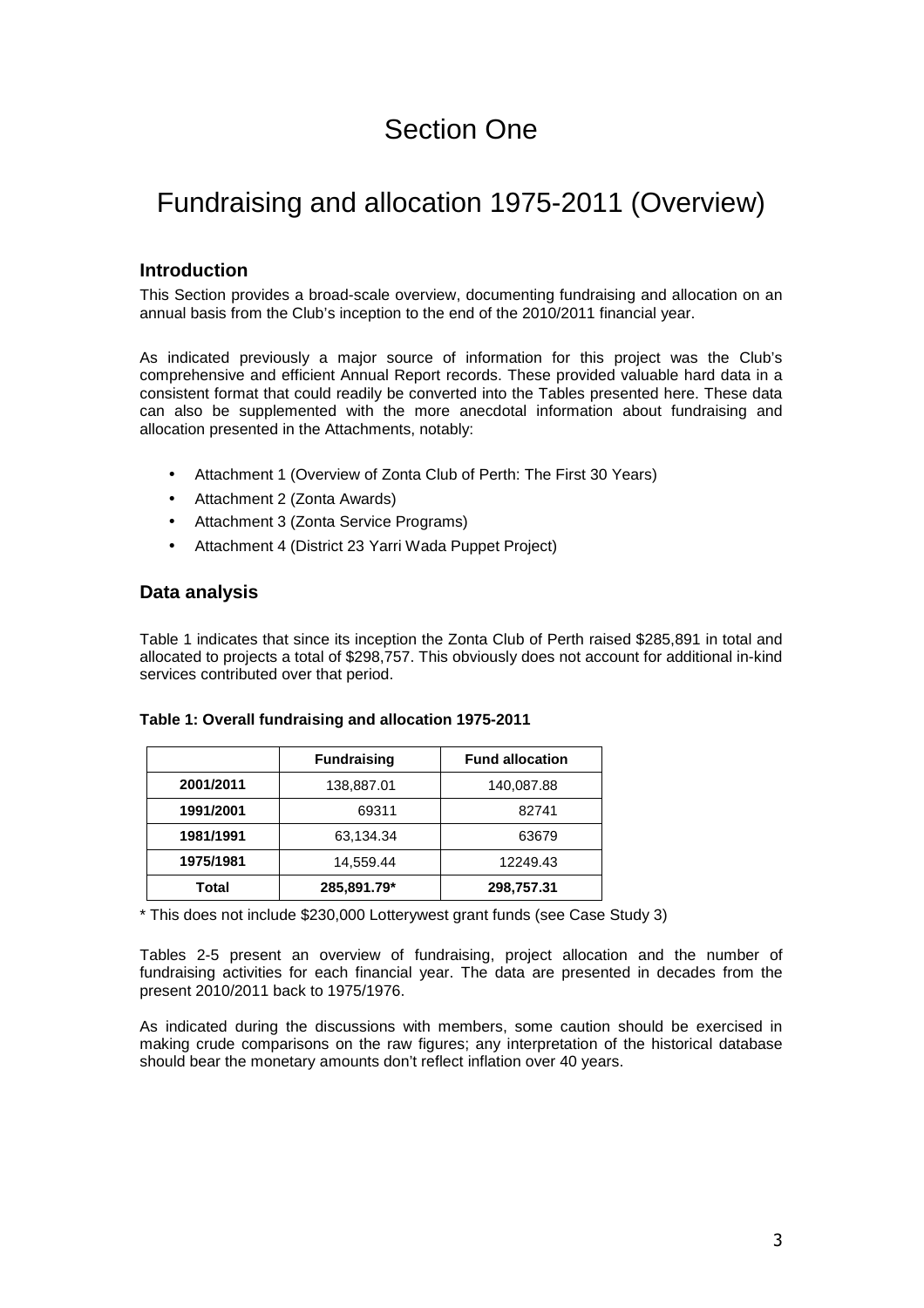# Section One

# Fundraising and allocation 1975-2011 (Overview)

## Introduction

This Section provides a broad-scale overview, documenting fundraising and allocation on an annual basis from the Club's inception to the end of the 2010/2011 financial year.

As indicated previously a major source of information for this project was the Club's comprehensive and efficient Annual Report records. These provided valuable hard data in a consistent format that could readily be converted into the Tables presented here. These data can also be supplemented with the more anecdotal information about fundraising and allocation presented in the Attachments, notably:

- Attachment 1 (Overview of Zonta Club of Perth: The First 30 Years)
- Attachment 2 (Zonta Awards)
- Attachment 3 (Zonta Service Programs)
- Attachment 4 (District 23 Yarri Wada Puppet Project)

## Data analysis

Table 1 indicates that since its inception the Zonta Club of Perth raised $285,891 in total and allocated to projects a total of $298,757. This obviously does not account for additional in-kind services contributed over that period.

**Table 1: Overall fundraising and allocation 1975-2011**

| | Fundraising | Fund allocation |
|---|---|---|
| **2001/2011** | 138,887.01 | 140,087.88 |
| **1991/2001** | 69311 | 82741 |
| **1981/1991** | 63,134.34 | 63679 |
| **1975/1981** | 14,559.44 | 12249.43 |
| **Total** | **285,891.79*** | **298,757.31** |

* This does not include $230,000 Lotterywest grant funds (see Case Study 3)

Tables 2-5 present an overview of fundraising, project allocation and the number of fundraising activities for each financial year. The data are presented in decades from the present 2010/2011 back to 1975/1976.

As indicated during the discussions with members, some caution should be exercised in making crude comparisons on the raw figures; any interpretation of the historical database should bear the monetary amounts don't reflect inflation over 40 years.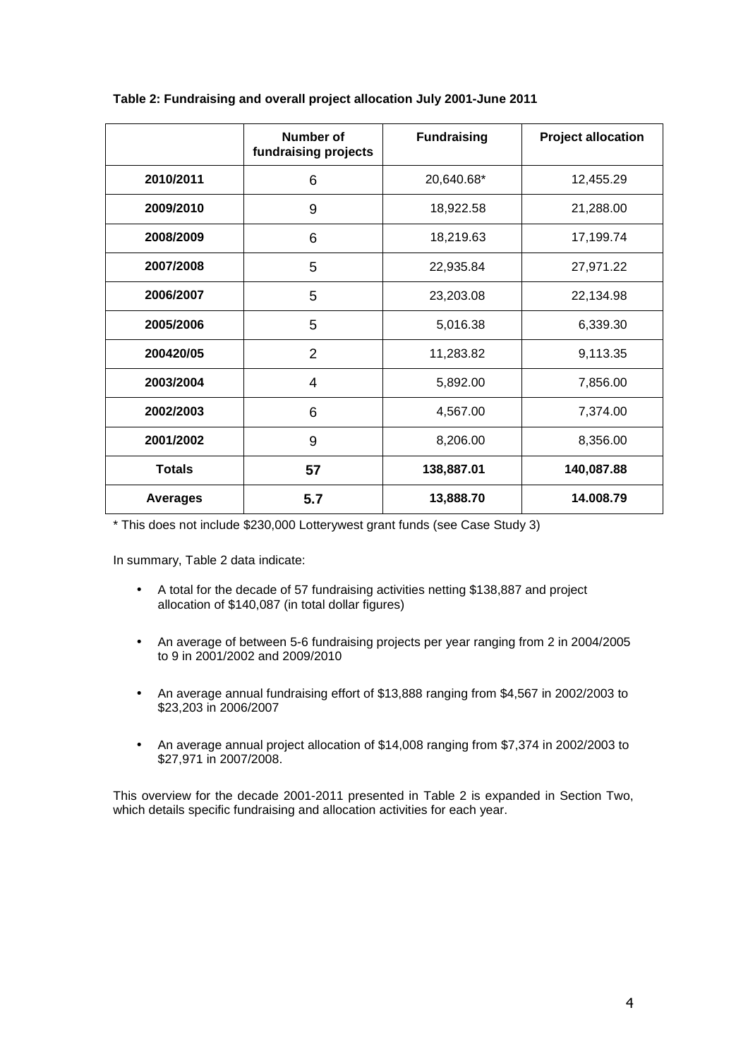**Table 2: Fundraising and overall project allocation July 2001-June 2011**

| | Number of fundraising projects | Fundraising | Project allocation |
|---|---|---|---|
| **2010/2011** | 6 | 20,640.68* | 12,455.29 |
| **2009/2010** | 9 | 18,922.58 | 21,288.00 |
| **2008/2009** | 6 | 18,219.63 | 17,199.74 |
| **2007/2008** | 5 | 22,935.84 | 27,971.22 |
| **2006/2007** | 5 | 23,203.08 | 22,134.98 |
| **2005/2006** | 5 | 5,016.38 | 6,339.30 |
| **200420/05** | 2 | 11,283.82 | 9,113.35 |
| **2003/2004** | 4 | 5,892.00 | 7,856.00 |
| **2002/2003** | 6 | 4,567.00 | 7,374.00 |
| **2001/2002** | 9 | 8,206.00 | 8,356.00 |
| **Totals** | **57** | **138,887.01** | **140,087.88** |
| **Averages** | **5.7** | **13,888.70** | **14.008.79** |

* This does not include $230,000 Lotterywest grant funds (see Case Study 3)

In summary, Table 2 data indicate:

- A total for the decade of 57 fundraising activities netting $138,887 and project allocation of $140,087 (in total dollar figures)
- An average of between 5-6 fundraising projects per year ranging from 2 in 2004/2005 to 9 in 2001/2002 and 2009/2010
- An average annual fundraising effort of $13,888 ranging from $4,567 in 2002/2003 to $23,203 in 2006/2007
- An average annual project allocation of $14,008 ranging from $7,374 in 2002/2003 to $27,971 in 2007/2008.

This overview for the decade 2001-2011 presented in Table 2 is expanded in Section Two, which details specific fundraising and allocation activities for each year.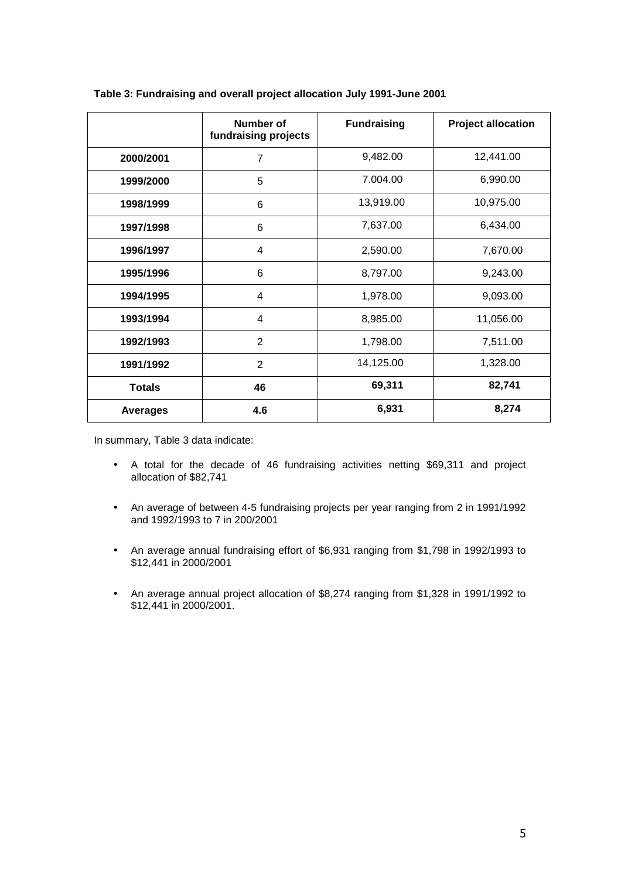**Table 3: Fundraising and overall project allocation July 1991-June 2001**

| | Number of fundraising projects | Fundraising | Project allocation |
|---|---|---|---|
| **2000/2001** | 7 | 9,482.00 | 12,441.00 |
| **1999/2000** | 5 | 7.004.00 | 6,990.00 |
| **1998/1999** | 6 | 13,919.00 | 10,975.00 |
| **1997/1998** | 6 | 7,637.00 | 6,434.00 |
| **1996/1997** | 4 | 2,590.00 | 7,670.00 |
| **1995/1996** | 6 | 8,797.00 | 9,243.00 |
| **1994/1995** | 4 | 1,978.00 | 9,093.00 |
| **1993/1994** | 4 | 8,985.00 | 11,056.00 |
| **1992/1993** | 2 | 1,798.00 | 7,511.00 |
| **1991/1992** | 2 | 14,125.00 | 1,328.00 |
| **Totals** | **46** | **69,311** | **82,741** |
| **Averages** | **4.6** | **6,931** | **8,274** |

In summary, Table 3 data indicate:

- A total for the decade of 46 fundraising activities netting $69,311 and project allocation of $82,741
- An average of between 4-5 fundraising projects per year ranging from 2 in 1991/1992 and 1992/1993 to 7 in 200/2001
- An average annual fundraising effort of $6,931 ranging from $1,798 in 1992/1993 to $12,441 in 2000/2001
- An average annual project allocation of $8,274 ranging from $1,328 in 1991/1992 to $12,441 in 2000/2001.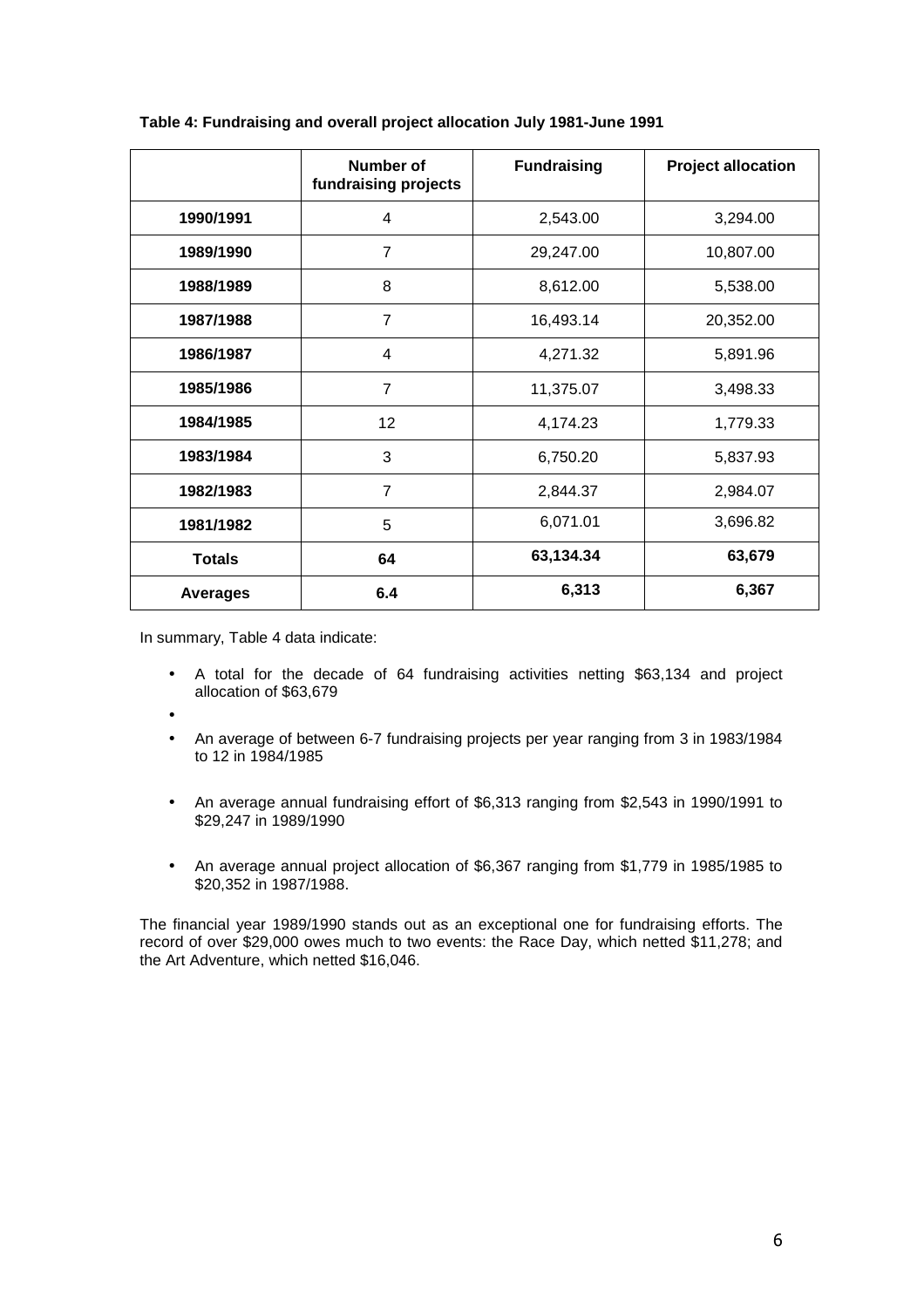**Table 4: Fundraising and overall project allocation July 1981-June 1991**

| | Number of fundraising projects | Fundraising | Project allocation |
|---|---|---|---|
| **1990/1991** | 4 | 2,543.00 | 3,294.00 |
| **1989/1990** | 7 | 29,247.00 | 10,807.00 |
| **1988/1989** | 8 | 8,612.00 | 5,538.00 |
| **1987/1988** | 7 | 16,493.14 | 20,352.00 |
| **1986/1987** | 4 | 4,271.32 | 5,891.96 |
| **1985/1986** | 7 | 11,375.07 | 3,498.33 |
| **1984/1985** | 12 | 4,174.23 | 1,779.33 |
| **1983/1984** | 3 | 6,750.20 | 5,837.93 |
| **1982/1983** | 7 | 2,844.37 | 2,984.07 |
| **1981/1982** | 5 | 6,071.01 | 3,696.82 |
| **Totals** | **64** | **63,134.34** | **63,679** |
| **Averages** | **6.4** | **6,313** | **6,367** |

In summary, Table 4 data indicate:

- A total for the decade of 64 fundraising activities netting $63,134 and project allocation of $63,679
- An average of between 6-7 fundraising projects per year ranging from 3 in 1983/1984 to 12 in 1984/1985
- An average annual fundraising effort of $6,313 ranging from $2,543 in 1990/1991 to $29,247 in 1989/1990
- An average annual project allocation of $6,367 ranging from $1,779 in 1985/1985 to $20,352 in 1987/1988.

The financial year 1989/1990 stands out as an exceptional one for fundraising efforts. The record of over $29,000 owes much to two events: the Race Day, which netted $11,278; and the Art Adventure, which netted $16,046.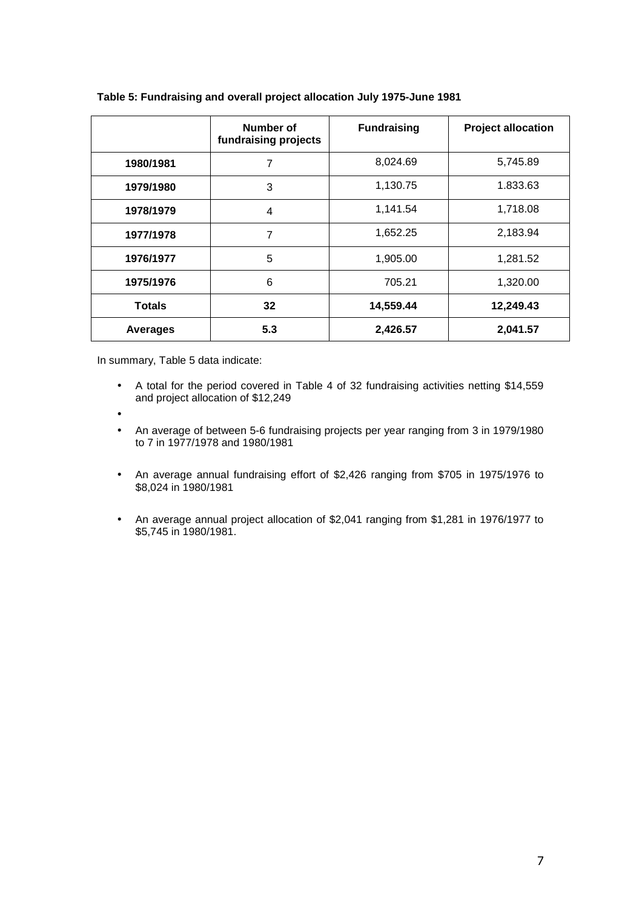**Table 5: Fundraising and overall project allocation July 1975-June 1981**

| | Number of fundraising projects | Fundraising | Project allocation |
|---|---|---|---|
| **1980/1981** | 7 | 8,024.69 | 5,745.89 |
| **1979/1980** | 3 | 1,130.75 | 1.833.63 |
| **1978/1979** | 4 | 1,141.54 | 1,718.08 |
| **1977/1978** | 7 | 1,652.25 | 2,183.94 |
| **1976/1977** | 5 | 1,905.00 | 1,281.52 |
| **1975/1976** | 6 | 705.21 | 1,320.00 |
| **Totals** | **32** | **14,559.44** | **12,249.43** |
| **Averages** | **5.3** | **2,426.57** | **2,041.57** |

In summary, Table 5 data indicate:

- A total for the period covered in Table 4 of 32 fundraising activities netting $14,559 and project allocation of $12,249
- An average of between 5-6 fundraising projects per year ranging from 3 in 1979/1980 to 7 in 1977/1978 and 1980/1981
- An average annual fundraising effort of $2,426 ranging from $705 in 1975/1976 to $8,024 in 1980/1981
- An average annual project allocation of $2,041 ranging from $1,281 in 1976/1977 to $5,745 in 1980/1981.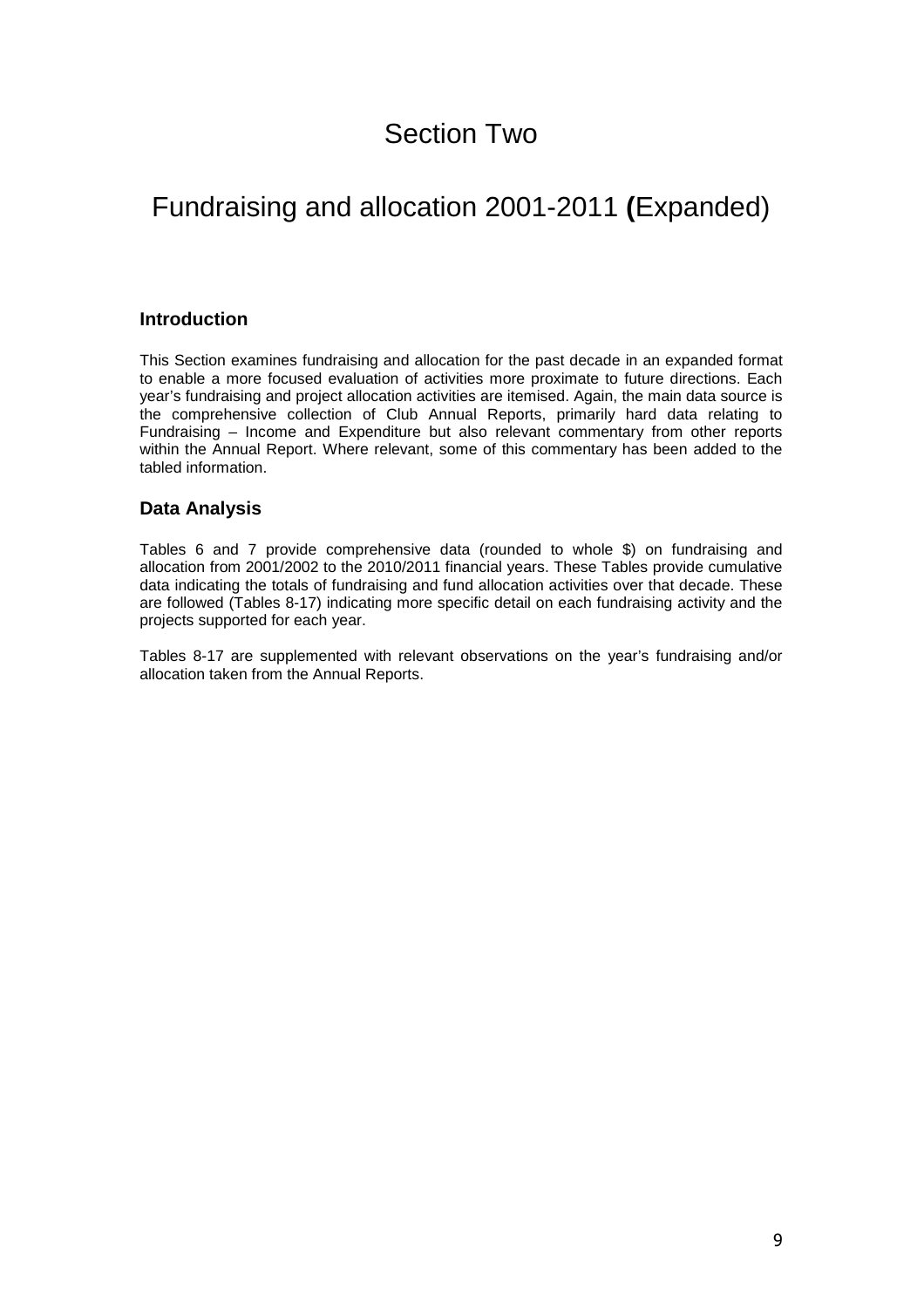# Section Two

# Fundraising and allocation 2001-2011 **(**Expanded)

### Introduction

This Section examines fundraising and allocation for the past decade in an expanded format to enable a more focused evaluation of activities more proximate to future directions. Each year's fundraising and project allocation activities are itemised. Again, the main data source is the comprehensive collection of Club Annual Reports, primarily hard data relating to Fundraising – Income and Expenditure but also relevant commentary from other reports within the Annual Report. Where relevant, some of this commentary has been added to the tabled information.

### Data Analysis

Tables 6 and 7 provide comprehensive data (rounded to whole $) on fundraising and allocation from 2001/2002 to the 2010/2011 financial years. These Tables provide cumulative data indicating the totals of fundraising and fund allocation activities over that decade. These are followed (Tables 8-17) indicating more specific detail on each fundraising activity and the projects supported for each year.

Tables 8-17 are supplemented with relevant observations on the year's fundraising and/or allocation taken from the Annual Reports.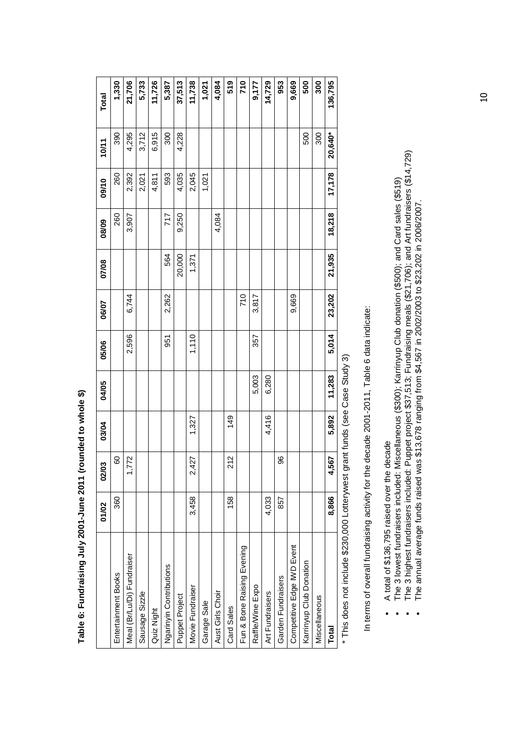**Table 6: Fundraising July 2001-June 2011 (rounded to whole $)**

| | 01/02 | 02/03 | 03/04 | 04/05 | 05/06 | 06/07 | 07/08 | 08/09 | 09/10 | 10/11 | Total |
|---|---|---|---|---|---|---|---|---|---|---|---|
| Entertainment Books | 360 | 60 | | | | | | 260 | 260 | 390 | **1,330** |
| Meal (Br/Lu/Di) Fundraiser | | 1,772 | | | 2,596 | 6,744 | | 3,907 | 2,392 | 4,295 | **21,706** |
| Sausage Sizzle | | | | | | | | | 2,021 | 3,712 | **5,733** |
| Quiz Night | | | | | | | | | 4,811 | 6,915 | **11,726** |
| Ngarinyin Contributions | | | | | 951 | 2,262 | 564 | 717 | 593 | 300 | **5,387** |
| Puppet Project | | | | | | | 20,000 | 9,250 | 4,035 | 4,228 | **37,513** |
| Movie Fundraiser | 3,458 | 2,427 | 1,327 | | 1,110 | | 1,371 | | 2,045 | | **11,738** |
| Garage Sale | | | | | | | | | 1,021 | | **1,021** |
| Aust Girls Choir | | | | | | | | 4,084 | | | **4,084** |
| Card Sales | 158 | 212 | 149 | | | | | | | | **519** |
| Fun & Bone Raising Evening | | | | | | 710 | | | | | **710** |
| Raffle/Wine Expo | | | | 5,003 | 357 | 3,817 | | | | | **9,177** |
| Art Fundraisers | 4,033 | | 4,416 | 6,280 | | | | | | | **14,729** |
| Garden Fundraisers | 857 | 96 | | | | | | | | | **953** |
| Competitive Edge IWD Event | | | | | | 9,669 | | | | | **9,669** |
| Karrinyup Club Donation | | | | | | | | | | 500 | **500** |
| Miscellaneous | | | | | | | | | | 300 | **300** |
| **Total** | **8,866** | **4,567** | **5,892** | **11,283** | **5,014** | **23,202** | **21,935** | **18,218** | **17,178** | **20,640*** | **136,795** |

* This does not include $230,000 Lotterywest grant funds (see Case Study 3)

In terms of overall fundraising activity for the decade 2001-2011, Table 6 data indicate:

- A total of $136,795 raised over the decade
- The 3 lowest fundraisers included: Miscellaneous ($300); Karrinyup Club donation ($500); and Card sales ($519)
- The 3 highest fundraisers included: Puppet project $37,513; Fundraising meals ($21,706); and Art fundraisers ($14,729)
- The annual average funds raised was $13,678 ranging from $4,567 in 2002/2003 to $23,202 in 2006/2007.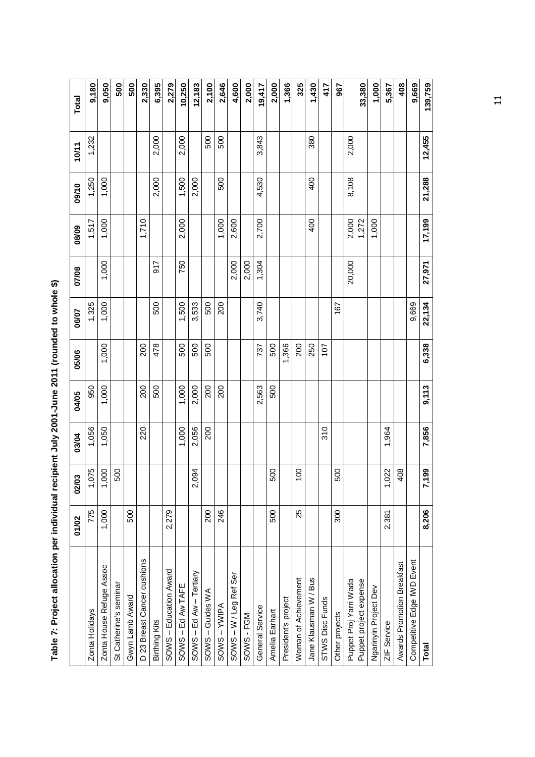**Table 7: Project allocation per individual recipient July 2001-June 2011 (rounded to whole $)**

| | 01/02 | 02/03 | 03/04 | 04/05 | 05/06 | 06/07 | 07/08 | 08/09 | 09/10 | 10/11 | Total |
|---|---|---|---|---|---|---|---|---|---|---|---|
| Zonta Holidays | 775 | 1,075 | 1,056 | 950 | | 1,325 | | 1,517 | 1,250 | 1,232 | **9,180** |
| Zonta House Refuge Assoc | 1,000 | 1,000 | 1,050 | 1,000 | 1,000 | 1,000 | 1,000 | 1,000 | 1,000 | | **9,050** |
| St Catherine's seminar | | 500 | | | | | | | | | **500** |
| Gwyn Lamb Award | 500 | | | | | | | | | | **500** |
| D 23 Breast Cancer cushions | | | 220 | 200 | 200 | | | 1,710 | | | **2,330** |
| Birthing Kits | | | | 500 | 478 | 500 | 917 | | 2,000 | 2,000 | **6,395** |
| SOWS – Education Award | 2,279 | | | | | | | | | | **2,279** |
| SOWS – Ed Aw TAFE | | | 1,000 | 1,000 | 500 | 1,500 | 750 | 2,000 | 1,500 | 2,000 | **10,250** |
| SOWS – Ed Aw – Tertiary | | 2,094 | 2,056 | 2,000 | 500 | 3,533 | | | 2,000 | | **12,183** |
| SOWS – Guides WA | 200 | | 200 | 200 | 500 | 500 | | | | 500 | **2,100** |
| SOWS – YWIPA | 246 | | | 200 | | 200 | | 1,000 | 500 | 500 | **2,646** |
| SOWS – W / Leg Ref Ser | | | | | | | 2,000 | 2,600 | | | **4,600** |
| SOWS - FGM | | | | | | | 2,000 | | | | **2,000** |
| General Service | | | | 2,563 | 737 | 3,740 | 1,304 | 2,700 | 4,530 | 3,843 | **19,417** |
| Amelia Earhart | 500 | 500 | | 500 | 500 | | | | | | **2,000** |
| President's project | | | | | 1,366 | | | | | | **1,366** |
| Woman of Achievement | 25 | 100 | | | 200 | | | | | | **325** |
| Jane Klausman W / Bus | | | | | 250 | | | 400 | 400 | 380 | **1,430** |
| STWS Disc Funds | | | 310 | | 107 | | | | | | **417** |
| Other projects | 300 | 500 | | | | 167 | | | | | **967** |
| Puppet Proj Yarri Wada<br>Puppet project expense | | | | | | | 20,000 | 2,000<br>1,272 | 8,108 | 2,000 | **33,380** |
| Ngarinyin Project Dev | | | | | | | | 1,000 | | | **1,000** |
| ZIF Service | 2,381 | 1,022 | 1,964 | | | | | | | | **5,367** |
| Awards Promotion Breakfast | | 408 | | | | | | | | | **408** |
| Competitive Edge IWD Event | | | | | | 9,669 | | | | | **9,669** |
| **Total** | **8,206** | **7,199** | **7,856** | **9,113** | **6,338** | **22,134** | **27,971** | **17,199** | **21,288** | **12,455** | **139,759** |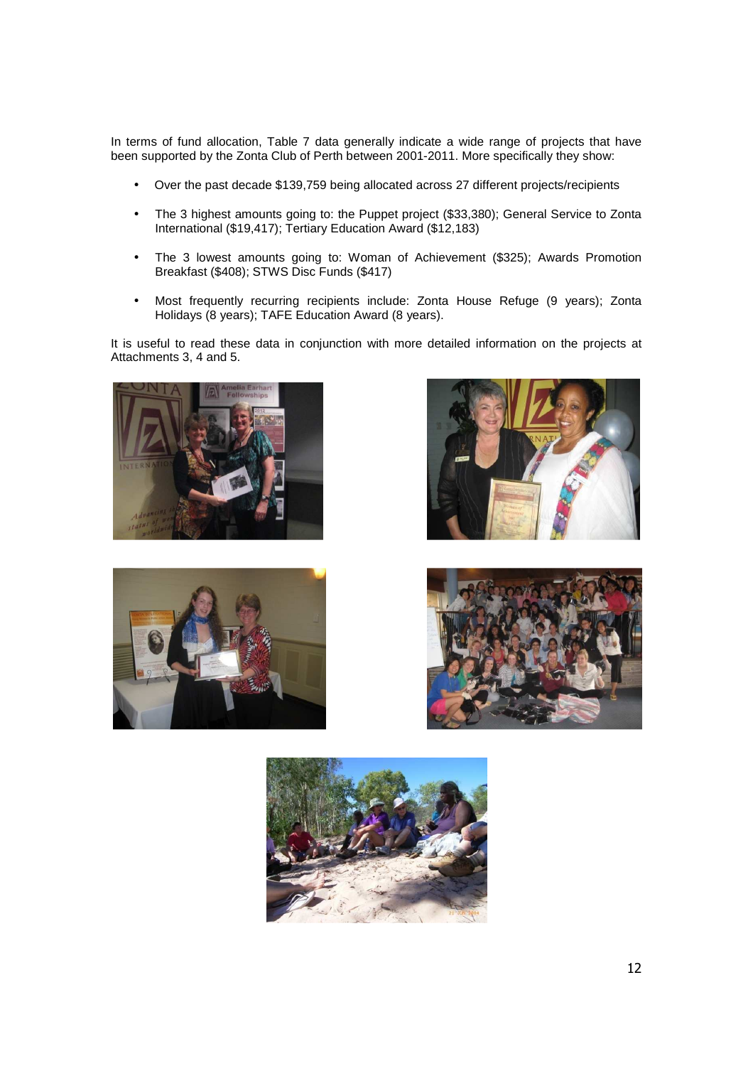In terms of fund allocation, Table 7 data generally indicate a wide range of projects that have been supported by the Zonta Club of Perth between 2001-2011. More specifically they show:

- Over the past decade $139,759 being allocated across 27 different projects/recipients
- The 3 highest amounts going to: the Puppet project ($33,380); General Service to Zonta International ($19,417); Tertiary Education Award ($12,183)
- The 3 lowest amounts going to: Woman of Achievement ($325); Awards Promotion Breakfast ($408); STWS Disc Funds ($417)
- Most frequently recurring recipients include: Zonta House Refuge (9 years); Zonta Holidays (8 years); TAFE Education Award (8 years).

It is useful to read these data in conjunction with more detailed information on the projects at Attachments 3, 4 and 5.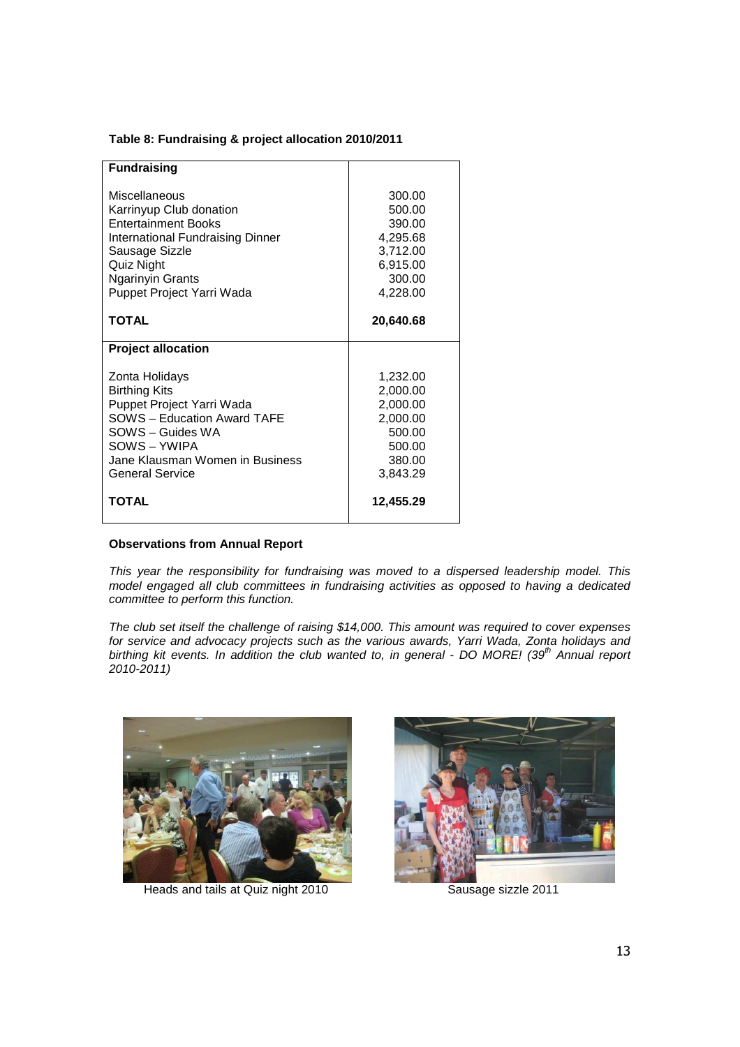**Table 8: Fundraising & project allocation 2010/2011**

| **Fundraising** | |
|---|---|
| Miscellaneous | 300.00 |
| Karrinyup Club donation | 500.00 |
| Entertainment Books | 390.00 |
| International Fundraising Dinner | 4,295.68 |
| Sausage Sizzle | 3,712.00 |
| Quiz Night | 6,915.00 |
| Ngarinyin Grants | 300.00 |
| Puppet Project Yarri Wada | 4,228.00 |
| **TOTAL** | **20,640.68** |
| **Project allocation** | |
| Zonta Holidays | 1,232.00 |
| Birthing Kits | 2,000.00 |
| Puppet Project Yarri Wada | 2,000.00 |
| SOWS – Education Award TAFE | 2,000.00 |
| SOWS – Guides WA | 500.00 |
| SOWS – YWIPA | 500.00 |
| Jane Klausman Women in Business | 380.00 |
| General Service | 3,843.29 |
| **TOTAL** | **12,455.29** |

**Observations from Annual Report**

*This year the responsibility for fundraising was moved to a dispersed leadership model. This model engaged all club committees in fundraising activities as opposed to having a dedicated committee to perform this function.*

*The club set itself the challenge of raising $14,000. This amount was required to cover expenses for service and advocacy projects such as the various awards, Yarri Wada, Zonta holidays and birthing kit events. In addition the club wanted to, in general - DO MORE! (39th Annual report 2010-2011)*

Heads and tails at Quiz night 2010

Sausage sizzle 2011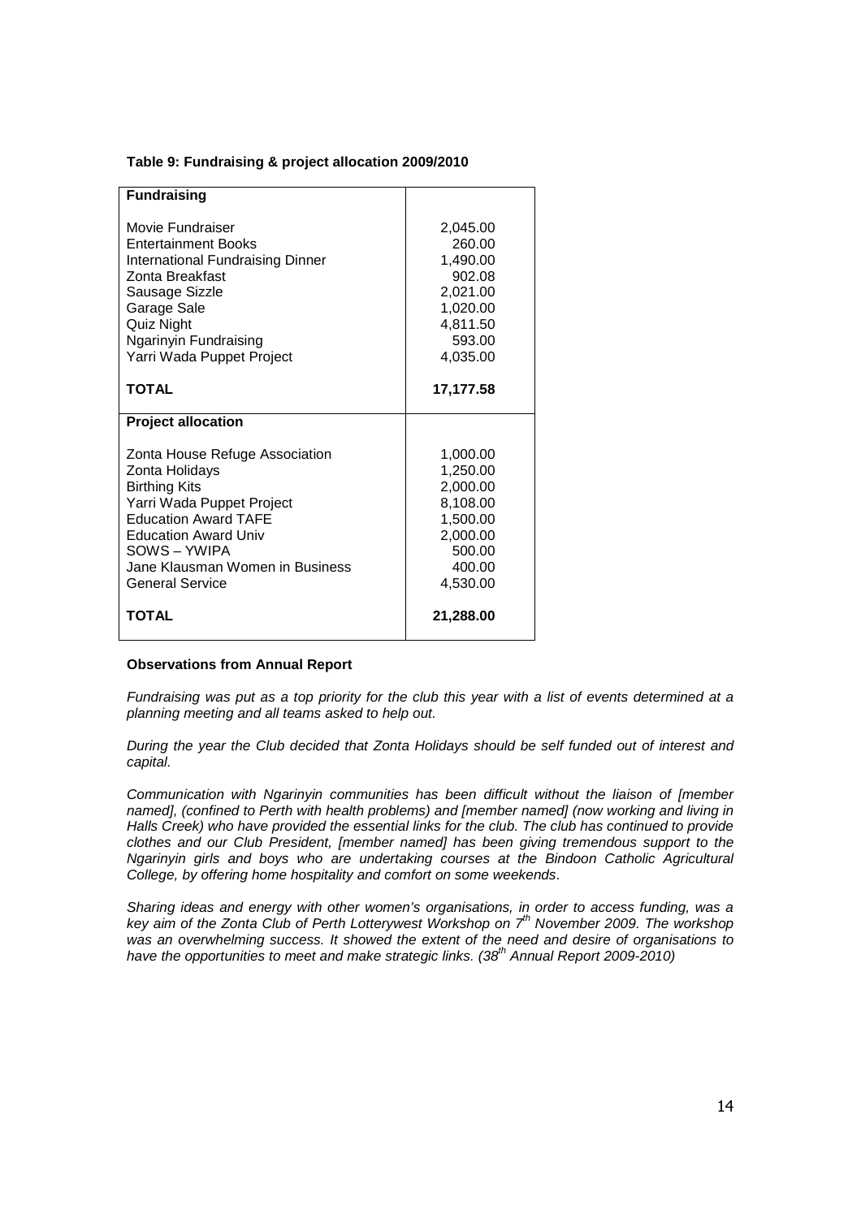**Table 9: Fundraising & project allocation 2009/2010**

| **Fundraising** | |
|---|---|
| Movie Fundraiser | 2,045.00 |
| Entertainment Books | 260.00 |
| International Fundraising Dinner | 1,490.00 |
| Zonta Breakfast | 902.08 |
| Sausage Sizzle | 2,021.00 |
| Garage Sale | 1,020.00 |
| Quiz Night | 4,811.50 |
| Ngarinyin Fundraising | 593.00 |
| Yarri Wada Puppet Project | 4,035.00 |
| **TOTAL** | **17,177.58** |
| **Project allocation** | |
| Zonta House Refuge Association | 1,000.00 |
| Zonta Holidays | 1,250.00 |
| Birthing Kits | 2,000.00 |
| Yarri Wada Puppet Project | 8,108.00 |
| Education Award TAFE | 1,500.00 |
| Education Award Univ | 2,000.00 |
| SOWS – YWIPA | 500.00 |
| Jane Klausman Women in Business | 400.00 |
| General Service | 4,530.00 |
| **TOTAL** | **21,288.00** |

**Observations from Annual Report**

*Fundraising was put as a top priority for the club this year with a list of events determined at a planning meeting and all teams asked to help out.*

*During the year the Club decided that Zonta Holidays should be self funded out of interest and capital.*

*Communication with Ngarinyin communities has been difficult without the liaison of [member named], (confined to Perth with health problems) and [member named] (now working and living in Halls Creek) who have provided the essential links for the club. The club has continued to provide clothes and our Club President, [member named] has been giving tremendous support to the Ngarinyin girls and boys who are undertaking courses at the Bindoon Catholic Agricultural College, by offering home hospitality and comfort on some weekends*.

*Sharing ideas and energy with other women's organisations, in order to access funding, was a key aim of the Zonta Club of Perth Lotterywest Workshop on 7th November 2009. The workshop was an overwhelming success. It showed the extent of the need and desire of organisations to have the opportunities to meet and make strategic links. (38th Annual Report 2009-2010)*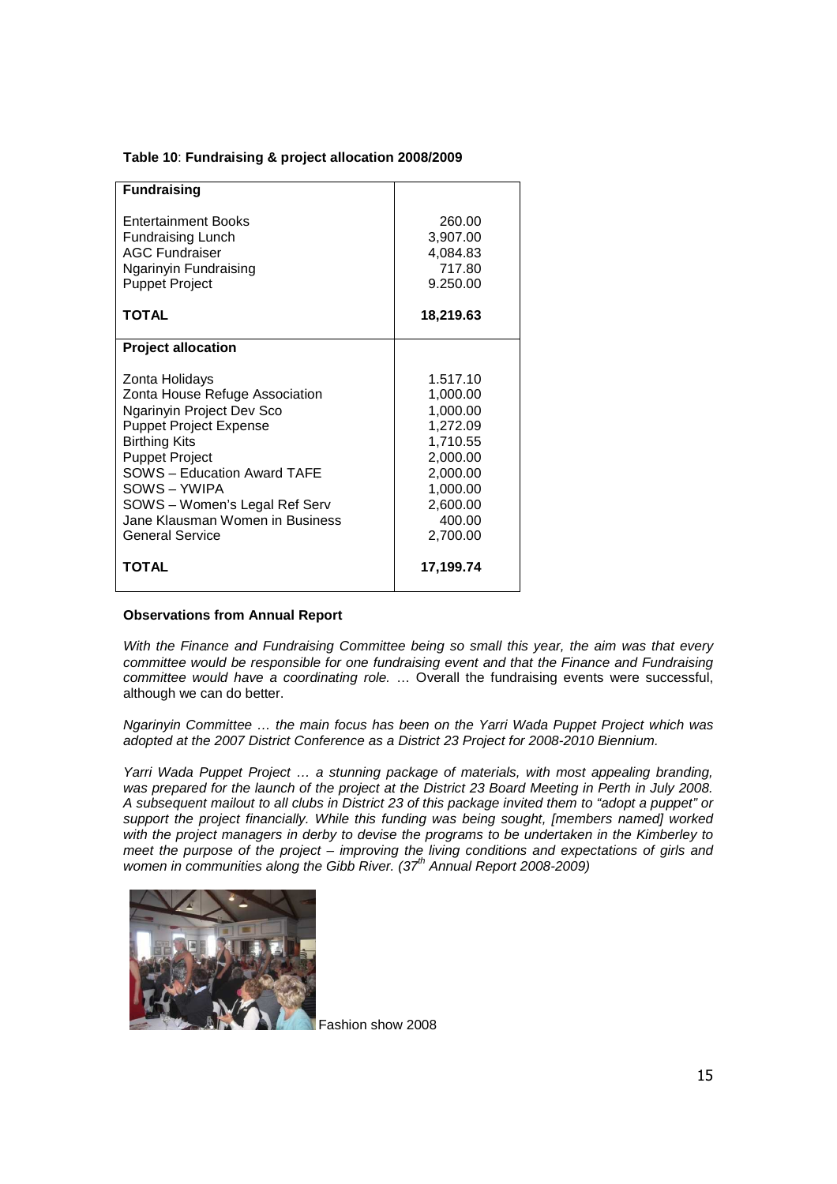**Table 10**: **Fundraising & project allocation 2008/2009**

| **Fundraising** | |
|---|---|
| Entertainment Books | 260.00 |
| Fundraising Lunch | 3,907.00 |
| AGC Fundraiser | 4,084.83 |
| Ngarinyin Fundraising | 717.80 |
| Puppet Project | 9.250.00 |
| **TOTAL** | **18,219.63** |
| **Project allocation** | |
| Zonta Holidays | 1.517.10 |
| Zonta House Refuge Association | 1,000.00 |
| Ngarinyin Project Dev Sco | 1,000.00 |
| Puppet Project Expense | 1,272.09 |
| Birthing Kits | 1,710.55 |
| Puppet Project | 2,000.00 |
| SOWS – Education Award TAFE | 2,000.00 |
| SOWS – YWIPA | 1,000.00 |
| SOWS – Women's Legal Ref Serv | 2,600.00 |
| Jane Klausman Women in Business | 400.00 |
| General Service | 2,700.00 |
| **TOTAL** | **17,199.74** |

**Observations from Annual Report**

*With the Finance and Fundraising Committee being so small this year, the aim was that every committee would be responsible for one fundraising event and that the Finance and Fundraising committee would have a coordinating role.* … Overall the fundraising events were successful, although we can do better.

*Ngarinyin Committee … the main focus has been on the Yarri Wada Puppet Project which was adopted at the 2007 District Conference as a District 23 Project for 2008-2010 Biennium.*

*Yarri Wada Puppet Project … a stunning package of materials, with most appealing branding, was prepared for the launch of the project at the District 23 Board Meeting in Perth in July 2008. A subsequent mailout to all clubs in District 23 of this package invited them to "adopt a puppet" or support the project financially. While this funding was being sought, [members named] worked with the project managers in derby to devise the programs to be undertaken in the Kimberley to meet the purpose of the project – improving the living conditions and expectations of girls and women in communities along the Gibb River. (37th Annual Report 2008-2009)*

Fashion show 2008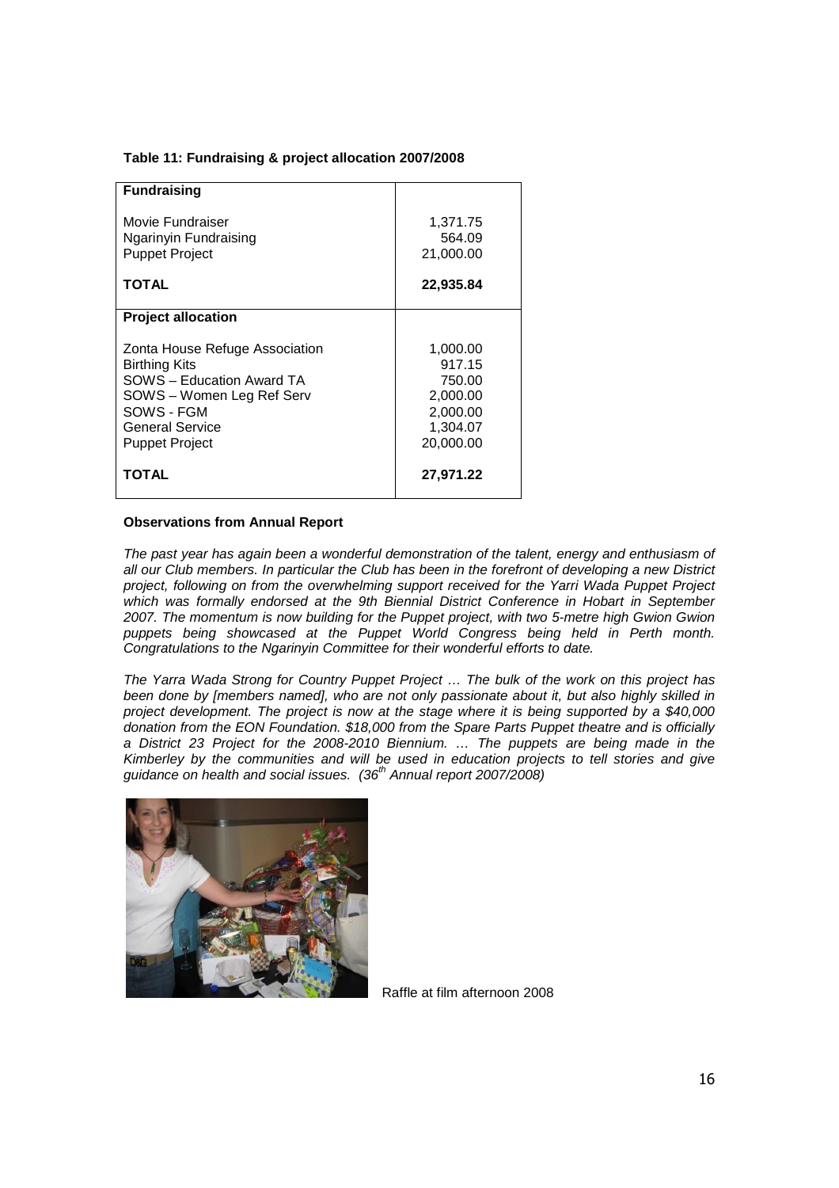**Table 11: Fundraising & project allocation 2007/2008**

| **Fundraising** | |
|---|---|
| Movie Fundraiser | 1,371.75 |
| Ngarinyin Fundraising | 564.09 |
| Puppet Project | 21,000.00 |
| **TOTAL** | **22,935.84** |
| **Project allocation** | |
| Zonta House Refuge Association | 1,000.00 |
| Birthing Kits | 917.15 |
| SOWS – Education Award TA | 750.00 |
| SOWS – Women Leg Ref Serv | 2,000.00 |
| SOWS - FGM | 2,000.00 |
| General Service | 1,304.07 |
| Puppet Project | 20,000.00 |
| **TOTAL** | **27,971.22** |

**Observations from Annual Report**

*The past year has again been a wonderful demonstration of the talent, energy and enthusiasm of all our Club members. In particular the Club has been in the forefront of developing a new District project, following on from the overwhelming support received for the Yarri Wada Puppet Project which was formally endorsed at the 9th Biennial District Conference in Hobart in September 2007. The momentum is now building for the Puppet project, with two 5-metre high Gwion Gwion puppets being showcased at the Puppet World Congress being held in Perth month. Congratulations to the Ngarinyin Committee for their wonderful efforts to date.*

*The Yarra Wada Strong for Country Puppet Project … The bulk of the work on this project has been done by [members named], who are not only passionate about it, but also highly skilled in project development. The project is now at the stage where it is being supported by a $40,000 donation from the EON Foundation. $18,000 from the Spare Parts Puppet theatre and is officially a District 23 Project for the 2008-2010 Biennium. … The puppets are being made in the Kimberley by the communities and will be used in education projects to tell stories and give guidance on health and social issues. (36th Annual report 2007/2008)*

Raffle at film afternoon 2008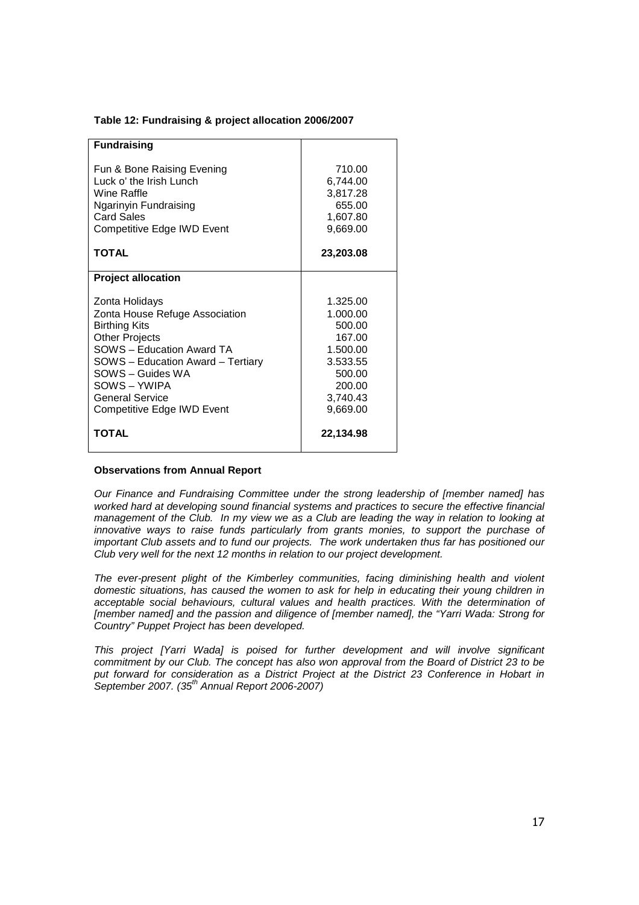**Table 12: Fundraising & project allocation 2006/2007**

| **Fundraising** | |
|---|---|
| Fun & Bone Raising Evening | 710.00 |
| Luck o' the Irish Lunch | 6,744.00 |
| Wine Raffle | 3,817.28 |
| Ngarinyin Fundraising | 655.00 |
| Card Sales | 1,607.80 |
| Competitive Edge IWD Event | 9,669.00 |
| **TOTAL** | **23,203.08** |
| **Project allocation** | |
| Zonta Holidays | 1.325.00 |
| Zonta House Refuge Association | 1.000.00 |
| Birthing Kits | 500.00 |
| Other Projects | 167.00 |
| SOWS – Education Award TA | 1.500.00 |
| SOWS – Education Award – Tertiary | 3.533.55 |
| SOWS – Guides WA | 500.00 |
| SOWS – YWIPA | 200.00 |
| General Service | 3,740.43 |
| Competitive Edge IWD Event | 9,669.00 |
| **TOTAL** | **22,134.98** |

**Observations from Annual Report**

*Our Finance and Fundraising Committee under the strong leadership of [member named] has worked hard at developing sound financial systems and practices to secure the effective financial management of the Club. In my view we as a Club are leading the way in relation to looking at innovative ways to raise funds particularly from grants monies, to support the purchase of important Club assets and to fund our projects. The work undertaken thus far has positioned our Club very well for the next 12 months in relation to our project development.*

*The ever-present plight of the Kimberley communities, facing diminishing health and violent domestic situations, has caused the women to ask for help in educating their young children in acceptable social behaviours, cultural values and health practices. With the determination of [member named] and the passion and diligence of [member named], the "Yarri Wada: Strong for Country" Puppet Project has been developed.*

*This project [Yarri Wada] is poised for further development and will involve significant commitment by our Club. The concept has also won approval from the Board of District 23 to be put forward for consideration as a District Project at the District 23 Conference in Hobart in September 2007. (35th Annual Report 2006-2007)*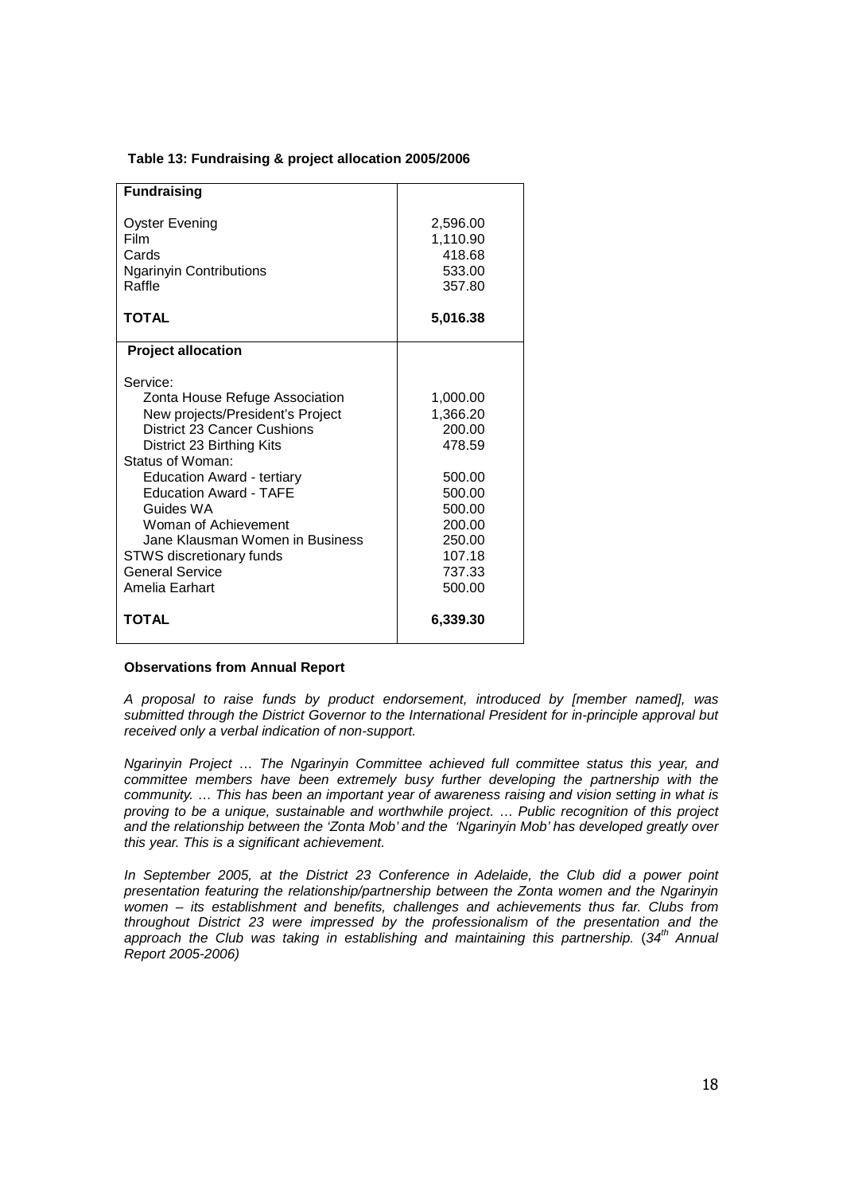**Table 13: Fundraising & project allocation 2005/2006**

| **Fundraising** | |
|---|---|
| Oyster Evening | 2,596.00 |
| Film | 1,110.90 |
| Cards | 418.68 |
| Ngarinyin Contributions | 533.00 |
| Raffle | 357.80 |
| **TOTAL** | **5,016.38** |
| **Project allocation** | |
| Service: | |
| Zonta House Refuge Association | 1,000.00 |
| New projects/President's Project | 1,366.20 |
| District 23 Cancer Cushions | 200.00 |
| District 23 Birthing Kits | 478.59 |
| Status of Woman: | |
| Education Award - tertiary | 500.00 |
| Education Award - TAFE | 500.00 |
| Guides WA | 500.00 |
| Woman of Achievement | 200.00 |
| Jane Klausman Women in Business | 250.00 |
| STWS discretionary funds | 107.18 |
| General Service | 737.33 |
| Amelia Earhart | 500.00 |
| **TOTAL** | **6,339.30** |

**Observations from Annual Report**

*A proposal to raise funds by product endorsement, introduced by [member named], was submitted through the District Governor to the International President for in-principle approval but received only a verbal indication of non-support.*

*Ngarinyin Project … The Ngarinyin Committee achieved full committee status this year, and committee members have been extremely busy further developing the partnership with the community. … This has been an important year of awareness raising and vision setting in what is proving to be a unique, sustainable and worthwhile project. … Public recognition of this project and the relationship between the 'Zonta Mob' and the 'Ngarinyin Mob' has developed greatly over this year. This is a significant achievement.*

*In September 2005, at the District 23 Conference in Adelaide, the Club did a power point presentation featuring the relationship/partnership between the Zonta women and the Ngarinyin women – its establishment and benefits, challenges and achievements thus far. Clubs from throughout District 23 were impressed by the professionalism of the presentation and the approach the Club was taking in establishing and maintaining this partnership.* (*34th Annual Report 2005-2006)*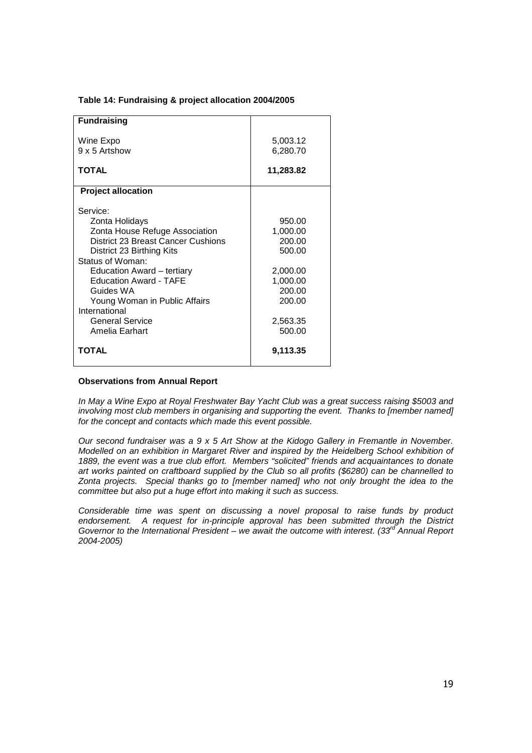**Table 14: Fundraising & project allocation 2004/2005**

| **Fundraising** | |
|---|---|
| Wine Expo | 5,003.12 |
| 9 x 5 Artshow | 6,280.70 |
| **TOTAL** | **11,283.82** |
| **Project allocation** | |
| Service: | |
| Zonta Holidays | 950.00 |
| Zonta House Refuge Association | 1,000.00 |
| District 23 Breast Cancer Cushions | 200.00 |
| District 23 Birthing Kits | 500.00 |
| Status of Woman: | |
| Education Award – tertiary | 2,000.00 |
| Education Award - TAFE | 1,000.00 |
| Guides WA | 200.00 |
| Young Woman in Public Affairs | 200.00 |
| International | |
| General Service | 2,563.35 |
| Amelia Earhart | 500.00 |
| **TOTAL** | **9,113.35** |

**Observations from Annual Report**

*In May a Wine Expo at Royal Freshwater Bay Yacht Club was a great success raising $5003 and involving most club members in organising and supporting the event. Thanks to [member named] for the concept and contacts which made this event possible.*

*Our second fundraiser was a 9 x 5 Art Show at the Kidogo Gallery in Fremantle in November. Modelled on an exhibition in Margaret River and inspired by the Heidelberg School exhibition of 1889, the event was a true club effort. Members "solicited" friends and acquaintances to donate art works painted on craftboard supplied by the Club so all profits ($6280) can be channelled to Zonta projects. Special thanks go to [member named] who not only brought the idea to the committee but also put a huge effort into making it such as success.*

*Considerable time was spent on discussing a novel proposal to raise funds by product endorsement. A request for in-principle approval has been submitted through the District Governor to the International President – we await the outcome with interest. (33rd Annual Report 2004-2005)*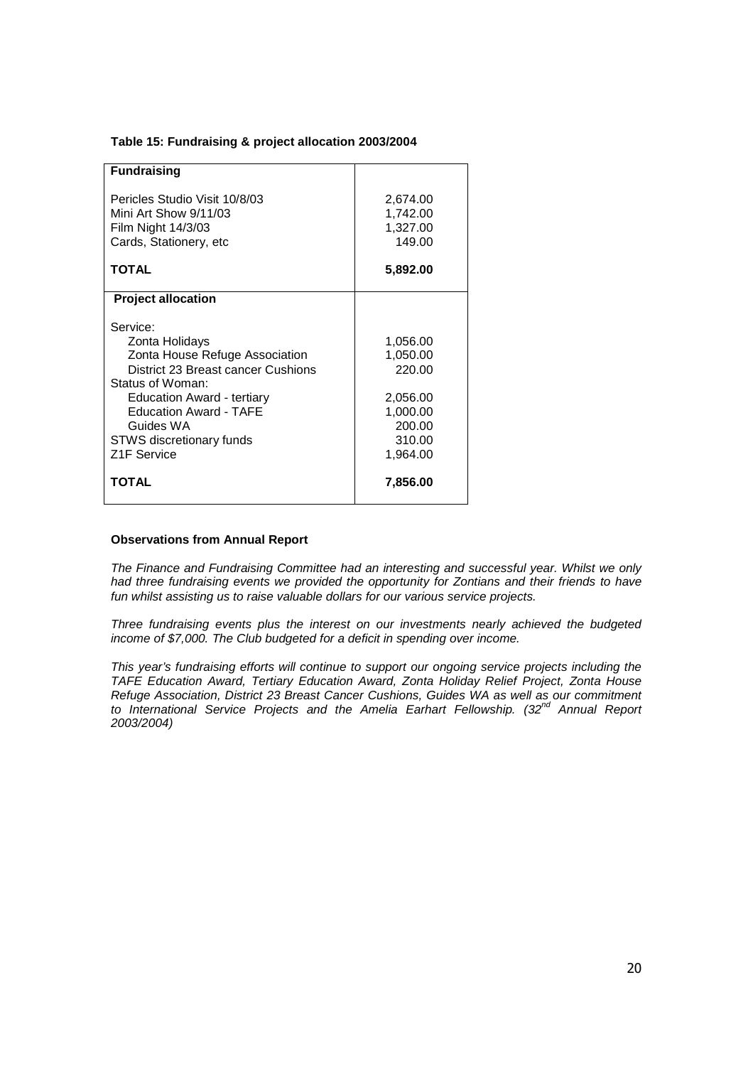**Table 15: Fundraising & project allocation 2003/2004**

| **Fundraising** | |
|---|---|
| Pericles Studio Visit 10/8/03 | 2,674.00 |
| Mini Art Show 9/11/03 | 1,742.00 |
| Film Night 14/3/03 | 1,327.00 |
| Cards, Stationery, etc | 149.00 |
| **TOTAL** | **5,892.00** |
| **Project allocation** | |
| Service: | |
| Zonta Holidays | 1,056.00 |
| Zonta House Refuge Association | 1,050.00 |
| District 23 Breast cancer Cushions | 220.00 |
| Status of Woman: | |
| Education Award - tertiary | 2,056.00 |
| Education Award - TAFE | 1,000.00 |
| Guides WA | 200.00 |
| STWS discretionary funds | 310.00 |
| Z1F Service | 1,964.00 |
| **TOTAL** | **7,856.00** |

**Observations from Annual Report**

*The Finance and Fundraising Committee had an interesting and successful year. Whilst we only had three fundraising events we provided the opportunity for Zontians and their friends to have fun whilst assisting us to raise valuable dollars for our various service projects.*

*Three fundraising events plus the interest on our investments nearly achieved the budgeted income of $7,000. The Club budgeted for a deficit in spending over income.*

*This year's fundraising efforts will continue to support our ongoing service projects including the TAFE Education Award, Tertiary Education Award, Zonta Holiday Relief Project, Zonta House Refuge Association, District 23 Breast Cancer Cushions, Guides WA as well as our commitment to International Service Projects and the Amelia Earhart Fellowship. (32nd Annual Report 2003/2004)*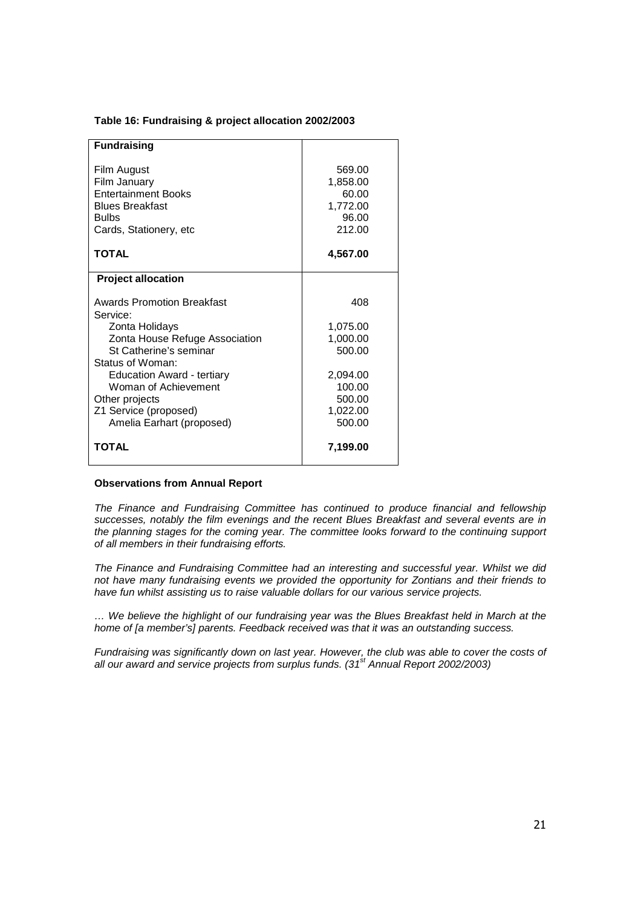**Table 16: Fundraising & project allocation 2002/2003**

| **Fundraising** | |
|---|---|
| Film August | 569.00 |
| Film January | 1,858.00 |
| Entertainment Books | 60.00 |
| Blues Breakfast | 1,772.00 |
| Bulbs | 96.00 |
| Cards, Stationery, etc | 212.00 |
| **TOTAL** | **4,567.00** |
| **Project allocation** | |
| Awards Promotion Breakfast | 408 |
| Service: | |
| Zonta Holidays | 1,075.00 |
| Zonta House Refuge Association | 1,000.00 |
| St Catherine's seminar | 500.00 |
| Status of Woman: | |
| Education Award - tertiary | 2,094.00 |
| Woman of Achievement | 100.00 |
| Other projects | 500.00 |
| Z1 Service (proposed) | 1,022.00 |
| Amelia Earhart (proposed) | 500.00 |
| **TOTAL** | **7,199.00** |

**Observations from Annual Report**

*The Finance and Fundraising Committee has continued to produce financial and fellowship successes, notably the film evenings and the recent Blues Breakfast and several events are in the planning stages for the coming year. The committee looks forward to the continuing support of all members in their fundraising efforts.*

*The Finance and Fundraising Committee had an interesting and successful year. Whilst we did not have many fundraising events we provided the opportunity for Zontians and their friends to have fun whilst assisting us to raise valuable dollars for our various service projects.*

*… We believe the highlight of our fundraising year was the Blues Breakfast held in March at the home of [a member's] parents. Feedback received was that it was an outstanding success.*

*Fundraising was significantly down on last year. However, the club was able to cover the costs of all our award and service projects from surplus funds. (31st Annual Report 2002/2003)*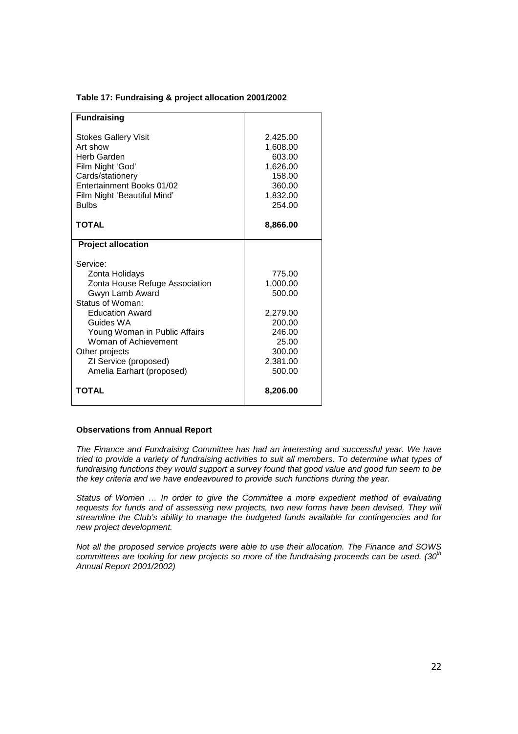**Table 17: Fundraising & project allocation 2001/2002**

| **Fundraising** | |
|---|---|
| Stokes Gallery Visit | 2,425.00 |
| Art show | 1,608.00 |
| Herb Garden | 603.00 |
| Film Night 'God' | 1,626.00 |
| Cards/stationery | 158.00 |
| Entertainment Books 01/02 | 360.00 |
| Film Night 'Beautiful Mind' | 1,832.00 |
| Bulbs | 254.00 |
| **TOTAL** | **8,866.00** |
| **Project allocation** | |
| Service: | |
| Zonta Holidays | 775.00 |
| Zonta House Refuge Association | 1,000.00 |
| Gwyn Lamb Award | 500.00 |
| Status of Woman: | |
| Education Award | 2,279.00 |
| Guides WA | 200.00 |
| Young Woman in Public Affairs | 246.00 |
| Woman of Achievement | 25.00 |
| Other projects | 300.00 |
| ZI Service (proposed) | 2,381.00 |
| Amelia Earhart (proposed) | 500.00 |
| **TOTAL** | **8,206.00** |

**Observations from Annual Report**

*The Finance and Fundraising Committee has had an interesting and successful year. We have tried to provide a variety of fundraising activities to suit all members. To determine what types of fundraising functions they would support a survey found that good value and good fun seem to be the key criteria and we have endeavoured to provide such functions during the year.*

*Status of Women … In order to give the Committee a more expedient method of evaluating requests for funds and of assessing new projects, two new forms have been devised. They will streamline the Club's ability to manage the budgeted funds available for contingencies and for new project development.*

*Not all the proposed service projects were able to use their allocation. The Finance and SOWS committees are looking for new projects so more of the fundraising proceeds can be used. (30th Annual Report 2001/2002)*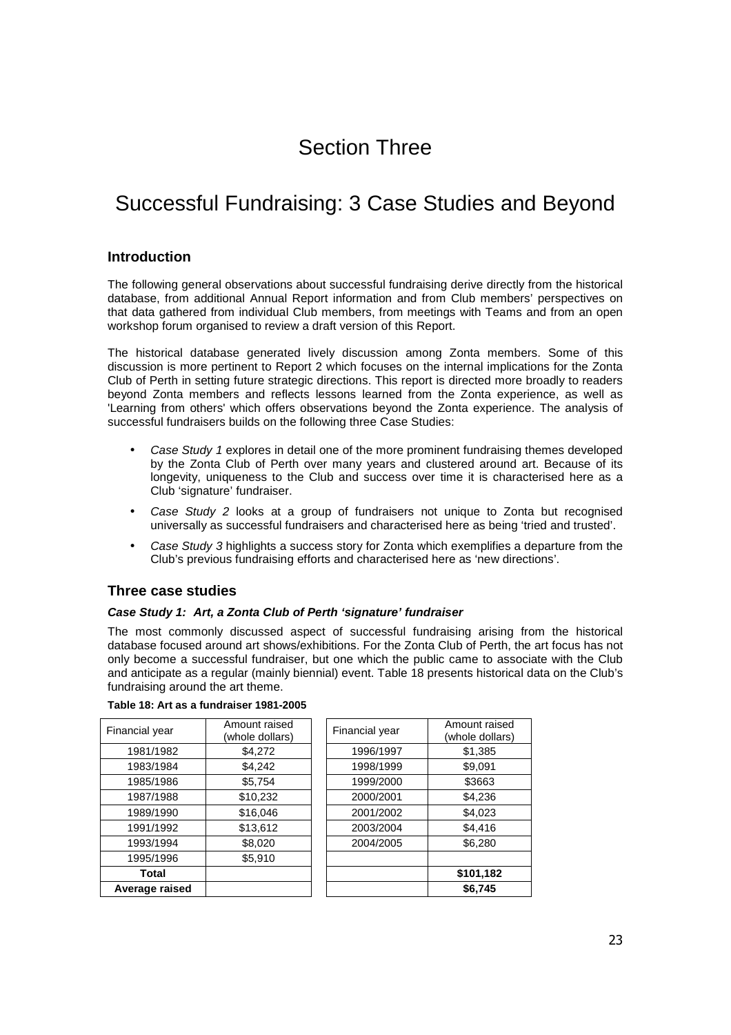# Section Three

# Successful Fundraising: 3 Case Studies and Beyond

## Introduction

The following general observations about successful fundraising derive directly from the historical database, from additional Annual Report information and from Club members' perspectives on that data gathered from individual Club members, from meetings with Teams and from an open workshop forum organised to review a draft version of this Report.

The historical database generated lively discussion among Zonta members. Some of this discussion is more pertinent to Report 2 which focuses on the internal implications for the Zonta Club of Perth in setting future strategic directions. This report is directed more broadly to readers beyond Zonta members and reflects lessons learned from the Zonta experience, as well as 'Learning from others' which offers observations beyond the Zonta experience. The analysis of successful fundraisers builds on the following three Case Studies:

- *Case Study 1* explores in detail one of the more prominent fundraising themes developed by the Zonta Club of Perth over many years and clustered around art. Because of its longevity, uniqueness to the Club and success over time it is characterised here as a Club 'signature' fundraiser.
- *Case Study 2* looks at a group of fundraisers not unique to Zonta but recognised universally as successful fundraisers and characterised here as being 'tried and trusted'.
- *Case Study 3* highlights a success story for Zonta which exemplifies a departure from the Club's previous fundraising efforts and characterised here as 'new directions'.

## Three case studies

### *Case Study 1: Art, a Zonta Club of Perth 'signature' fundraiser*

The most commonly discussed aspect of successful fundraising arising from the historical database focused around art shows/exhibitions. For the Zonta Club of Perth, the art focus has not only become a successful fundraiser, but one which the public came to associate with the Club and anticipate as a regular (mainly biennial) event. Table 18 presents historical data on the Club's fundraising around the art theme.

**Table 18: Art as a fundraiser 1981-2005**

| Financial year | Amount raised (whole dollars) | Financial year | Amount raised (whole dollars) |
|---|---|---|---|
| 1981/1982 | $4,272 | 1996/1997 | $1,385 |
| 1983/1984 | $4,242 | 1998/1999 | $9,091 |
| 1985/1986 | $5,754 | 1999/2000 | $3663 |
| 1987/1988 | $10,232 | 2000/2001 | $4,236 |
| 1989/1990 | $16,046 | 2001/2002 | $4,023 |
| 1991/1992 | $13,612 | 2003/2004 | $4,416 |
| 1993/1994 | $8,020 | 2004/2005 | $6,280 |
| 1995/1996 | $5,910 | | |
| **Total** | | | **$101,182** |
| **Average raised** | | | **$6,745** |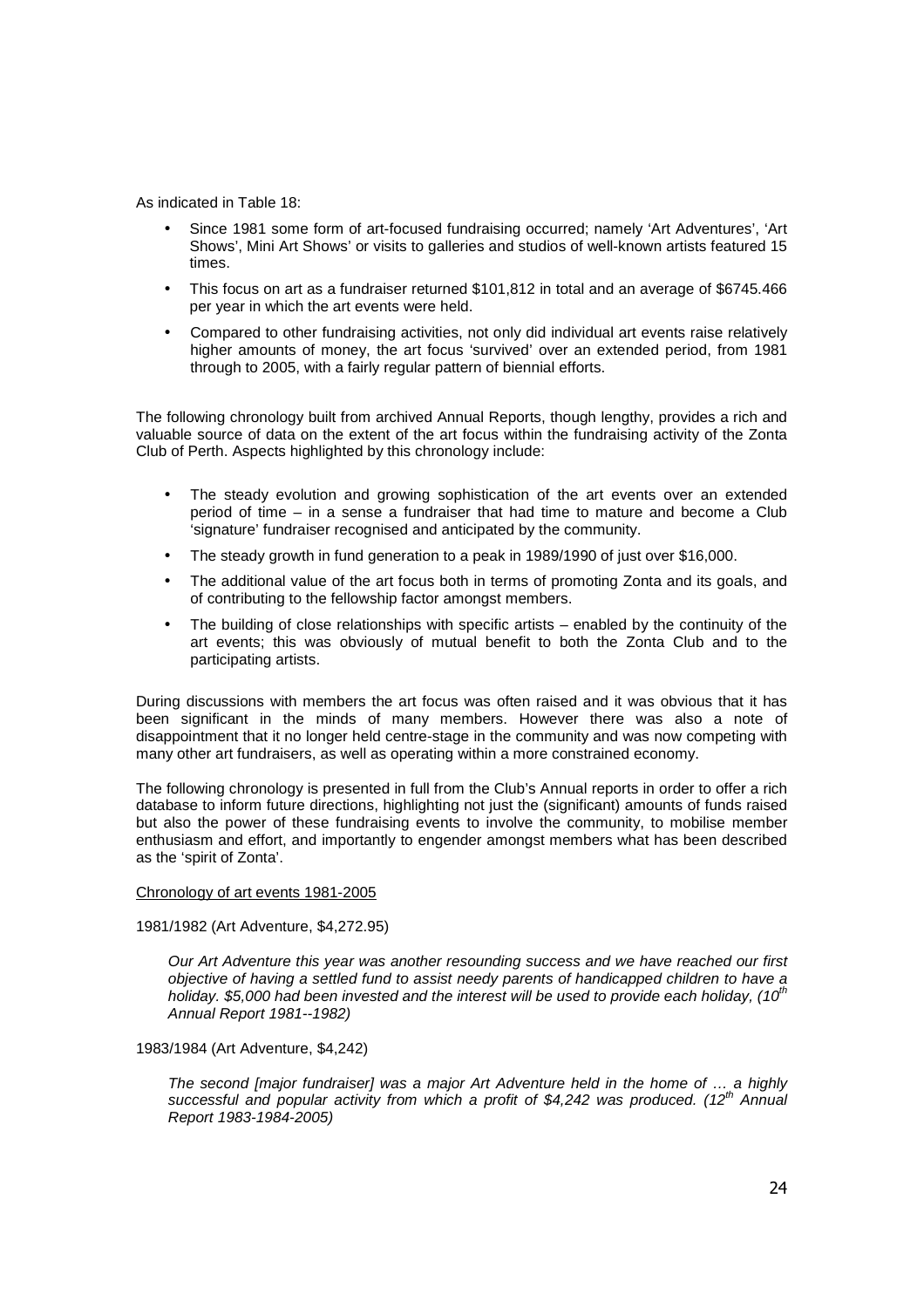As indicated in Table 18:

- Since 1981 some form of art-focused fundraising occurred; namely 'Art Adventures', 'Art Shows', Mini Art Shows' or visits to galleries and studios of well-known artists featured 15 times.
- This focus on art as a fundraiser returned $101,812 in total and an average of $6745.466 per year in which the art events were held.
- Compared to other fundraising activities, not only did individual art events raise relatively higher amounts of money, the art focus 'survived' over an extended period, from 1981 through to 2005, with a fairly regular pattern of biennial efforts.

The following chronology built from archived Annual Reports, though lengthy, provides a rich and valuable source of data on the extent of the art focus within the fundraising activity of the Zonta Club of Perth. Aspects highlighted by this chronology include:

- The steady evolution and growing sophistication of the art events over an extended period of time – in a sense a fundraiser that had time to mature and become a Club 'signature' fundraiser recognised and anticipated by the community.
- The steady growth in fund generation to a peak in 1989/1990 of just over $16,000.
- The additional value of the art focus both in terms of promoting Zonta and its goals, and of contributing to the fellowship factor amongst members.
- The building of close relationships with specific artists – enabled by the continuity of the art events; this was obviously of mutual benefit to both the Zonta Club and to the participating artists.

During discussions with members the art focus was often raised and it was obvious that it has been significant in the minds of many members. However there was also a note of disappointment that it no longer held centre-stage in the community and was now competing with many other art fundraisers, as well as operating within a more constrained economy.

The following chronology is presented in full from the Club's Annual reports in order to offer a rich database to inform future directions, highlighting not just the (significant) amounts of funds raised but also the power of these fundraising events to involve the community, to mobilise member enthusiasm and effort, and importantly to engender amongst members what has been described as the 'spirit of Zonta'.

<u>Chronology of art events 1981-2005</u>

1981/1982 (Art Adventure, $4,272.95)

> *Our Art Adventure this year was another resounding success and we have reached our first objective of having a settled fund to assist needy parents of handicapped children to have a holiday. $5,000 had been invested and the interest will be used to provide each holiday, (10th Annual Report 1981--1982)*

1983/1984 (Art Adventure, $4,242)

> *The second [major fundraiser] was a major Art Adventure held in the home of … a highly successful and popular activity from which a profit of $4,242 was produced. (12th Annual Report 1983-1984-2005)*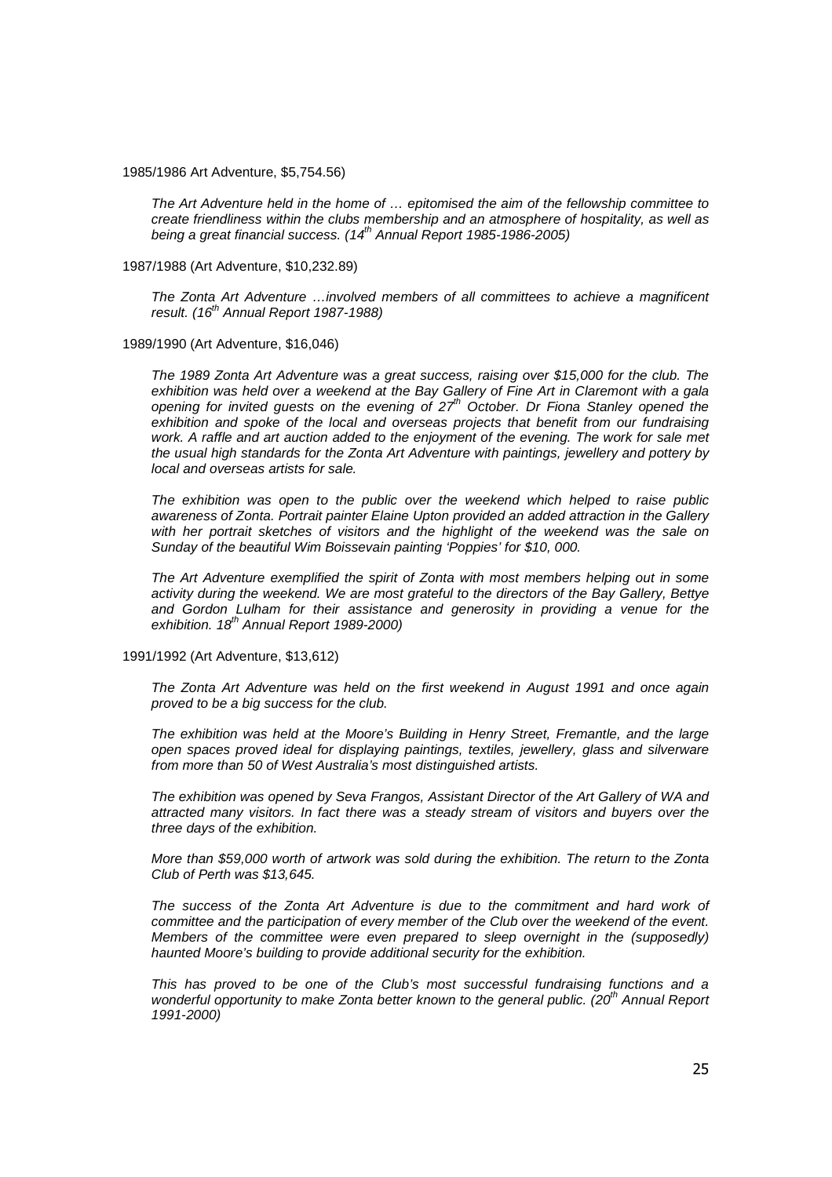1985/1986 Art Adventure, $5,754.56)

> *The Art Adventure held in the home of … epitomised the aim of the fellowship committee to create friendliness within the clubs membership and an atmosphere of hospitality, as well as being a great financial success. (14th Annual Report 1985-1986-2005)*

1987/1988 (Art Adventure, $10,232.89)

> *The Zonta Art Adventure …involved members of all committees to achieve a magnificent result. (16th Annual Report 1987-1988)*

1989/1990 (Art Adventure, $16,046)

> *The 1989 Zonta Art Adventure was a great success, raising over $15,000 for the club. The exhibition was held over a weekend at the Bay Gallery of Fine Art in Claremont with a gala opening for invited guests on the evening of 27th October. Dr Fiona Stanley opened the exhibition and spoke of the local and overseas projects that benefit from our fundraising work. A raffle and art auction added to the enjoyment of the evening. The work for sale met the usual high standards for the Zonta Art Adventure with paintings, jewellery and pottery by local and overseas artists for sale.*
>
> *The exhibition was open to the public over the weekend which helped to raise public awareness of Zonta. Portrait painter Elaine Upton provided an added attraction in the Gallery with her portrait sketches of visitors and the highlight of the weekend was the sale on Sunday of the beautiful Wim Boissevain painting 'Poppies' for $10, 000.*
>
> *The Art Adventure exemplified the spirit of Zonta with most members helping out in some activity during the weekend. We are most grateful to the directors of the Bay Gallery, Bettye and Gordon Lulham for their assistance and generosity in providing a venue for the exhibition. 18th Annual Report 1989-2000)*

1991/1992 (Art Adventure, $13,612)

> *The Zonta Art Adventure was held on the first weekend in August 1991 and once again proved to be a big success for the club.*
>
> *The exhibition was held at the Moore's Building in Henry Street, Fremantle, and the large open spaces proved ideal for displaying paintings, textiles, jewellery, glass and silverware from more than 50 of West Australia's most distinguished artists.*
>
> *The exhibition was opened by Seva Frangos, Assistant Director of the Art Gallery of WA and attracted many visitors. In fact there was a steady stream of visitors and buyers over the three days of the exhibition.*
>
> *More than $59,000 worth of artwork was sold during the exhibition. The return to the Zonta Club of Perth was $13,645.*
>
> *The success of the Zonta Art Adventure is due to the commitment and hard work of committee and the participation of every member of the Club over the weekend of the event. Members of the committee were even prepared to sleep overnight in the (supposedly) haunted Moore's building to provide additional security for the exhibition.*
>
> *This has proved to be one of the Club's most successful fundraising functions and a wonderful opportunity to make Zonta better known to the general public. (20th Annual Report 1991-2000)*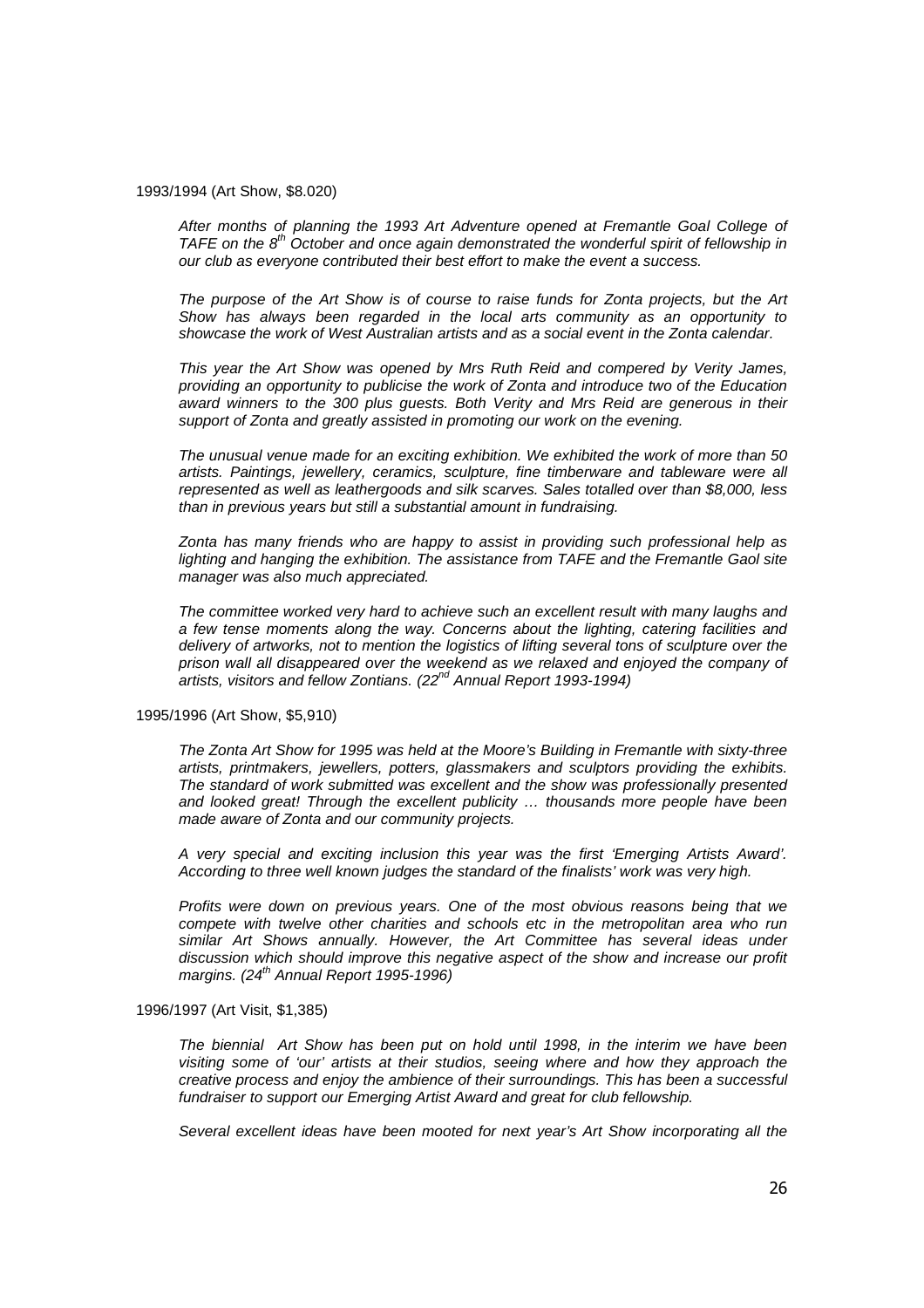1993/1994 (Art Show, $8.020)

*After months of planning the 1993 Art Adventure opened at Fremantle Goal College of TAFE on the 8th October and once again demonstrated the wonderful spirit of fellowship in our club as everyone contributed their best effort to make the event a success.*

*The purpose of the Art Show is of course to raise funds for Zonta projects, but the Art Show has always been regarded in the local arts community as an opportunity to showcase the work of West Australian artists and as a social event in the Zonta calendar.*

*This year the Art Show was opened by Mrs Ruth Reid and compered by Verity James, providing an opportunity to publicise the work of Zonta and introduce two of the Education award winners to the 300 plus guests. Both Verity and Mrs Reid are generous in their support of Zonta and greatly assisted in promoting our work on the evening.*

*The unusual venue made for an exciting exhibition. We exhibited the work of more than 50 artists. Paintings, jewellery, ceramics, sculpture, fine timberware and tableware were all represented as well as leathergoods and silk scarves. Sales totalled over than $8,000, less than in previous years but still a substantial amount in fundraising.*

*Zonta has many friends who are happy to assist in providing such professional help as lighting and hanging the exhibition. The assistance from TAFE and the Fremantle Gaol site manager was also much appreciated.*

*The committee worked very hard to achieve such an excellent result with many laughs and a few tense moments along the way. Concerns about the lighting, catering facilities and delivery of artworks, not to mention the logistics of lifting several tons of sculpture over the prison wall all disappeared over the weekend as we relaxed and enjoyed the company of artists, visitors and fellow Zontians. (22nd Annual Report 1993-1994)*

1995/1996 (Art Show, $5,910)

*The Zonta Art Show for 1995 was held at the Moore's Building in Fremantle with sixty-three artists, printmakers, jewellers, potters, glassmakers and sculptors providing the exhibits. The standard of work submitted was excellent and the show was professionally presented and looked great! Through the excellent publicity … thousands more people have been made aware of Zonta and our community projects.*

*A very special and exciting inclusion this year was the first 'Emerging Artists Award'. According to three well known judges the standard of the finalists' work was very high.*

*Profits were down on previous years. One of the most obvious reasons being that we compete with twelve other charities and schools etc in the metropolitan area who run similar Art Shows annually. However, the Art Committee has several ideas under discussion which should improve this negative aspect of the show and increase our profit margins. (24th Annual Report 1995-1996)*

1996/1997 (Art Visit, $1,385)

*The biennial Art Show has been put on hold until 1998, in the interim we have been visiting some of 'our' artists at their studios, seeing where and how they approach the creative process and enjoy the ambience of their surroundings. This has been a successful fundraiser to support our Emerging Artist Award and great for club fellowship.*

*Several excellent ideas have been mooted for next year's Art Show incorporating all the*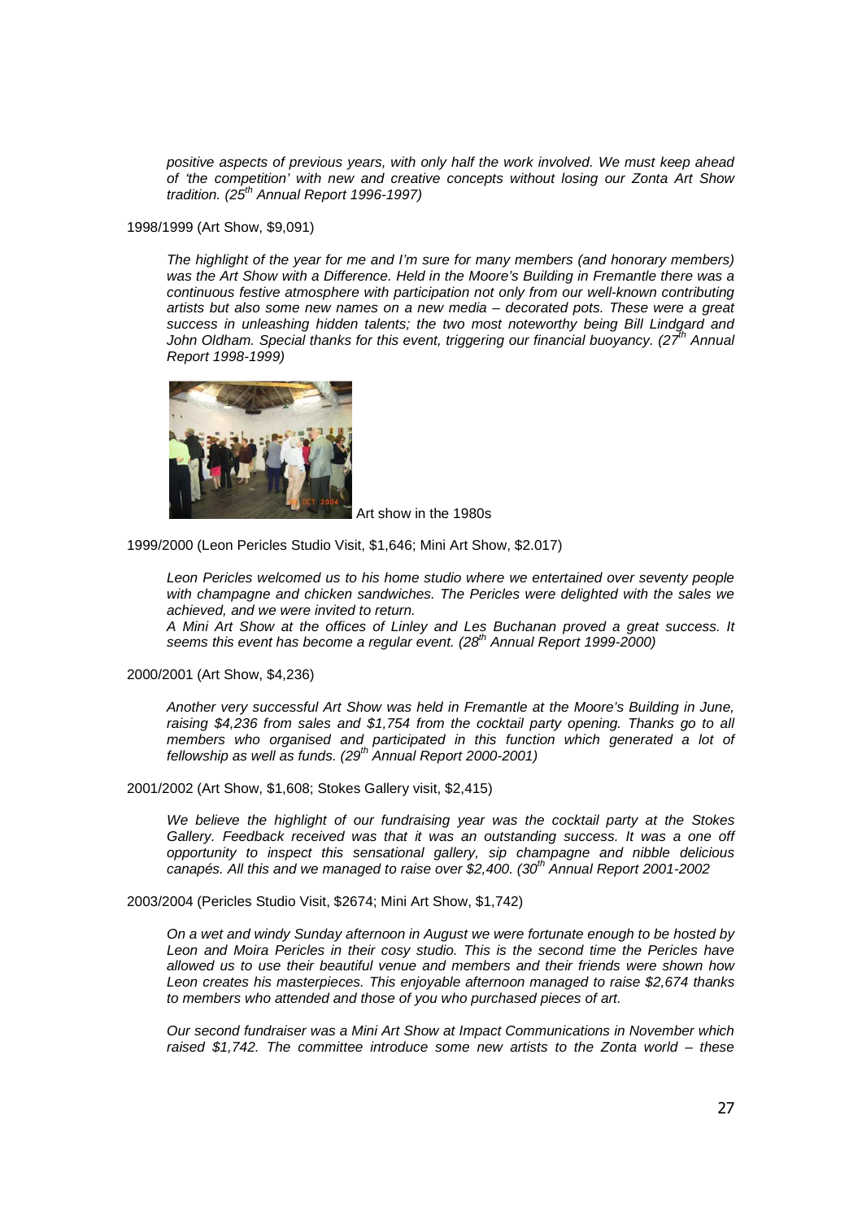*positive aspects of previous years, with only half the work involved. We must keep ahead of 'the competition' with new and creative concepts without losing our Zonta Art Show tradition. (25th Annual Report 1996-1997)*

1998/1999 (Art Show, $9,091)

*The highlight of the year for me and I'm sure for many members (and honorary members) was the Art Show with a Difference. Held in the Moore's Building in Fremantle there was a continuous festive atmosphere with participation not only from our well-known contributing artists but also some new names on a new media – decorated pots. These were a great success in unleashing hidden talents; the two most noteworthy being Bill Lindgard and John Oldham. Special thanks for this event, triggering our financial buoyancy. (27th Annual Report 1998-1999)*

Art show in the 1980s

1999/2000 (Leon Pericles Studio Visit, $1,646; Mini Art Show, $2.017)

*Leon Pericles welcomed us to his home studio where we entertained over seventy people with champagne and chicken sandwiches. The Pericles were delighted with the sales we achieved, and we were invited to return.*

*A Mini Art Show at the offices of Linley and Les Buchanan proved a great success. It seems this event has become a regular event. (28th Annual Report 1999-2000)*

2000/2001 (Art Show, $4,236)

*Another very successful Art Show was held in Fremantle at the Moore's Building in June, raising $4,236 from sales and $1,754 from the cocktail party opening. Thanks go to all members who organised and participated in this function which generated a lot of fellowship as well as funds. (29th Annual Report 2000-2001)*

2001/2002 (Art Show, $1,608; Stokes Gallery visit, $2,415)

*We believe the highlight of our fundraising year was the cocktail party at the Stokes Gallery. Feedback received was that it was an outstanding success. It was a one off opportunity to inspect this sensational gallery, sip champagne and nibble delicious canapés. All this and we managed to raise over $2,400. (30th Annual Report 2001-2002*

2003/2004 (Pericles Studio Visit, $2674; Mini Art Show, $1,742)

*On a wet and windy Sunday afternoon in August we were fortunate enough to be hosted by Leon and Moira Pericles in their cosy studio. This is the second time the Pericles have allowed us to use their beautiful venue and members and their friends were shown how Leon creates his masterpieces. This enjoyable afternoon managed to raise $2,674 thanks to members who attended and those of you who purchased pieces of art.*

*Our second fundraiser was a Mini Art Show at Impact Communications in November which raised $1,742. The committee introduce some new artists to the Zonta world – these*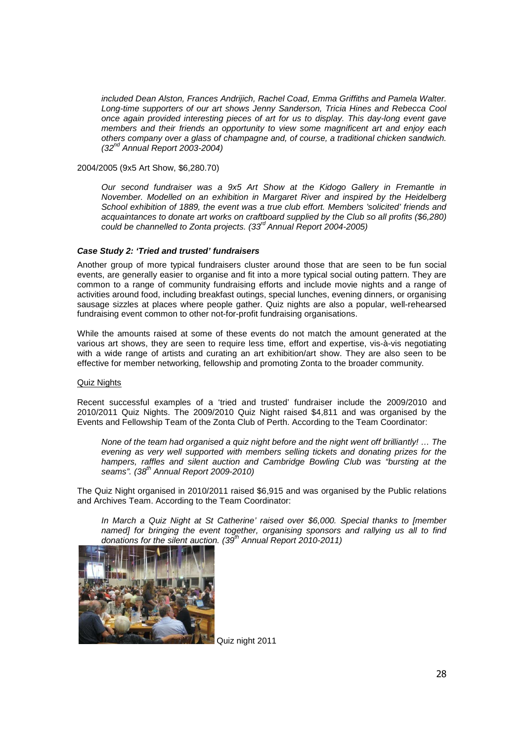*included Dean Alston, Frances Andrijich, Rachel Coad, Emma Griffiths and Pamela Walter. Long-time supporters of our art shows Jenny Sanderson, Tricia Hines and Rebecca Cool once again provided interesting pieces of art for us to display. This day-long event gave members and their friends an opportunity to view some magnificent art and enjoy each others company over a glass of champagne and, of course, a traditional chicken sandwich. (32nd Annual Report 2003-2004)*

2004/2005 (9x5 Art Show, $6,280.70)

*Our second fundraiser was a 9x5 Art Show at the Kidogo Gallery in Fremantle in November. Modelled on an exhibition in Margaret River and inspired by the Heidelberg School exhibition of 1889, the event was a true club effort. Members 'solicited' friends and acquaintances to donate art works on craftboard supplied by the Club so all profits ($6,280) could be channelled to Zonta projects. (33rd Annual Report 2004-2005)*

***Case Study 2: 'Tried and trusted' fundraisers***

Another group of more typical fundraisers cluster around those that are seen to be fun social events, are generally easier to organise and fit into a more typical social outing pattern. They are common to a range of community fundraising efforts and include movie nights and a range of activities around food, including breakfast outings, special lunches, evening dinners, or organising sausage sizzles at places where people gather. Quiz nights are also a popular, well-rehearsed fundraising event common to other not-for-profit fundraising organisations.

While the amounts raised at some of these events do not match the amount generated at the various art shows, they are seen to require less time, effort and expertise, vis-à-vis negotiating with a wide range of artists and curating an art exhibition/art show. They are also seen to be effective for member networking, fellowship and promoting Zonta to the broader community.

Quiz Nights

Recent successful examples of a 'tried and trusted' fundraiser include the 2009/2010 and 2010/2011 Quiz Nights. The 2009/2010 Quiz Night raised $4,811 and was organised by the Events and Fellowship Team of the Zonta Club of Perth. According to the Team Coordinator:

*None of the team had organised a quiz night before and the night went off brilliantly! … The evening as very well supported with members selling tickets and donating prizes for the hampers, raffles and silent auction and Cambridge Bowling Club was "bursting at the seams". (38th Annual Report 2009-2010)*

The Quiz Night organised in 2010/2011 raised $6,915 and was organised by the Public relations and Archives Team. According to the Team Coordinator:

*In March a Quiz Night at St Catherine' raised over $6,000. Special thanks to [member named] for bringing the event together, organising sponsors and rallying us all to find donations for the silent auction. (39th Annual Report 2010-2011)*

Quiz night 2011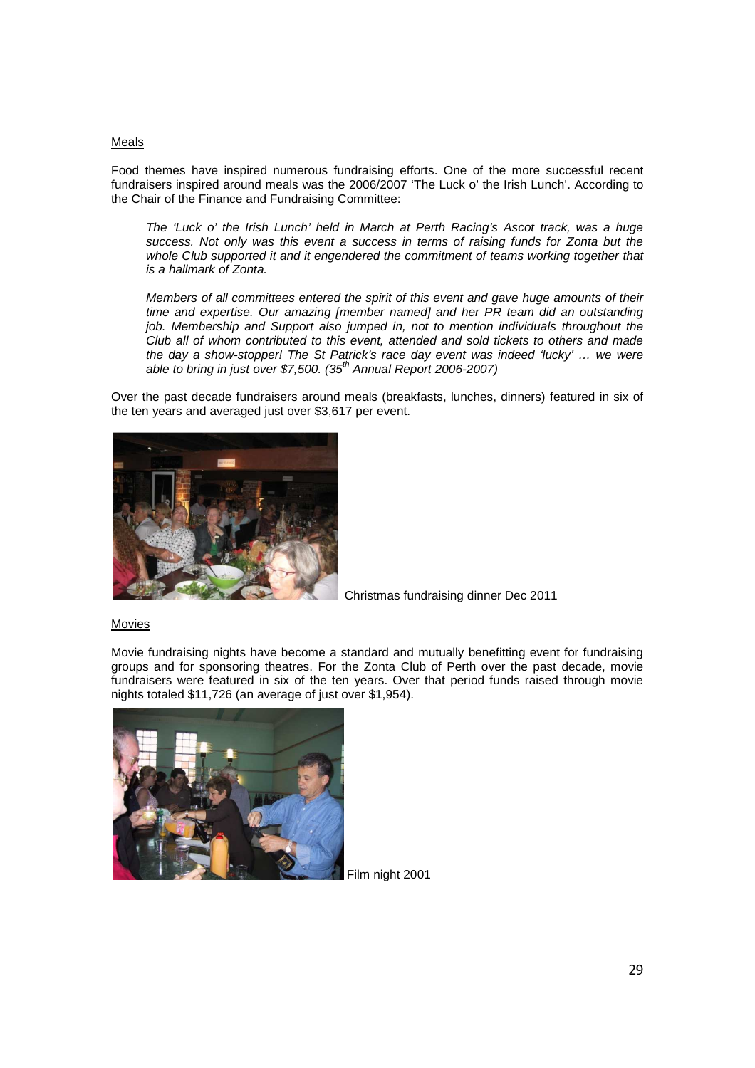Meals

Food themes have inspired numerous fundraising efforts. One of the more successful recent fundraisers inspired around meals was the 2006/2007 'The Luck o' the Irish Lunch'. According to the Chair of the Finance and Fundraising Committee:

> *The 'Luck o' the Irish Lunch' held in March at Perth Racing's Ascot track, was a huge success. Not only was this event a success in terms of raising funds for Zonta but the whole Club supported it and it engendered the commitment of teams working together that is a hallmark of Zonta.*
>
> *Members of all committees entered the spirit of this event and gave huge amounts of their time and expertise. Our amazing [member named] and her PR team did an outstanding job. Membership and Support also jumped in, not to mention individuals throughout the Club all of whom contributed to this event, attended and sold tickets to others and made the day a show-stopper! The St Patrick's race day event was indeed 'lucky' … we were able to bring in just over $7,500. (35th Annual Report 2006-2007)*

Over the past decade fundraisers around meals (breakfasts, lunches, dinners) featured in six of the ten years and averaged just over $3,617 per event.

Christmas fundraising dinner Dec 2011

Movies

Movie fundraising nights have become a standard and mutually benefitting event for fundraising groups and for sponsoring theatres. For the Zonta Club of Perth over the past decade, movie fundraisers were featured in six of the ten years. Over that period funds raised through movie nights totaled $11,726 (an average of just over $1,954).

Film night 2001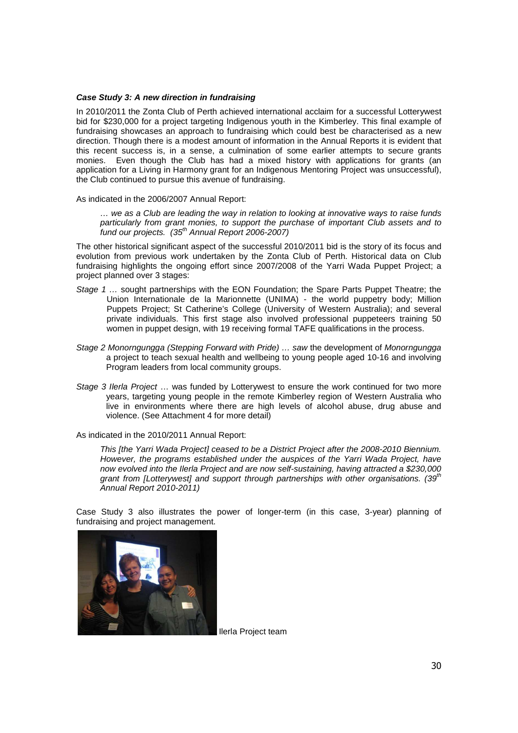***Case Study 3: A new direction in fundraising***

In 2010/2011 the Zonta Club of Perth achieved international acclaim for a successful Lotterywest bid for $230,000 for a project targeting Indigenous youth in the Kimberley. This final example of fundraising showcases an approach to fundraising which could best be characterised as a new direction. Though there is a modest amount of information in the Annual Reports it is evident that this recent success is, in a sense, a culmination of some earlier attempts to secure grants monies. Even though the Club has had a mixed history with applications for grants (an application for a Living in Harmony grant for an Indigenous Mentoring Project was unsuccessful), the Club continued to pursue this avenue of fundraising.

As indicated in the 2006/2007 Annual Report:

> *… we as a Club are leading the way in relation to looking at innovative ways to raise funds particularly from grant monies, to support the purchase of important Club assets and to fund our projects. (35th Annual Report 2006-2007)*

The other historical significant aspect of the successful 2010/2011 bid is the story of its focus and evolution from previous work undertaken by the Zonta Club of Perth. Historical data on Club fundraising highlights the ongoing effort since 2007/2008 of the Yarri Wada Puppet Project; a project planned over 3 stages:

*Stage 1 …* sought partnerships with the EON Foundation; the Spare Parts Puppet Theatre; the Union Internationale de la Marionnette (UNIMA) - the world puppetry body; Million Puppets Project; St Catherine's College (University of Western Australia); and several private individuals. This first stage also involved professional puppeteers training 50 women in puppet design, with 19 receiving formal TAFE qualifications in the process.

*Stage 2 Monorngungga (Stepping Forward with Pride) … saw* the development of *Monorngungga* a project to teach sexual health and wellbeing to young people aged 10-16 and involving Program leaders from local community groups.

*Stage 3 Ilerla Project* … was funded by Lotterywest to ensure the work continued for two more years, targeting young people in the remote Kimberley region of Western Australia who live in environments where there are high levels of alcohol abuse, drug abuse and violence. (See Attachment 4 for more detail)

As indicated in the 2010/2011 Annual Report:

> *This [the Yarri Wada Project] ceased to be a District Project after the 2008-2010 Biennium. However, the programs established under the auspices of the Yarri Wada Project, have now evolved into the Ilerla Project and are now self-sustaining, having attracted a $230,000 grant from [Lotterywest] and support through partnerships with other organisations. (39th Annual Report 2010-2011)*

Case Study 3 also illustrates the power of longer-term (in this case, 3-year) planning of fundraising and project management.

Ilerla Project team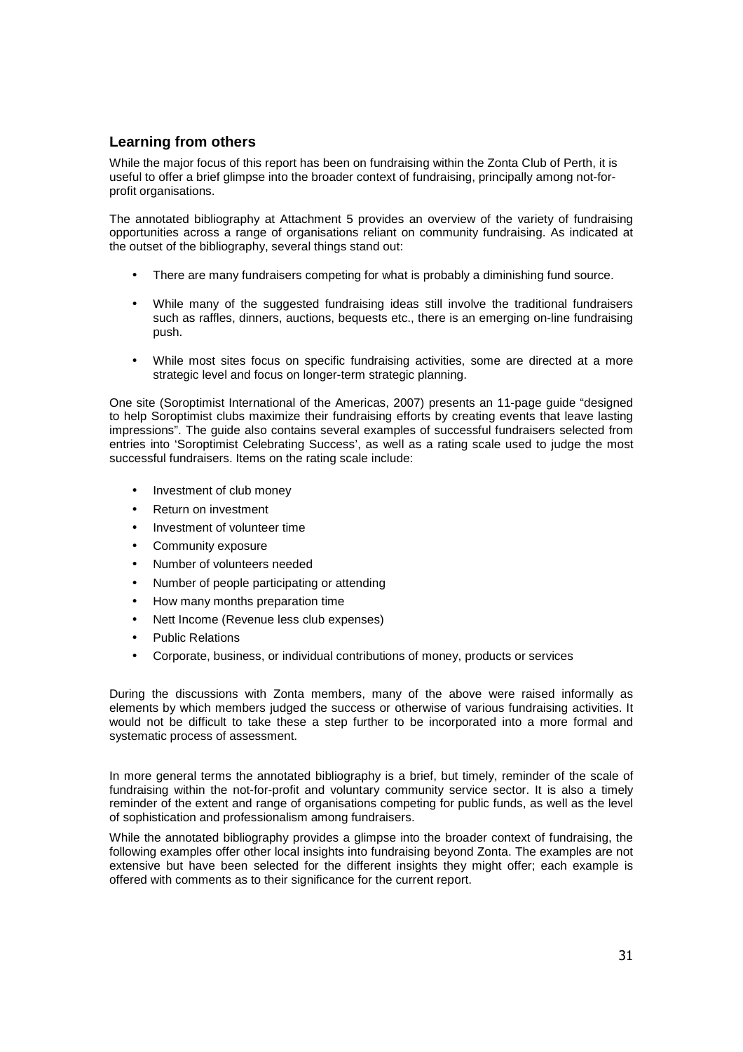## Learning from others

While the major focus of this report has been on fundraising within the Zonta Club of Perth, it is useful to offer a brief glimpse into the broader context of fundraising, principally among not-for-profit organisations.

The annotated bibliography at Attachment 5 provides an overview of the variety of fundraising opportunities across a range of organisations reliant on community fundraising. As indicated at the outset of the bibliography, several things stand out:

- There are many fundraisers competing for what is probably a diminishing fund source.
- While many of the suggested fundraising ideas still involve the traditional fundraisers such as raffles, dinners, auctions, bequests etc., there is an emerging on-line fundraising push.
- While most sites focus on specific fundraising activities, some are directed at a more strategic level and focus on longer-term strategic planning.

One site (Soroptimist International of the Americas, 2007) presents an 11-page guide "designed to help Soroptimist clubs maximize their fundraising efforts by creating events that leave lasting impressions". The guide also contains several examples of successful fundraisers selected from entries into 'Soroptimist Celebrating Success', as well as a rating scale used to judge the most successful fundraisers. Items on the rating scale include:

- Investment of club money
- Return on investment
- Investment of volunteer time
- Community exposure
- Number of volunteers needed
- Number of people participating or attending
- How many months preparation time
- Nett Income (Revenue less club expenses)
- Public Relations
- Corporate, business, or individual contributions of money, products or services

During the discussions with Zonta members, many of the above were raised informally as elements by which members judged the success or otherwise of various fundraising activities. It would not be difficult to take these a step further to be incorporated into a more formal and systematic process of assessment.

In more general terms the annotated bibliography is a brief, but timely, reminder of the scale of fundraising within the not-for-profit and voluntary community service sector. It is also a timely reminder of the extent and range of organisations competing for public funds, as well the level of sophistication and professionalism among fundraisers.

While the annotated bibliography provides a glimpse into the broader context of fundraising, the following examples offer other local insights into fundraising beyond Zonta. The examples are not extensive but have been selected for the different insights they might offer; each example is offered with comments as to their significance for the current report.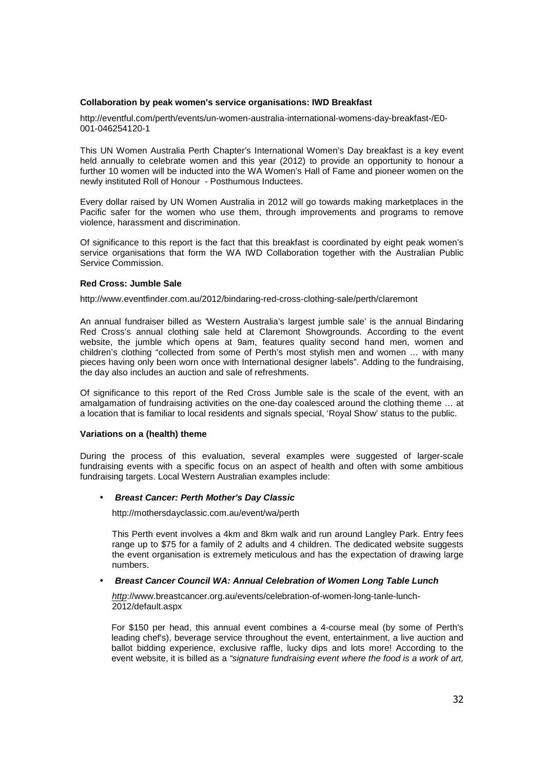**Collaboration by peak women's service organisations: IWD Breakfast**

http://eventful.com/perth/events/un-women-australia-international-womens-day-breakfast-/E0-001-046254120-1

This UN Women Australia Perth Chapter's International Women's Day breakfast is a key event held annually to celebrate women and this year (2012) to provide an opportunity to honour a further 10 women will be inducted into the WA Women's Hall of Fame and pioneer women on the newly instituted Roll of Honour - Posthumous Inductees.

Every dollar raised by UN Women Australia in 2012 will go towards making marketplaces in the Pacific safer for the women who use them, through improvements and programs to remove violence, harassment and discrimination.

Of significance to this report is the fact that this breakfast is coordinated by eight peak women's service organisations that form the WA IWD Collaboration together with the Australian Public Service Commission.

**Red Cross: Jumble Sale**

http://www.eventfinder.com.au/2012/bindaring-red-cross-clothing-sale/perth/claremont

An annual fundraiser billed as 'Western Australia's largest jumble sale' is the annual Bindaring Red Cross's annual clothing sale held at Claremont Showgrounds. According to the event website, the jumble which opens at 9am, features quality second hand men, women and children's clothing "collected from some of Perth's most stylish men and women … with many pieces having only been worn once with International designer labels". Adding to the fundraising, the day also includes an auction and sale of refreshments.

Of significance to this report of the Red Cross Jumble sale is the scale of the event, with an amalgamation of fundraising activities on the one-day coalesced around the clothing theme … at a location that is familiar to local residents and signals special, 'Royal Show' status to the public.

**Variations on a (health) theme**

During the process of this evaluation, several examples were suggested of larger-scale fundraising events with a specific focus on an aspect of health and often with some ambitious fundraising targets. Local Western Australian examples include:

- ***Breast Cancer: Perth Mother's Day Classic***

  http://mothersdayclassic.com.au/event/wa/perth

  This Perth event involves a 4km and 8km walk and run around Langley Park. Entry fees range up to $75 for a family of 2 adults and 4 children. The dedicated website suggests the event organisation is extremely meticulous and has the expectation of drawing large numbers.

- ***Breast Cancer Council WA: Annual Celebration of Women Long Table Lunch***

  *http*://www.breastcancer.org.au/events/celebration-of-women-long-tanle-lunch-2012/default.aspx

  For $150 per head, this annual event combines a 4-course meal (by some of Perth's leading chef's), beverage service throughout the event, entertainment, a live auction and ballot bidding experience, exclusive raffle, lucky dips and lots more! According to the event website, it is billed as a *"signature fundraising event where the food is a work of art,*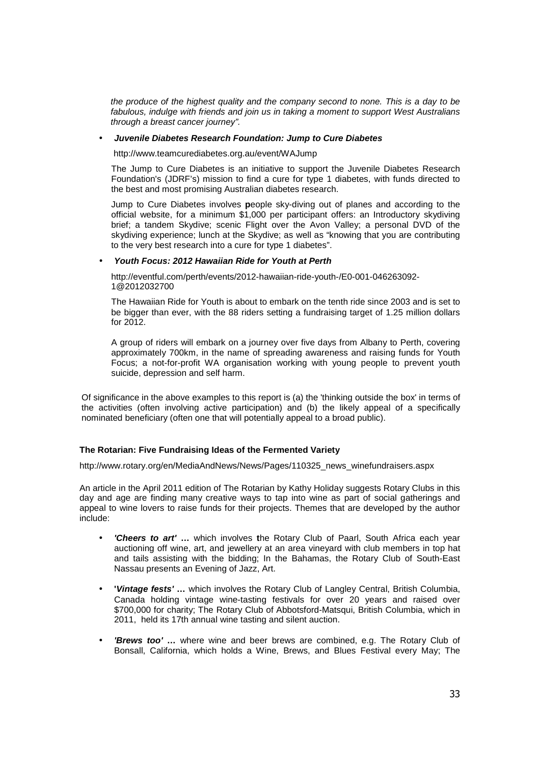*the produce of the highest quality and the company second to none. This is a day to be fabulous, indulge with friends and join us in taking a moment to support West Australians through a breast cancer journey".*

- ***Juvenile Diabetes Research Foundation: Jump to Cure Diabetes***

  http://www.teamcurediabetes.org.au/event/WAJump

  The Jump to Cure Diabetes is an initiative to support the Juvenile Diabetes Research Foundation's (JDRF's) mission to find a cure for type 1 diabetes, with funds directed to the best and most promising Australian diabetes research.

  Jump to Cure Diabetes involves **p**eople sky-diving out of planes and according to the official website, for a minimum $1,000 per participant offers: an Introductory skydiving brief; a tandem Skydive; scenic Flight over the Avon Valley; a personal DVD of the skydiving experience; lunch at the Skydive; as well as "knowing that you are contributing to the very best research into a cure for type 1 diabetes".

- ***Youth Focus: 2012 Hawaiian Ride for Youth at Perth***

  http://eventful.com/perth/events/2012-hawaiian-ride-youth-/E0-001-046263092-1@2012032700

  The Hawaiian Ride for Youth is about to embark on the tenth ride since 2003 and is set to be bigger than ever, with the 88 riders setting a fundraising target of 1.25 million dollars for 2012.

  A group of riders will embark on a journey over five days from Albany to Perth, covering approximately 700km, in the name of spreading awareness and raising funds for Youth Focus; a not-for-profit WA organisation working with young people to prevent youth suicide, depression and self harm.

Of significance in the above examples to this report is (a) the 'thinking outside the box' in terms of the activities (often involving active participation) and (b) the likely appeal of a specifically nominated beneficiary (often one that will potentially appeal to a broad public).

**The Rotarian: Five Fundraising Ideas of the Fermented Variety**

http://www.rotary.org/en/MediaAndNews/News/Pages/110325_news_winefundraisers.aspx

An article in the April 2011 edition of The Rotarian by Kathy Holiday suggests Rotary Clubs in this day and age are finding many creative ways to tap into wine as part of social gatherings and appeal to wine lovers to raise funds for their projects. Themes that are developed by the author include:

- ***'Cheers to art'*** **…** which involves **t**he Rotary Club of Paarl, South Africa each year auctioning off wine, art, and jewellery at an area vineyard with club members in top hat and tails assisting with the bidding; In the Bahamas, the Rotary Club of South-East Nassau presents an Evening of Jazz, Art.

- **'*Vintage fests'*** **…** which involves the Rotary Club of Langley Central, British Columbia, Canada holding vintage wine-tasting festivals for over 20 years and raised over $700,000 for charity; The Rotary Club of Abbotsford-Matsqui, British Columbia, which in 2011, held its 17th annual wine tasting and silent auction.

- ***'Brews too'*** **…** where wine and beer brews are combined, e.g. The Rotary Club of Bonsall, California, which holds a Wine, Brews, and Blues Festival every May; The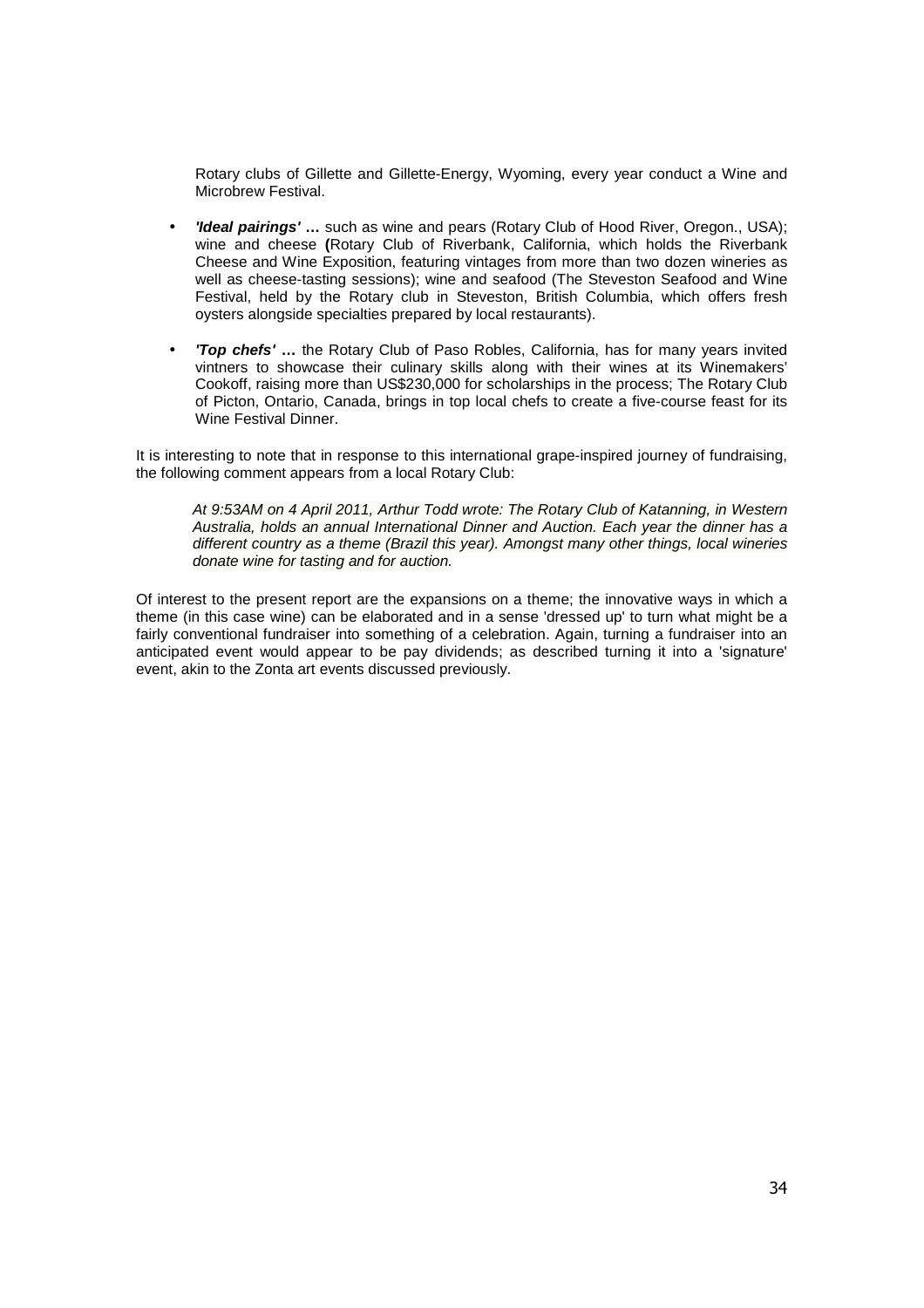Rotary clubs of Gillette and Gillette-Energy, Wyoming, every year conduct a Wine and Microbrew Festival.

- ***'Ideal pairings'*** **…** such as wine and pears (Rotary Club of Hood River, Oregon., USA); wine and cheese **(**Rotary Club of Riverbank, California, which holds the Riverbank Cheese and Wine Exposition, featuring vintages from more than two dozen wineries as well as cheese-tasting sessions); wine and seafood (The Steveston Seafood and Wine Festival, held by the Rotary club in Steveston, British Columbia, which offers fresh oysters alongside specialties prepared by local restaurants).
- ***'Top chefs'*** **…** the Rotary Club of Paso Robles, California, has for many years invited vintners to showcase their culinary skills along with their wines at its Winemakers' Cookoff, raising more than US$230,000 for scholarships in the process; The Rotary Club of Picton, Ontario, Canada, brings in top local chefs to create a five-course feast for its Wine Festival Dinner.

It is interesting to note that in response to this international grape-inspired journey of fundraising, the following comment appears from a local Rotary Club:

> *At 9:53AM on 4 April 2011, Arthur Todd wrote: The Rotary Club of Katanning, in Western Australia, holds an annual International Dinner and Auction. Each year the dinner has a different country as a theme (Brazil this year). Amongst many other things, local wineries donate wine for tasting and for auction.*

Of interest to the present report are the expansions on a theme; the innovative ways in which a theme (in this case wine) can be elaborated and in a sense 'dressed up' to turn what might be a fairly conventional fundraiser into something of a celebration. Again, turning a fundraiser into an anticipated event would appear to be pay dividends; as described turning it into a 'signature' event, akin to the Zonta art events discussed previously.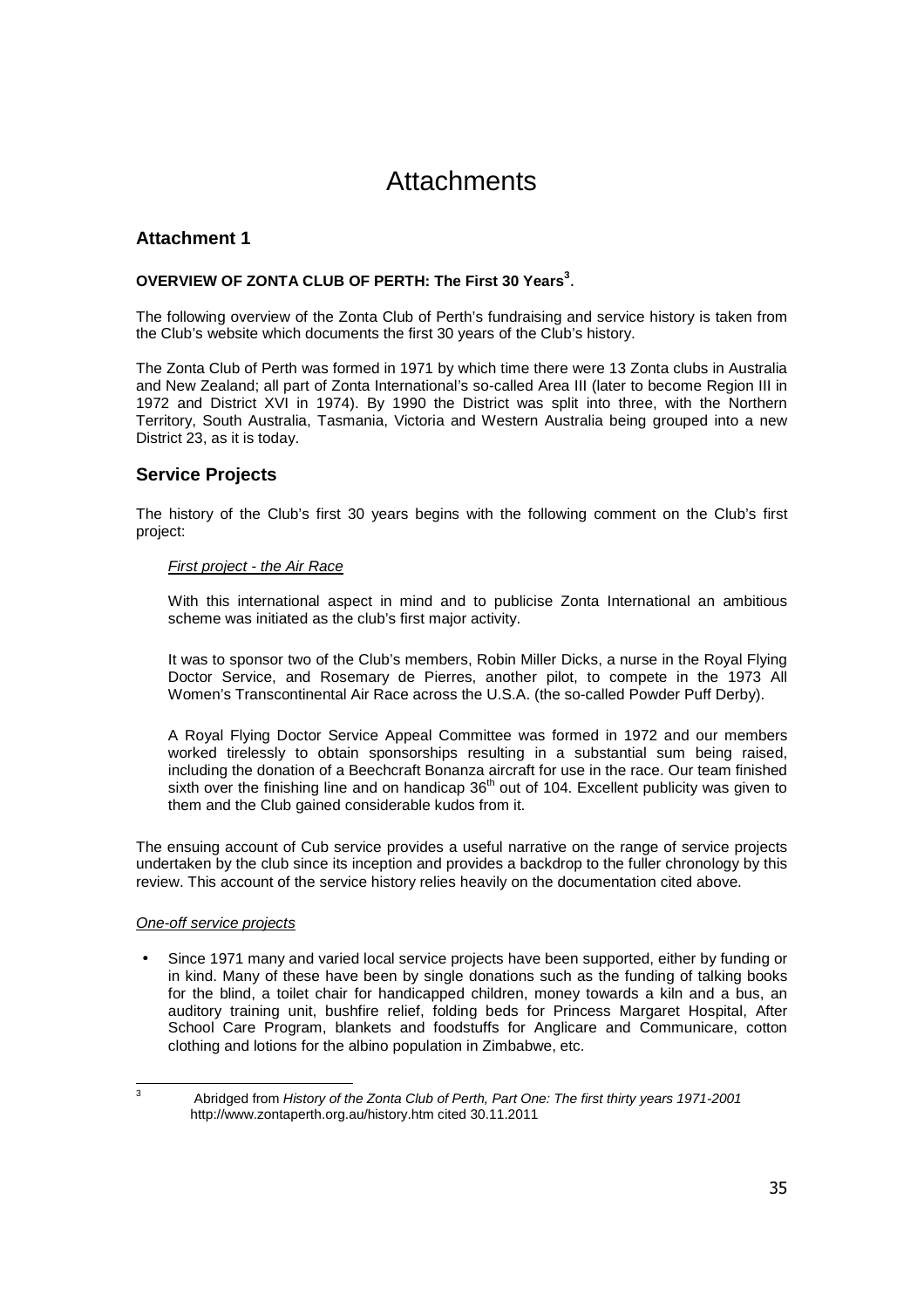# Attachments

## Attachment 1

**OVERVIEW OF ZONTA CLUB OF PERTH: The First 30 Years[3].**

The following overview of the Zonta Club of Perth's fundraising and service history is taken from the Club's website which documents the first 30 years of the Club's history.

The Zonta Club of Perth was formed in 1971 by which time there were 13 Zonta clubs in Australia and New Zealand; all part of Zonta International's so-called Area III (later to become Region III in 1972 and District XVI in 1974). By 1990 the District was split into three, with the Northern Territory, South Australia, Tasmania, Victoria and Western Australia being grouped into a new District 23, as it is today.

## Service Projects

The history of the Club's first 30 years begins with the following comment on the Club's first project:

> *First project - the Air Race*
>
> With this international aspect in mind and to publicise Zonta International an ambitious scheme was initiated as the club's first major activity.
>
> It was to sponsor two of the Club's members, Robin Miller Dicks, a nurse in the Royal Flying Doctor Service, and Rosemary de Pierres, another pilot, to compete in the 1973 All Women's Transcontinental Air Race across the U.S.A. (the so-called Powder Puff Derby).
>
> A Royal Flying Doctor Service Appeal Committee was formed in 1972 and our members worked tirelessly to obtain sponsorships resulting in a substantial sum being raised, including the donation of a Beechcraft Bonanza aircraft for use in the race. Our team finished sixth over the finishing line and on handicap 36th out of 104. Excellent publicity was given to them and the Club gained considerable kudos from it.

The ensuing account of Cub service provides a useful narrative on the range of service projects undertaken by the club since its inception and provides a backdrop to the fuller chronology by this review. This account of the service history relies heavily on the documentation cited above.

*One-off service projects*

- Since 1971 many and varied local service projects have been supported, either by funding or in kind. Many of these have been by single donations such as the funding of talking books for the blind, a toilet chair for handicapped children, money towards a kiln and a bus, an auditory training unit, bushfire relief, folding beds for Princess Margaret Hospital, After School Care Program, blankets and foodstuffs for Anglicare and Communicare, cotton clothing and lotions for the albino population in Zimbabwe, etc.

---

[3] Abridged from *History of the Zonta Club of Perth, Part One: The first thirty years 1971-2001* http://www.zontaperth.org.au/history.htm cited 30.11.2011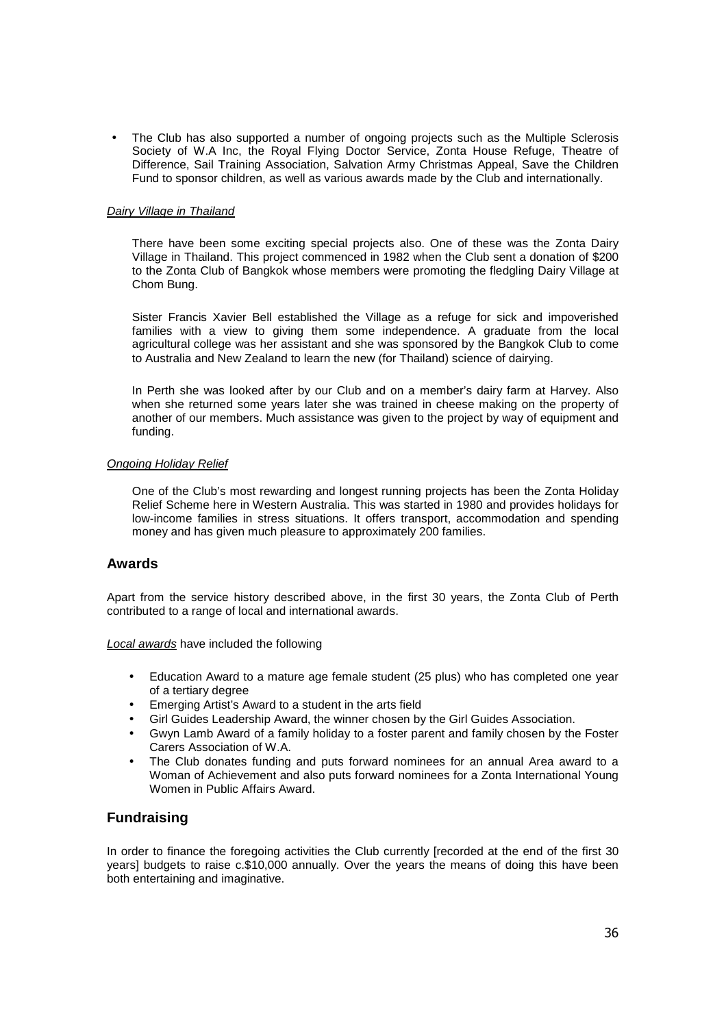- The Club has also supported a number of ongoing projects such as the Multiple Sclerosis Society of W.A Inc, the Royal Flying Doctor Service, Zonta House Refuge, Theatre of Difference, Sail Training Association, Salvation Army Christmas Appeal, Save the Children Fund to sponsor children, as well as various awards made by the Club and internationally.

*Dairy Village in Thailand*

There have been some exciting special projects also. One of these was the Zonta Dairy Village in Thailand. This project commenced in 1982 when the Club sent a donation of $200 to the Zonta Club of Bangkok whose members were promoting the fledgling Dairy Village at Chom Bung.

Sister Francis Xavier Bell established the Village as a refuge for sick and impoverished families with a view to giving them some independence. A graduate from the local agricultural college was her assistant and she was sponsored by the Bangkok Club to come to Australia and New Zealand to learn the new (for Thailand) science of dairying.

In Perth she was looked after by our Club and on a member's dairy farm at Harvey. Also when she returned some years later she was trained in cheese making on the property of another of our members. Much assistance was given to the project by way of equipment and funding.

*Ongoing Holiday Relief*

One of the Club's most rewarding and longest running projects has been the Zonta Holiday Relief Scheme here in Western Australia. This was started in 1980 and provides holidays for low-income families in stress situations. It offers transport, accommodation and spending money and has given much pleasure to approximately 200 families.

## Awards

Apart from the service history described above, in the first 30 years, the Zonta Club of Perth contributed to a range of local and international awards.

*Local awards* have included the following

- Education Award to a mature age female student (25 plus) who has completed one year of a tertiary degree
- Emerging Artist's Award to a student in the arts field
- Girl Guides Leadership Award, the winner chosen by the Girl Guides Association.
- Gwyn Lamb Award of a family holiday to a foster parent and family chosen by the Foster Carers Association of W.A.
- The Club donates funding and puts forward nominees for an annual Area award to a Woman of Achievement and also puts forward nominees for a Zonta International Young Women in Public Affairs Award.

## Fundraising

In order to finance the foregoing activities the Club currently [recorded at the end of the first 30 years] budgets to raise c.$10,000 annually. Over the years the means of doing this have been both entertaining and imaginative.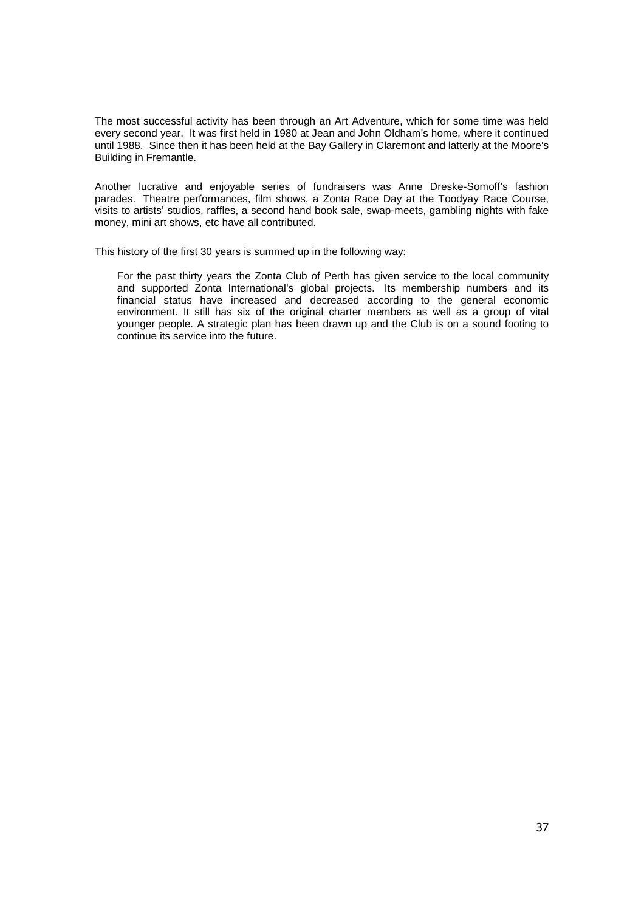The most successful activity has been through an Art Adventure, which for some time was held every second year. It was first held in 1980 at Jean and John Oldham's home, where it continued until 1988. Since then it has been held at the Bay Gallery in Claremont and latterly at the Moore's Building in Fremantle.

Another lucrative and enjoyable series of fundraisers was Anne Dreske-Somoff's fashion parades. Theatre performances, film shows, a Zonta Race Day at the Toodyay Race Course, visits to artists' studios, raffles, a second hand book sale, swap-meets, gambling nights with fake money, mini art shows, etc have all contributed.

This history of the first 30 years is summed up in the following way:

> For the past thirty years the Zonta Club of Perth has given service to the local community and supported Zonta International's global projects. Its membership numbers and its financial status have increased and decreased according to the general economic environment. It still has six of the original charter members as well as a group of vital younger people. A strategic plan has been drawn up and the Club is on a sound footing to continue its service into the future.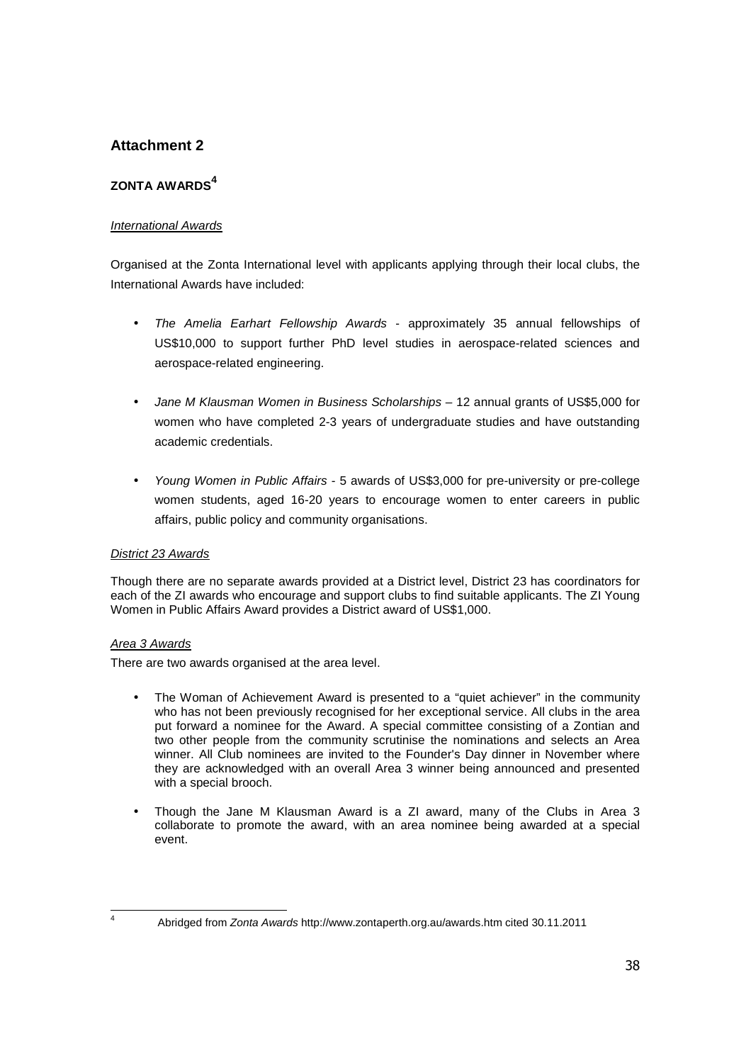## Attachment 2

### ZONTA AWARDS[4]

*International Awards*

Organised at the Zonta International level with applicants applying through their local clubs, the International Awards have included:

- *The Amelia Earhart Fellowship Awards* - approximately 35 annual fellowships of US$10,000 to support further PhD level studies in aerospace-related sciences and aerospace-related engineering.

- *Jane M Klausman Women in Business Scholarships* – 12 annual grants of US$5,000 for women who have completed 2-3 years of undergraduate studies and have outstanding academic credentials.

- *Young Women in Public Affairs* - 5 awards of US$3,000 for pre-university or pre-college women students, aged 16-20 years to encourage women to enter careers in public affairs, public policy and community organisations.

*District 23 Awards*

Though there are no separate awards provided at a District level, District 23 has coordinators for each of the ZI awards who encourage and support clubs to find suitable applicants. The ZI Young Women in Public Affairs Award provides a District award of US$1,000.

*Area 3 Awards*

There are two awards organised at the area level.

- The Woman of Achievement Award is presented to a "quiet achiever" in the community who has not been previously recognised for her exceptional service. All clubs in the area put forward a nominee for the Award. A special committee consisting of a Zontian and two other people from the community scrutinise the nominations and selects an Area winner. All Club nominees are invited to the Founder's Day dinner in November where they are acknowledged with an overall Area 3 winner being announced and presented with a special brooch.

- Though the Jane M Klausman Award is a ZI award, many of the Clubs in Area 3 collaborate to promote the award, with an area nominee being awarded at a special event.

---

[4] Abridged from *Zonta Awards* http://www.zontaperth.org.au/awards.htm cited 30.11.2011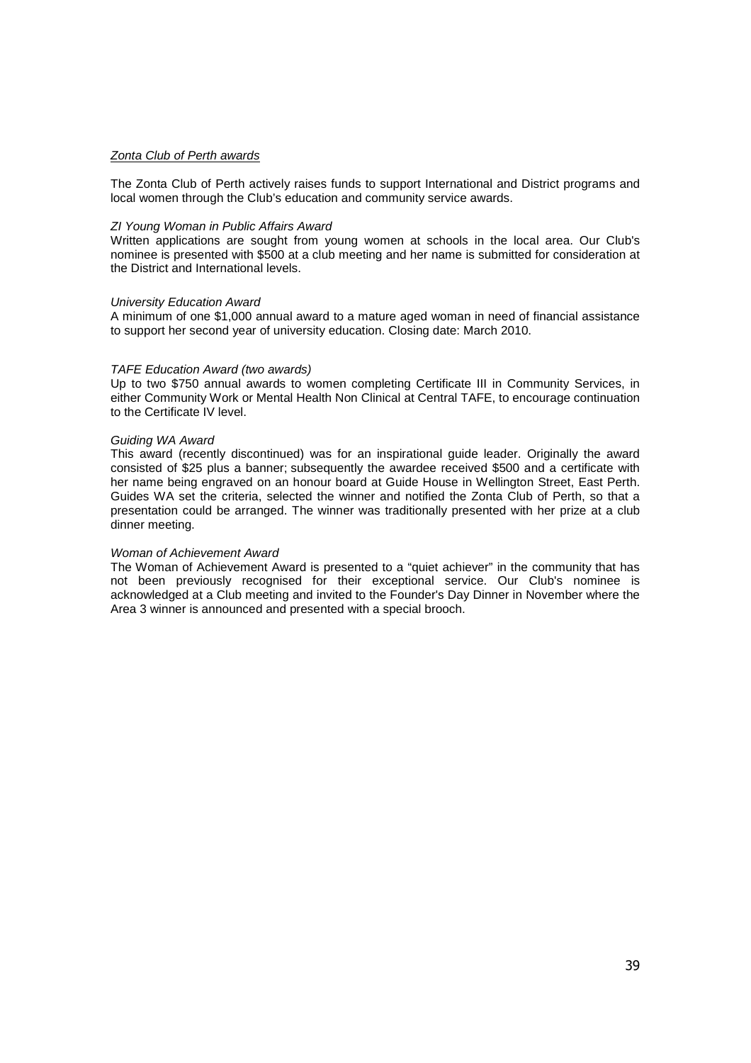*Zonta Club of Perth awards*

The Zonta Club of Perth actively raises funds to support International and District programs and local women through the Club's education and community service awards.

*ZI Young Woman in Public Affairs Award*

Written applications are sought from young women at schools in the local area. Our Club's nominee is presented with $500 at a club meeting and her name is submitted for consideration at the District and International levels.

*University Education Award*

A minimum of one $1,000 annual award to a mature aged woman in need of financial assistance to support her second year of university education. Closing date: March 2010.

*TAFE Education Award (two awards)*

Up to two $750 annual awards to women completing Certificate III in Community Services, in either Community Work or Mental Health Non Clinical at Central TAFE, to encourage continuation to the Certificate IV level.

*Guiding WA Award*

This award (recently discontinued) was for an inspirational guide leader. Originally the award consisted of $25 plus a banner; subsequently the awardee received $500 and a certificate with her name being engraved on an honour board at Guide House in Wellington Street, East Perth. Guides WA set the criteria, selected the winner and notified the Zonta Club of Perth, so that a presentation could be arranged. The winner was traditionally presented with her prize at a club dinner meeting.

*Woman of Achievement Award*

The Woman of Achievement Award is presented to a "quiet achiever" in the community that has not been previously recognised for their exceptional service. Our Club's nominee is acknowledged at a Club meeting and invited to the Founder's Day Dinner in November where the Area 3 winner is announced and presented with a special brooch.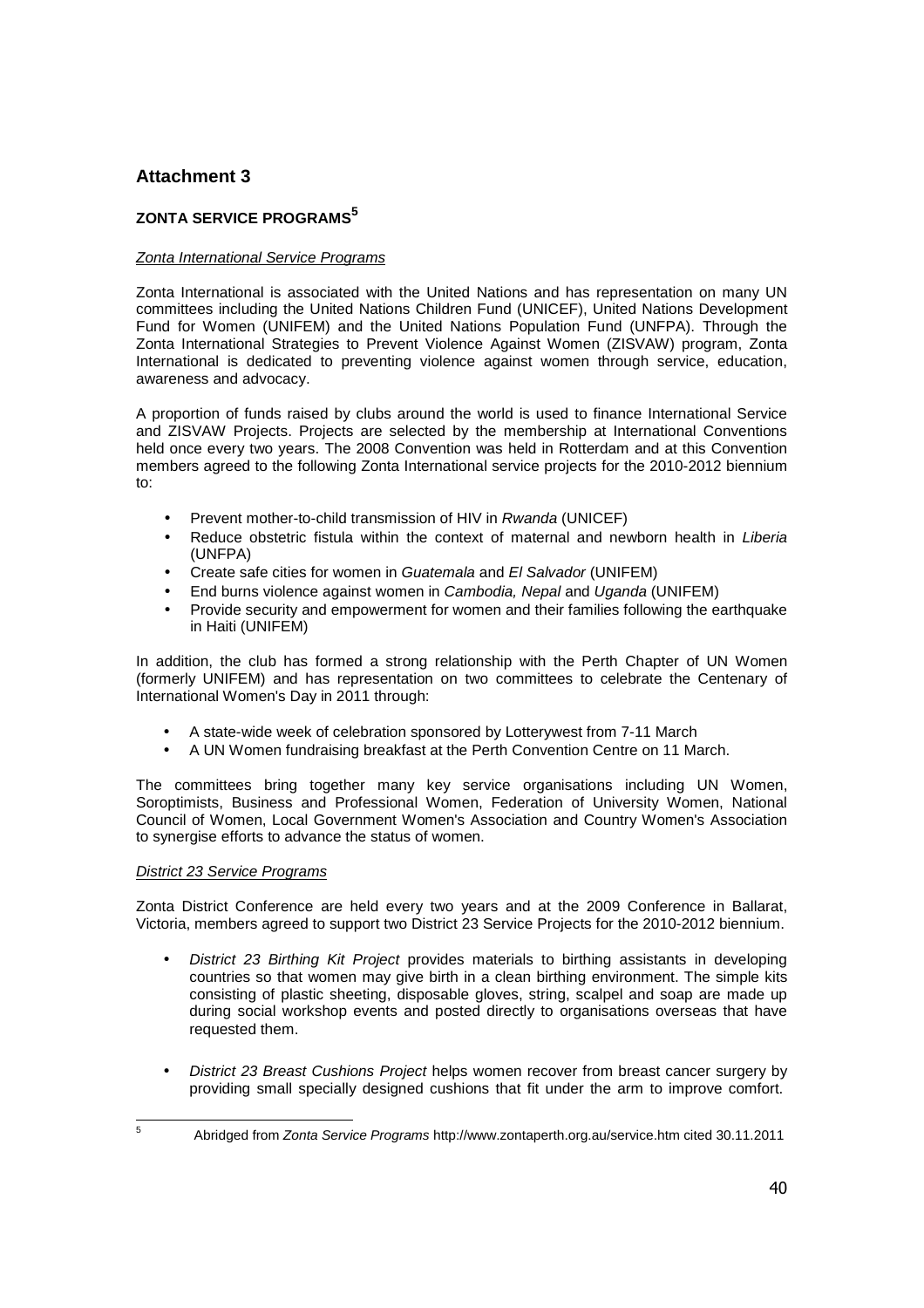## Attachment 3

### ZONTA SERVICE PROGRAMS[5]

*Zonta International Service Programs*

Zonta International is associated with the United Nations and has representation on many UN committees including the United Nations Children Fund (UNICEF), United Nations Development Fund for Women (UNIFEM) and the United Nations Population Fund (UNFPA). Through the Zonta International Strategies to Prevent Violence Against Women (ZISVAW) program, Zonta International is dedicated to preventing violence against women through service, education, awareness and advocacy.

A proportion of funds raised by clubs around the world is used to finance International Service and ZISVAW Projects. Projects are selected by the membership at International Conventions held once every two years. The 2008 Convention was held in Rotterdam and at this Convention members agreed to the following Zonta International service projects for the 2010-2012 biennium to:

- Prevent mother-to-child transmission of HIV in *Rwanda* (UNICEF)
- Reduce obstetric fistula within the context of maternal and newborn health in *Liberia* (UNFPA)
- Create safe cities for women in *Guatemala* and *El Salvador* (UNIFEM)
- End burns violence against women in *Cambodia, Nepal* and *Uganda* (UNIFEM)
- Provide security and empowerment for women and their families following the earthquake in Haiti (UNIFEM)

In addition, the club has formed a strong relationship with the Perth Chapter of UN Women (formerly UNIFEM) and has representation on two committees to celebrate the Centenary of International Women's Day in 2011 through:

- A state-wide week of celebration sponsored by Lotterywest from 7-11 March
- A UN Women fundraising breakfast at the Perth Convention Centre on 11 March.

The committees bring together many key service organisations including UN Women, Soroptimists, Business and Professional Women, Federation of University Women, National Council of Women, Local Government Women's Association and Country Women's Association to synergise efforts to advance the status of women.

*District 23 Service Programs*

Zonta District Conference are held every two years and at the 2009 Conference in Ballarat, Victoria, members agreed to support two District 23 Service Projects for the 2010-2012 biennium.

- *District 23 Birthing Kit Project* provides materials to birthing assistants in developing countries so that women may give birth in a clean birthing environment. The simple kits consisting of plastic sheeting, disposable gloves, string, scalpel and soap are made up during social workshop events and posted directly to organisations overseas that have requested them.

- *District 23 Breast Cushions Project* helps women recover from breast cancer surgery by providing small specially designed cushions that fit under the arm to improve comfort.

---

[5] Abridged from *Zonta Service Programs* http://www.zontaperth.org.au/service.htm cited 30.11.2011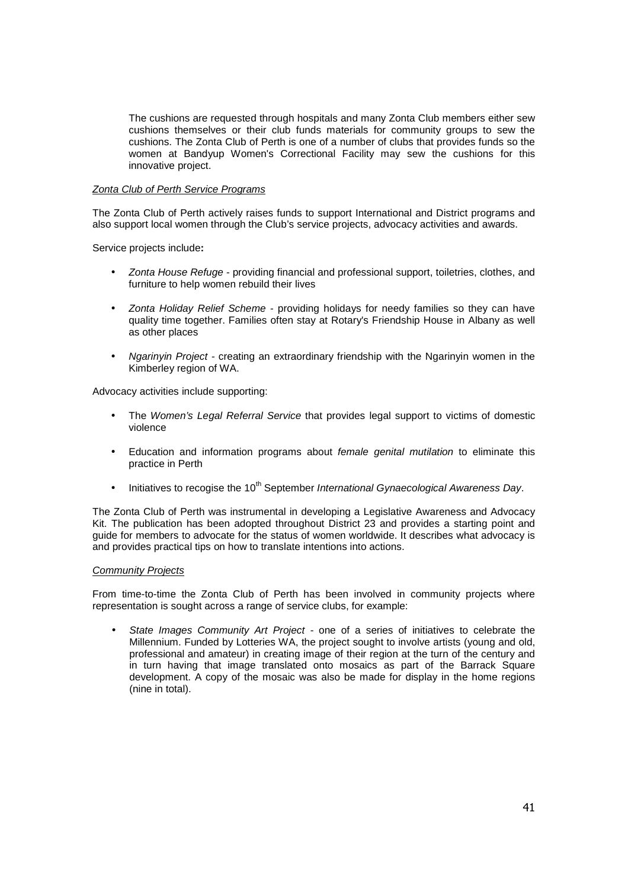The cushions are requested through hospitals and many Zonta Club members either sew cushions themselves or their club funds materials for community groups to sew the cushions. The Zonta Club of Perth is one of a number of clubs that provides funds so the women at Bandyup Women's Correctional Facility may sew the cushions for this innovative project.

*Zonta Club of Perth Service Programs*

The Zonta Club of Perth actively raises funds to support International and District programs and also support local women through the Club's service projects, advocacy activities and awards.

Service projects include**:**

- *Zonta House Refuge* - providing financial and professional support, toiletries, clothes, and furniture to help women rebuild their lives
- *Zonta Holiday Relief Scheme* - providing holidays for needy families so they can have quality time together. Families often stay at Rotary's Friendship House in Albany as well as other places
- *Ngarinyin Project* - creating an extraordinary friendship with the Ngarinyin women in the Kimberley region of WA.

Advocacy activities include supporting:

- The *Women's Legal Referral Service* that provides legal support to victims of domestic violence
- Education and information programs about *female genital mutilation* to eliminate this practice in Perth
- Initiatives to recogise the 10th September *International Gynaecological Awareness Day*.

The Zonta Club of Perth was instrumental in developing a Legislative Awareness and Advocacy Kit. The publication has been adopted throughout District 23 and provides a starting point and guide for members to advocate for the status of women worldwide. It describes what advocacy is and provides practical tips on how to translate intentions into actions.

*Community Projects*

From time-to-time the Zonta Club of Perth has been involved in community projects where representation is sought across a range of service clubs, for example:

- *State Images Community Art Project* - one of a series of initiatives to celebrate the Millennium. Funded by Lotteries WA, the project sought to involve artists (young and old, professional and amateur) in creating image of their region at the turn of the century and in turn having that image translated onto mosaics as part of the Barrack Square development. A copy of the mosaic was also be made for display in the home regions (nine in total).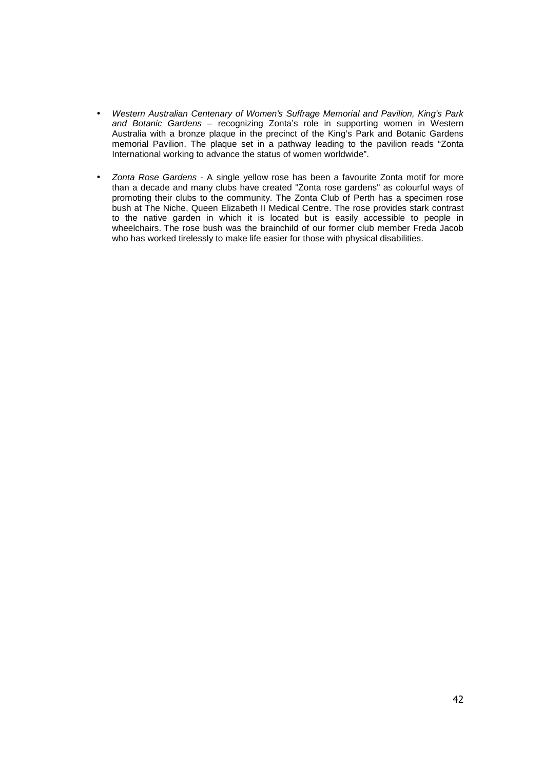- *Western Australian Centenary of Women's Suffrage Memorial and Pavilion, King's Park and Botanic Gardens* – recognizing Zonta's role in supporting women in Western Australia with a bronze plaque in the precinct of the King's Park and Botanic Gardens memorial Pavilion. The plaque set in a pathway leading to the pavilion reads "Zonta International working to advance the status of women worldwide".

- *Zonta Rose Gardens* - A single yellow rose has been a favourite Zonta motif for more than a decade and many clubs have created "Zonta rose gardens" as colourful ways of promoting their clubs to the community. The Zonta Club of Perth has a specimen rose bush at The Niche, Queen Elizabeth II Medical Centre. The rose provides stark contrast to the native garden in which it is located but is easily accessible to people in wheelchairs. The rose bush was the brainchild of our former club member Freda Jacob who has worked tirelessly to make life easier for those with physical disabilities.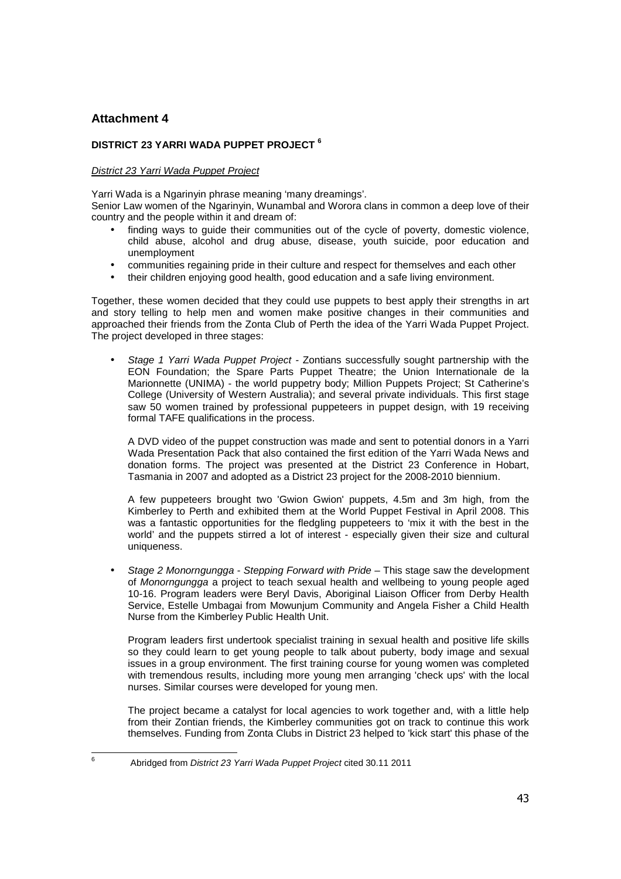## Attachment 4

### DISTRICT 23 YARRI WADA PUPPET PROJECT [6]

*District 23 Yarri Wada Puppet Project*

Yarri Wada is a Ngarinyin phrase meaning 'many dreamings'.

Senior Law women of the Ngarinyin, Wunambal and Worora clans in common a deep love of their country and the people within it and dream of:

- finding ways to guide their communities out of the cycle of poverty, domestic violence, child abuse, alcohol and drug abuse, disease, youth suicide, poor education and unemployment
- communities regaining pride in their culture and respect for themselves and each other
- their children enjoying good health, good education and a safe living environment.

Together, these women decided that they could use puppets to best apply their strengths in art and story telling to help men and women make positive changes in their communities and approached their friends from the Zonta Club of Perth the idea of the Yarri Wada Puppet Project. The project developed in three stages:

- *Stage 1 Yarri Wada Puppet Project* - Zontians successfully sought partnership with the EON Foundation; the Spare Parts Puppet Theatre; the Union Internationale de la Marionnette (UNIMA) - the world puppetry body; Million Puppets Project; St Catherine's College (University of Western Australia); and several private individuals. This first stage saw 50 women trained by professional puppeteers in puppet design, with 19 receiving formal TAFE qualifications in the process.

  A DVD video of the puppet construction was made and sent to potential donors in a Yarri Wada Presentation Pack that also contained the first edition of the Yarri Wada News and donation forms. The project was presented at the District 23 Conference in Hobart, Tasmania in 2007 and adopted as a District 23 project for the 2008-2010 biennium.

  A few puppeteers brought two 'Gwion Gwion' puppets, 4.5m and 3m high, from the Kimberley to Perth and exhibited them at the World Puppet Festival in April 2008. This was a fantastic opportunities for the fledgling puppeteers to 'mix it with the best in the world' and the puppets stirred a lot of interest - especially given their size and cultural uniqueness.

- *Stage 2 Monorngungga - Stepping Forward with Pride* – This stage saw the development of *Monorngungga* a project to teach sexual health and wellbeing to young people aged 10-16. Program leaders were Beryl Davis, Aboriginal Liaison Officer from Derby Health Service, Estelle Umbagai from Mowunjum Community and Angela Fisher a Child Health Nurse from the Kimberley Public Health Unit.

  Program leaders first undertook specialist training in sexual health and positive life skills so they could learn to get young people to talk about puberty, body image and sexual issues in a group environment. The first training course for young women was completed with tremendous results, including more young men arranging 'check ups' with the local nurses. Similar courses were developed for young men.

  The project became a catalyst for local agencies to work together and, with a little help from their Zontian friends, the Kimberley communities got on track to continue this work themselves. Funding from Zonta Clubs in District 23 helped to 'kick start' this phase of the

---

[6] Abridged from *District 23 Yarri Wada Puppet Project* cited 30.11 2011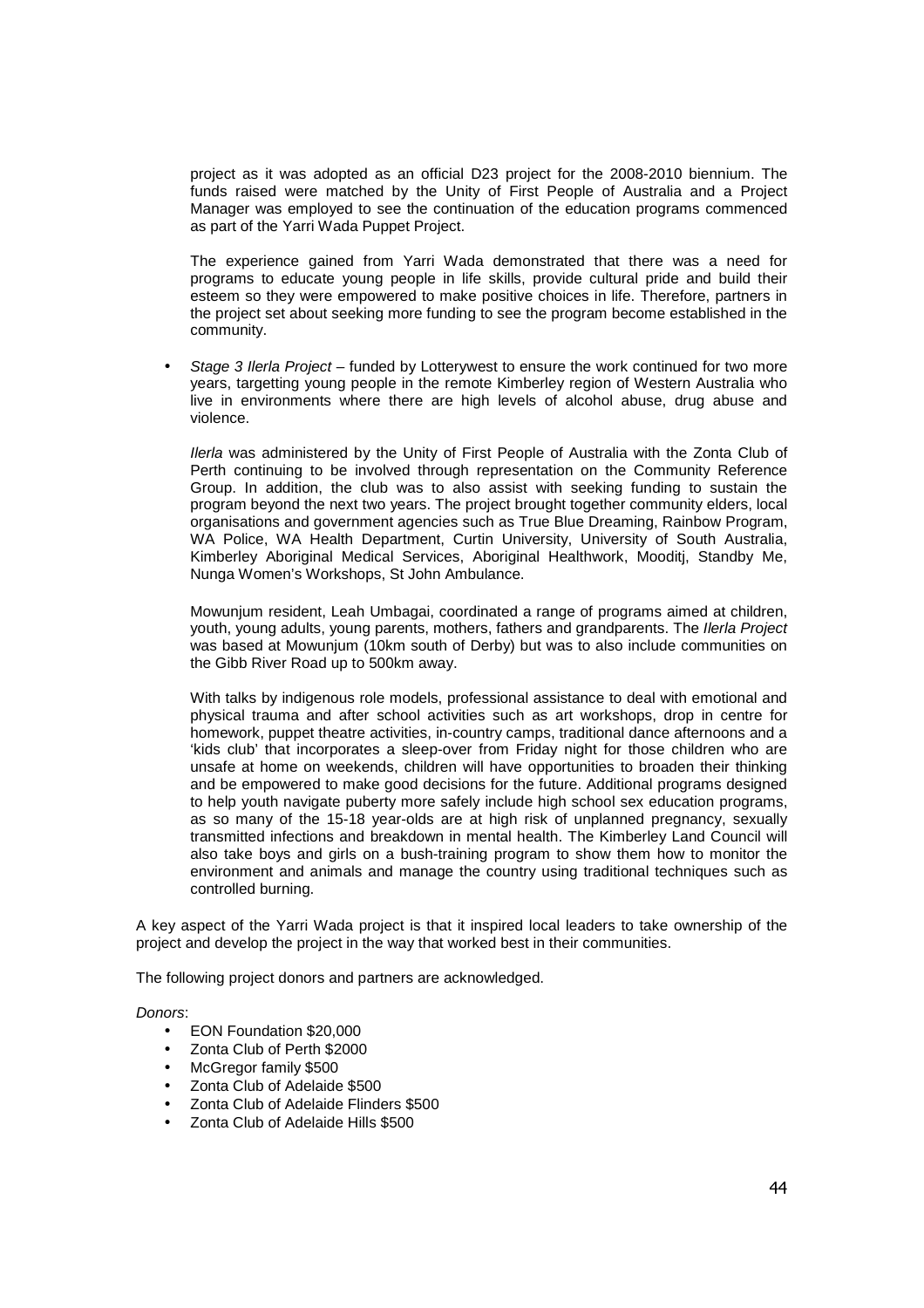project as it was adopted as an official D23 project for the 2008-2010 biennium. The funds raised were matched by the Unity of First People of Australia and a Project Manager was employed to see the continuation of the education programs commenced as part of the Yarri Wada Puppet Project.

The experience gained from Yarri Wada demonstrated that there was a need for programs to educate young people in life skills, provide cultural pride and build their esteem so they were empowered to make positive choices in life. Therefore, partners in the project set about seeking more funding to see the program become established in the community.

- *Stage 3 Ilerla Project* – funded by Lotterywest to ensure the work continued for two more years, targetting young people in the remote Kimberley region of Western Australia who live in environments where there are high levels of alcohol abuse, drug abuse and violence.

  *Ilerla* was administered by the Unity of First People of Australia with the Zonta Club of Perth continuing to be involved through representation on the Community Reference Group. In addition, the club was to also assist with seeking funding to sustain the program beyond the next two years. The project brought together community elders, local organisations and government agencies such as True Blue Dreaming, Rainbow Program, WA Police, WA Health Department, Curtin University, University of South Australia, Kimberley Aboriginal Medical Services, Aboriginal Healthwork, Mooditj, Standby Me, Nunga Women's Workshops, St John Ambulance.

  Mowunjum resident, Leah Umbagai, coordinated a range of programs aimed at children, youth, young adults, young parents, mothers, fathers and grandparents. The *Ilerla Project* was based at Mowunjum (10km south of Derby) but was to also include communities on the Gibb River Road up to 500km away.

  With talks by indigenous role models, professional assistance to deal with emotional and physical trauma and after school activities such as art workshops, drop in centre for homework, puppet theatre activities, in-country camps, traditional dance afternoons and a 'kids club' that incorporates a sleep-over from Friday night for those children who are unsafe at home on weekends, children will have opportunities to broaden their thinking and be empowered to make good decisions for the future. Additional programs designed to help youth navigate puberty more safely include high school sex education programs, as so many of the 15-18 year-olds are at high risk of unplanned pregnancy, sexually transmitted infections and breakdown in mental health. The Kimberley Land Council will also take boys and girls on a bush-training program to show them how to monitor the environment and animals and manage the country using traditional techniques such as controlled burning.

A key aspect of the Yarri Wada project is that it inspired local leaders to take ownership of the project and develop the project in the way that worked best in their communities.

The following project donors and partners are acknowledged.

*Donors*:

- EON Foundation $20,000
- Zonta Club of Perth $2000
- McGregor family $500
- Zonta Club of Adelaide $500
- Zonta Club of Adelaide Flinders $500
- Zonta Club of Adelaide Hills $500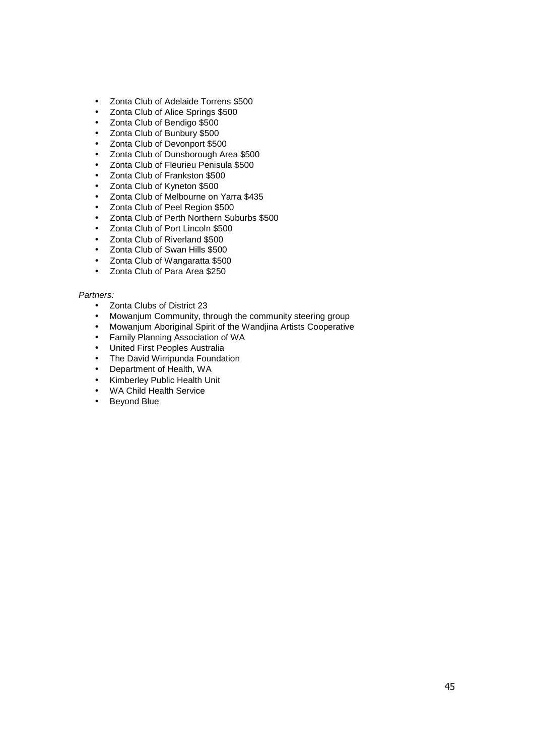- Zonta Club of Adelaide Torrens $500
- Zonta Club of Alice Springs $500
- Zonta Club of Bendigo $500
- Zonta Club of Bunbury $500
- Zonta Club of Devonport $500
- Zonta Club of Dunsborough Area $500
- Zonta Club of Fleurieu Penisula $500
- Zonta Club of Frankston $500
- Zonta Club of Kyneton $500
- Zonta Club of Melbourne on Yarra $435
- Zonta Club of Peel Region $500
- Zonta Club of Perth Northern Suburbs $500
- Zonta Club of Port Lincoln $500
- Zonta Club of Riverland $500
- Zonta Club of Swan Hills $500
- Zonta Club of Wangaratta $500
- Zonta Club of Para Area $250

*Partners:*

- Zonta Clubs of District 23
- Mowanjum Community, through the community steering group
- Mowanjum Aboriginal Spirit of the Wandjina Artists Cooperative
- Family Planning Association of WA
- United First Peoples Australia
- The David Wirripunda Foundation
- Department of Health, WA
- Kimberley Public Health Unit
- WA Child Health Service
- Beyond Blue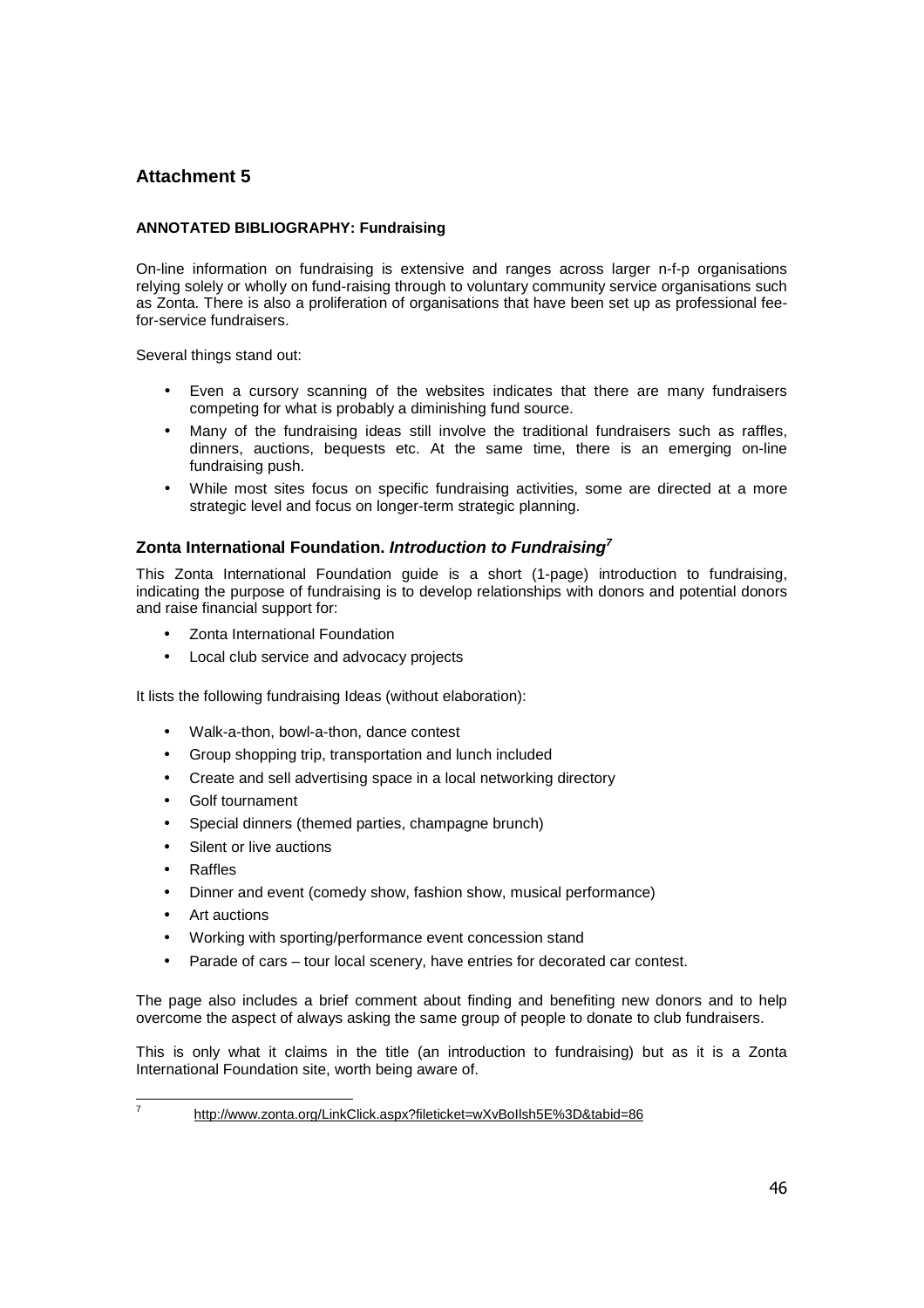# Attachment 5

**ANNOTATED BIBLIOGRAPHY: Fundraising**

On-line information on fundraising is extensive and ranges across larger n-f-p organisations relying solely or wholly on fund-raising through to voluntary community service organisations such as Zonta. There is also a proliferation of organisations that have been set up as professional fee-for-service fundraisers.

Several things stand out:

- Even a cursory scanning of the websites indicates that there are many fundraisers competing for what is probably a diminishing fund source.
- Many of the fundraising ideas still involve the traditional fundraisers such as raffles, dinners, auctions, bequests etc. At the same time, there is an emerging on-line fundraising push.
- While most sites focus on specific fundraising activities, some are directed at a more strategic level and focus on longer-term strategic planning.

## Zonta International Foundation. *Introduction to Fundraising*[7]

This Zonta International Foundation guide is a short (1-page) introduction to fundraising, indicating the purpose of fundraising is to develop relationships with donors and potential donors and raise financial support for:

- Zonta International Foundation
- Local club service and advocacy projects

It lists the following fundraising Ideas (without elaboration):

- Walk-a-thon, bowl-a-thon, dance contest
- Group shopping trip, transportation and lunch included
- Create and sell advertising space in a local networking directory
- Golf tournament
- Special dinners (themed parties, champagne brunch)
- Silent or live auctions
- Raffles
- Dinner and event (comedy show, fashion show, musical performance)
- Art auctions
- Working with sporting/performance event concession stand
- Parade of cars – tour local scenery, have entries for decorated car contest.

The page also includes a brief comment about finding and benefiting new donors and to help overcome the aspect of always asking the same group of people to donate to club fundraisers.

This is only what it claims in the title (an introduction to fundraising) but as it is a Zonta International Foundation site, worth being aware of.

---

[7] http://www.zonta.org/LinkClick.aspx?fileticket=wXvBoIlsh5E%3D&tabid=86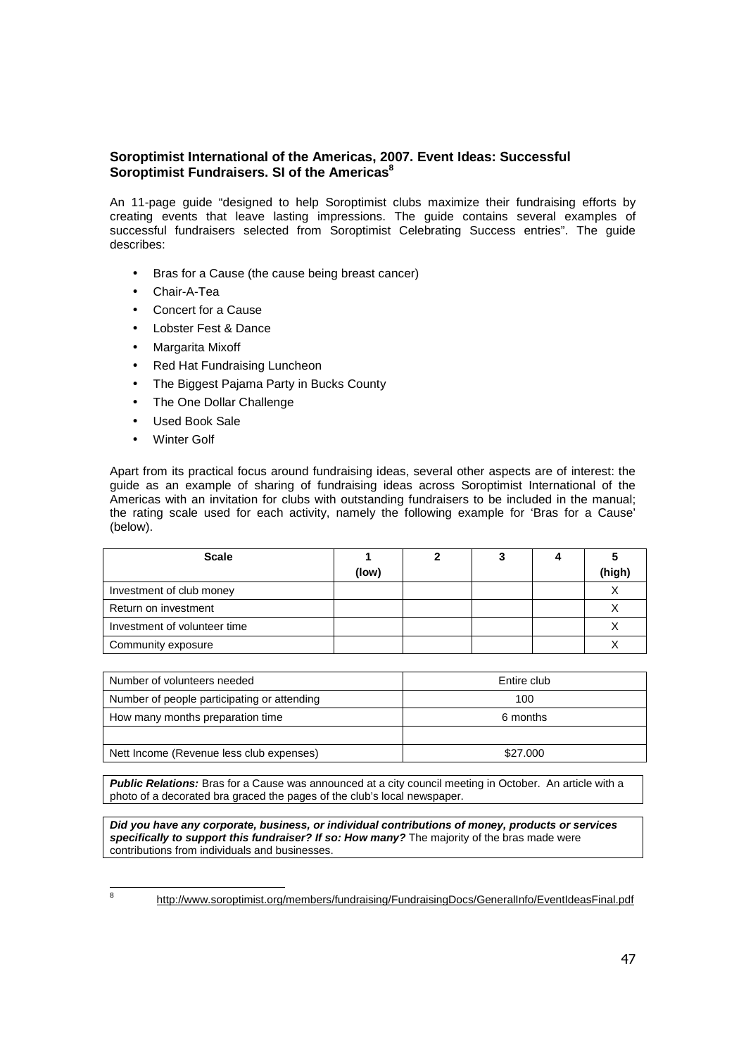**Soroptimist International of the Americas, 2007. Event Ideas: Successful Soroptimist Fundraisers. SI of the Americas[8]**

An 11-page guide "designed to help Soroptimist clubs maximize their fundraising efforts by creating events that leave lasting impressions. The guide contains several examples of successful fundraisers selected from Soroptimist Celebrating Success entries". The guide describes:

- Bras for a Cause (the cause being breast cancer)
- Chair-A-Tea
- Concert for a Cause
- Lobster Fest & Dance
- Margarita Mixoff
- Red Hat Fundraising Luncheon
- The Biggest Pajama Party in Bucks County
- The One Dollar Challenge
- Used Book Sale
- Winter Golf

Apart from its practical focus around fundraising ideas, several other aspects are of interest: the guide as an example of sharing of fundraising ideas across Soroptimist International of the Americas with an invitation for clubs with outstanding fundraisers to be included in the manual; the rating scale used for each activity, namely the following example for 'Bras for a Cause' (below).

| Scale | 1 (low) | 2 | 3 | 4 | 5 (high) |
|---|---|---|---|---|---|
| Investment of club money | | | | | X |
| Return on investment | | | | | X |
| Investment of volunteer time | | | | | X |
| Community exposure | | | | | X |

| | |
|---|---|
| Number of volunteers needed | Entire club |
| Number of people participating or attending | 100 |
| How many months preparation time | 6 months |
| | |
| Nett Income (Revenue less club expenses) | $27.000 |

***Public Relations:*** Bras for a Cause was announced at a city council meeting in October. An article with a photo of a decorated bra graced the pages of the club's local newspaper.

***Did you have any corporate, business, or individual contributions of money, products or services specifically to support this fundraiser? If so: How many?*** The majority of the bras made were contributions from individuals and businesses.

[8] http://www.soroptimist.org/members/fundraising/FundraisingDocs/GeneralInfo/EventIdeasFinal.pdf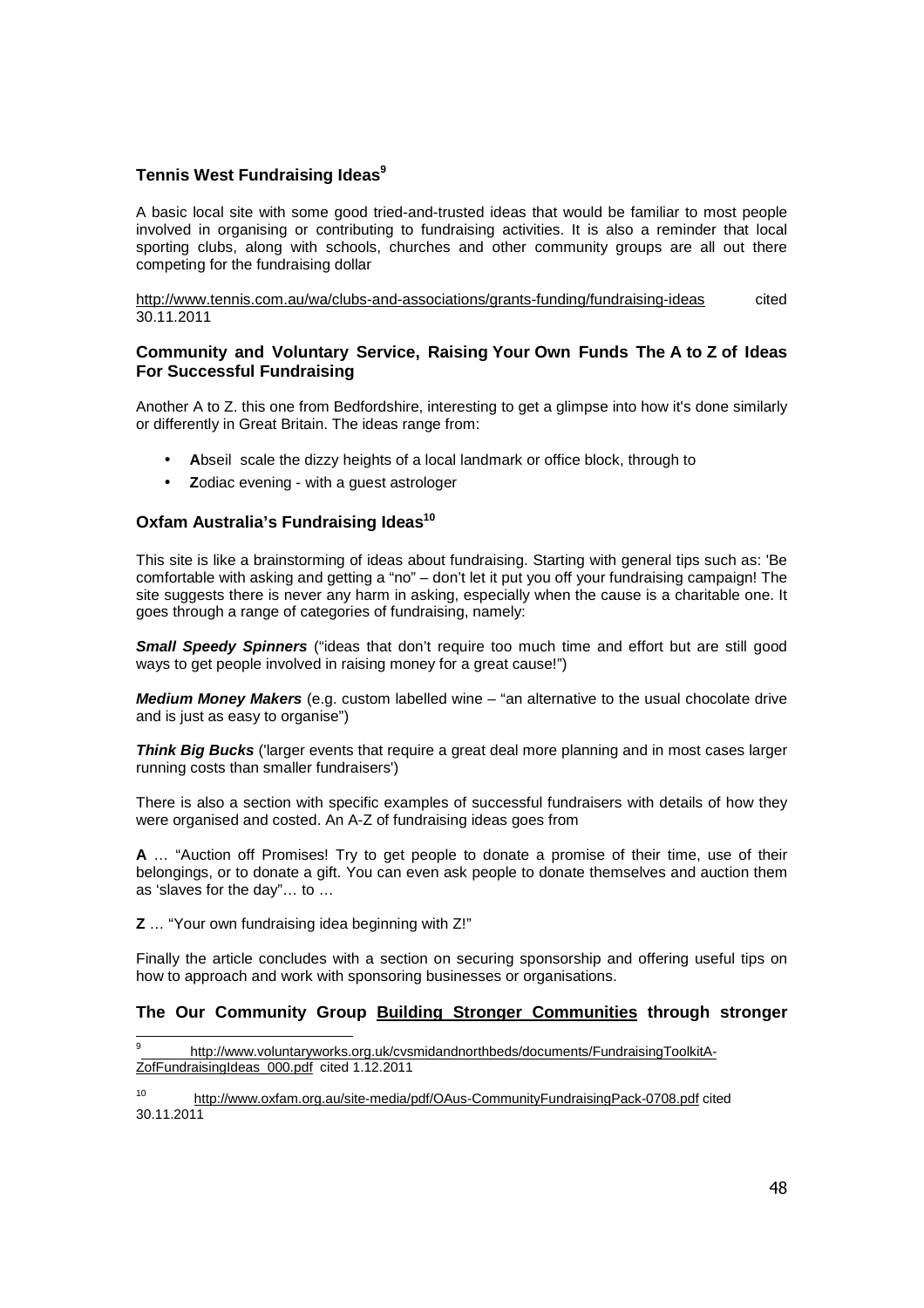### Tennis West Fundraising Ideas[9]

A basic local site with some good tried-and-trusted ideas that would be familiar to most people involved in organising or contributing to fundraising activities. It is also a reminder that local sporting clubs, along with schools, churches and other community groups are all out there competing for the fundraising dollar

http://www.tennis.com.au/wa/clubs-and-associations/grants-funding/fundraising-ideas cited 30.11.2011

### Community and Voluntary Service, Raising Your Own Funds The A to Z of Ideas For Successful Fundraising

Another A to Z. this one from Bedfordshire, interesting to get a glimpse into how it's done similarly or differently in Great Britain. The ideas range from:

- **A**bseil scale the dizzy heights of a local landmark or office block, through to
- **Z**odiac evening - with a guest astrologer

### Oxfam Australia's Fundraising Ideas[10]

This site is like a brainstorming of ideas about fundraising. Starting with general tips such as: 'Be comfortable with asking and getting a "no" – don't let it put you off your fundraising campaign! The site suggests there is never any harm in asking, especially when the cause is a charitable one. It goes through a range of categories of fundraising, namely:

***Small Speedy Spinners*** ("ideas that don't require too much time and effort but are still good ways to get people involved in raising money for a great cause!")

***Medium Money Makers*** (e.g. custom labelled wine – "an alternative to the usual chocolate drive and is just as easy to organise")

***Think Big Bucks*** ('larger events that require a great deal more planning and in most cases larger running costs than smaller fundraisers')

There is also a section with specific examples of successful fundraisers with details of how they were organised and costed. An A-Z of fundraising ideas goes from

**A** … "Auction off Promises! Try to get people to donate a promise of their time, use of their belongings, or to donate a gift. You can even ask people to donate themselves and auction them as 'slaves for the day"… to …

**Z** … "Your own fundraising idea beginning with Z!"

Finally the article concludes with a section on securing sponsorship and offering useful tips on how to approach and work with sponsoring businesses or organisations.

### The Our Community Group Building Stronger Communities through stronger

---

[9] http://www.voluntaryworks.org.uk/cvsmidandnorthbeds/documents/FundraisingToolkitA-ZofFundraisingIdeas_000.pdf cited 1.12.2011

[10] http://www.oxfam.org.au/site-media/pdf/OAus-CommunityFundraisingPack-0708.pdf cited 30.11.2011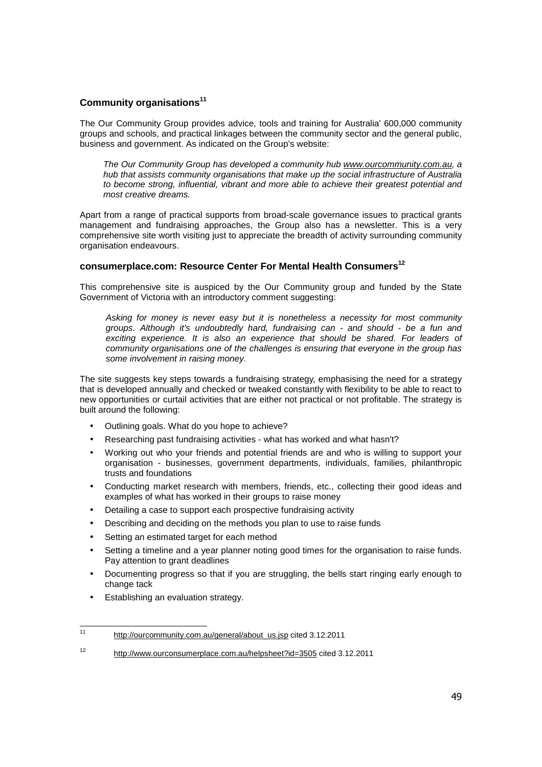### Community organisations[11]

The Our Community Group provides advice, tools and training for Australia' 600,000 community groups and schools, and practical linkages between the community sector and the general public, business and government. As indicated on the Group's website:

> *The Our Community Group has developed a community hub www.ourcommunity.com.au, a hub that assists community organisations that make up the social infrastructure of Australia to become strong, influential, vibrant and more able to achieve their greatest potential and most creative dreams.*

Apart from a range of practical supports from broad-scale governance issues to practical grants management and fundraising approaches, the Group also has a newsletter. This is a very comprehensive site worth visiting just to appreciate the breadth of activity surrounding community organisation endeavours.

### consumerplace.com: Resource Center For Mental Health Consumers[12]

This comprehensive site is auspiced by the Our Community group and funded by the State Government of Victoria with an introductory comment suggesting:

> *Asking for money is never easy but it is nonetheless a necessity for most community groups. Although it's undoubtedly hard, fundraising can - and should - be a fun and exciting experience. It is also an experience that should be shared. For leaders of community organisations one of the challenges is ensuring that everyone in the group has some involvement in raising money.*

The site suggests key steps towards a fundraising strategy, emphasising the need for a strategy that is developed annually and checked or tweaked constantly with flexibility to be able to react to new opportunities or curtail activities that are either not practical or not profitable. The strategy is built around the following:

- Outlining goals. What do you hope to achieve?
- Researching past fundraising activities - what has worked and what hasn't?
- Working out who your friends and potential friends are and who is willing to support your organisation - businesses, government departments, individuals, families, philanthropic trusts and foundations
- Conducting market research with members, friends, etc., collecting their good ideas and examples of what has worked in their groups to raise money
- Detailing a case to support each prospective fundraising activity
- Describing and deciding on the methods you plan to use to raise funds
- Setting an estimated target for each method
- Setting a timeline and a year planner noting good times for the organisation to raise funds. Pay attention to grant deadlines
- Documenting progress so that if you are struggling, the bells start ringing early enough to change tack
- Establishing an evaluation strategy.

---

[11] http://ourcommunity.com.au/general/about_us.jsp cited 3.12.2011

[12] http://www.ourconsumerplace.com.au/helpsheet?id=3505 cited 3.12.2011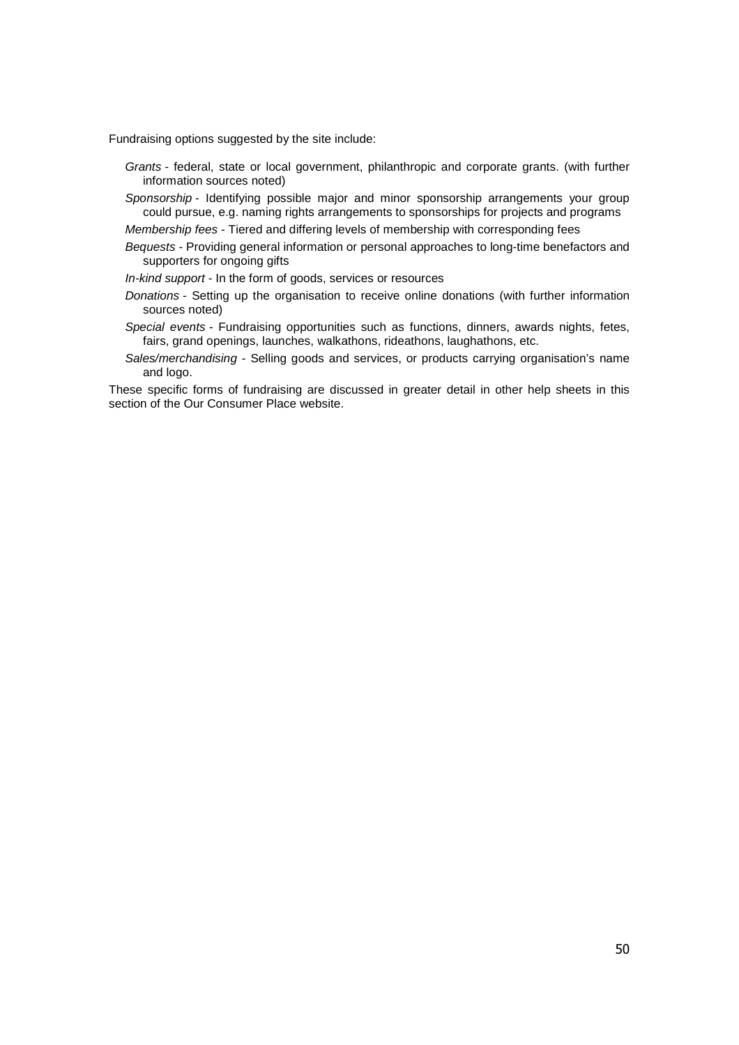Fundraising options suggested by the site include:

- *Grants* - federal, state or local government, philanthropic and corporate grants. (with further information sources noted)
- *Sponsorship* - Identifying possible major and minor sponsorship arrangements your group could pursue, e.g. naming rights arrangements to sponsorships for projects and programs
- *Membership fees* - Tiered and differing levels of membership with corresponding fees
- *Bequests* - Providing general information or personal approaches to long-time benefactors and supporters for ongoing gifts
- *In-kind support* - In the form of goods, services or resources
- *Donations* - Setting up the organisation to receive online donations (with further information sources noted)
- *Special events* - Fundraising opportunities such as functions, dinners, awards nights, fetes, fairs, grand openings, launches, walkathons, rideathons, laughathons, etc.
- *Sales/merchandising* - Selling goods and services, or products carrying organisation's name and logo.

These specific forms of fundraising are discussed in greater detail in other help sheets in this section of the Our Consumer Place website.